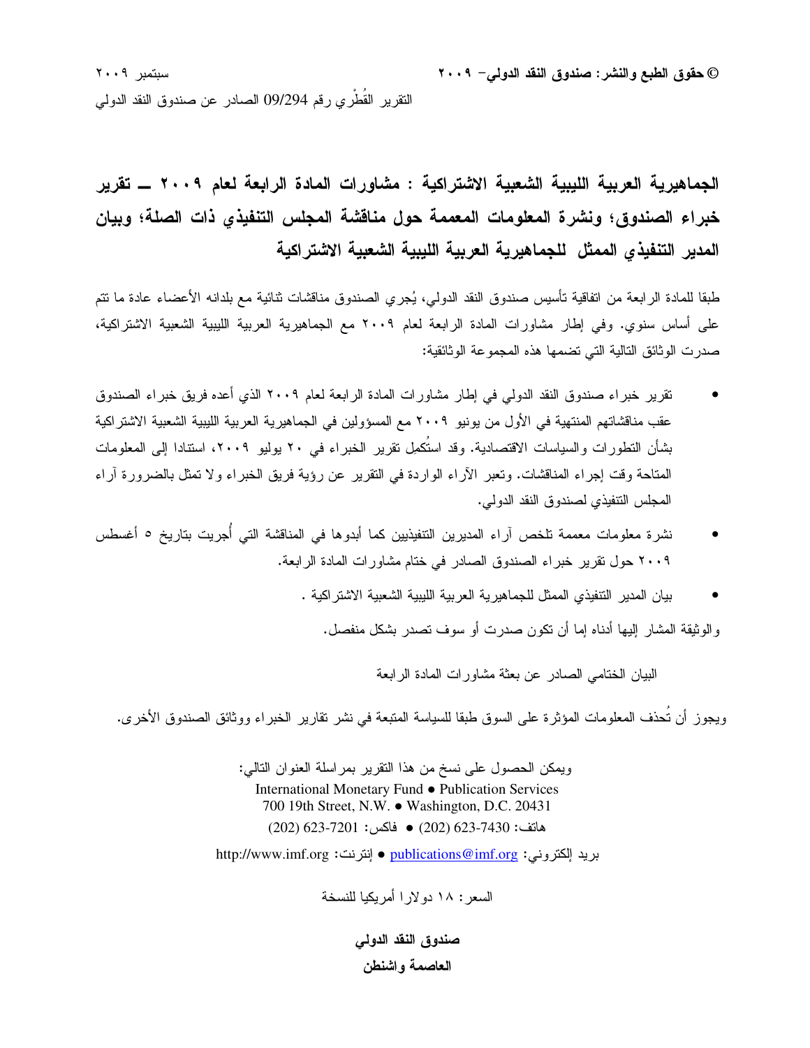© حقوق الطبع والنشر: صندوق النقد الدولي– ٢٠٠٩

سبتمبر ٢٠٠٩

التقرير القُطْري رقم 09/294 الصادر عن صندوق النقد الدولي

# الجماهيرية العربية الليبية الشعبية الاشتراكية : مشاورات المادة الرابعة لعام ٢٠٠٩ ــ تقرير خبراء الصندوق؛ ونشرة المعلومات المعممة حول مناقشة المجلس التنفيذي ذات الصلة؛ وبيان المدير التنفيذي الممثل للجماهيرية العربية الليبية الشعبية الاشتراكية

طبقا للمادة الرابعة من اتفاقية تأسيس صندوق النقد الدولي، يُجري الصندوق مناقشات ثنائية مع بلدانه الأعضاء عادة ما تتم على أساس سنوي. وفي إطار مشاورات المادة الرابعة لعام ٢٠٠٩ مع الجماهيرية العربية الليبية الشعبية الاشتراكية، صدرت الوثائق التالية التي تضمها هذه المجموعة الوثائقية:

- تقرير خبراء صندوق النقد الدولي في إطار مشاورات المادة الرابعة لعام ٢٠٠٩ الذي أعده فريق خبراء الصندوق عقب مناقشاتهم المنتهية في الأول من يونيو ٢٠٠٩ مع المسؤولين في الجماهيرية العربية الليبية الشعبية الاشتراكية بشأن التطورات والسياسات الاقتصادية. وقد استُكمِل تقرير الخبراء في ٢٠ يوليو ٢٠٠٩، استنادا إلى المعلومات المتاحة وقت إجراء المناقشات. وتعبر الآراء الواردة في التقرير عن رؤية فريق الخبراء ولا تمثل بالضرورة آراء المجلس التنفيذي لصندوق النقد الدولي.
- نشرة معلومات معممة تلخص آراء المديرين التنفيذيين كما أبدوها في المناقشة التي أُجريت بتاريخ ٥ أغسطس ٢٠٠٩ حول تقرير خبراء الصندوق الصادر في ختام مشاورات المادة الرابعة.
- بيان المدير التنفيذي الممثل للجماهيرية العربية الليبية الشعبية الاشتراكية .

والوثيقة المشار إليها أدناه إما أن تكون صدرت أو سوف تصدر بشكل منفصل.

البيان الختامي الصادر عن بعثة مشاورات المادة الرابعة

ويجوز أن تُحذف المعلومات المؤثرة على السوق طبقا للسياسة المتبعة في نشر تقارير الخبراء ووثائق الصندوق الأخرى.

ويمكن الحصول على نسخ من هذا التقرير بمراسلة العنوان التالي:

International Monetary Fund ● Publication Services
700 19th Street, N.W. ● Washington, D.C. 20431
هاتف: 7430-623 (202) ● فاكس: 7201-623 (202)

بريد إلكتروني: publications@imf.org ● إنترنت: http://www.imf.org

السعر: ١٨ دولارا أمريكيا للنسخة

**صندوق النقد الدولي**
**العاصمة واشنطن**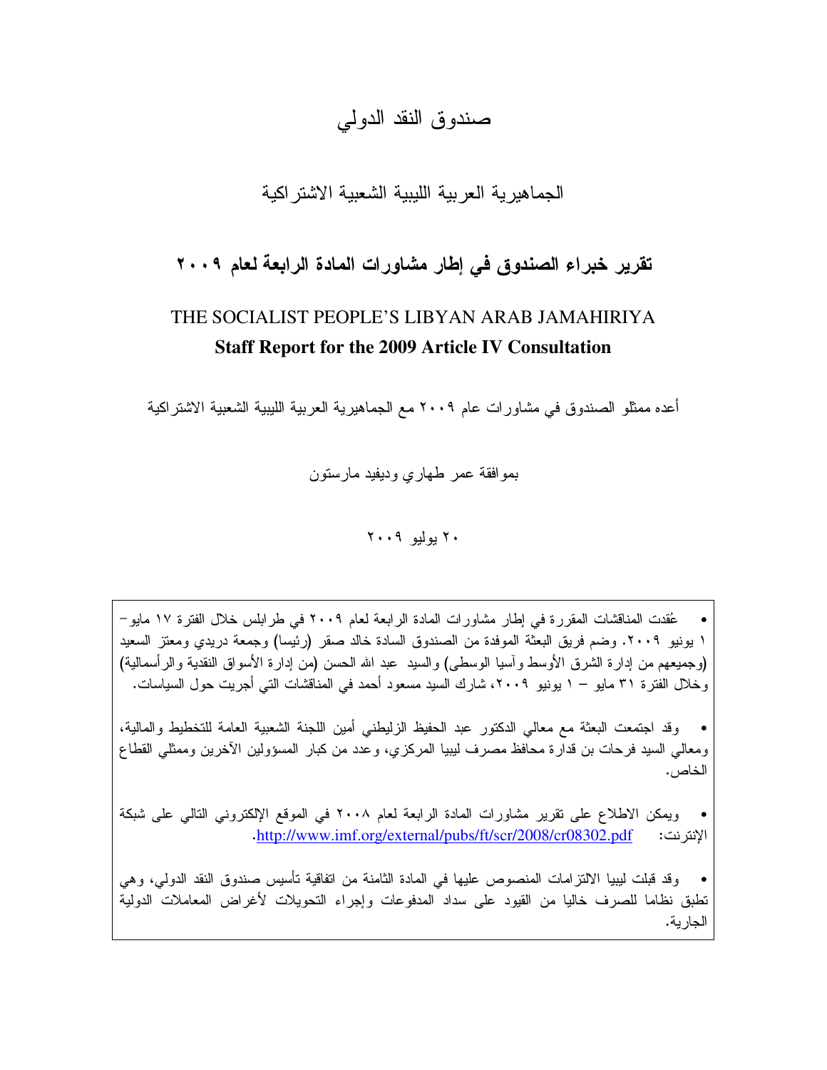# صندوق النقد الدولي

## الجماهيرية العربية الليبية الشعبية الاشتراكية

## تقرير خبراء الصندوق في إطار مشاورات المادة الرابعة لعام ٢٠٠٩

## THE SOCIALIST PEOPLE'S LIBYAN ARAB JAMAHIRIYA
**Staff Report for the 2009 Article IV Consultation**

أعده ممثلو الصندوق في مشاورات عام ٢٠٠٩ مع الجماهيرية العربية الليبية الشعبية الاشتراكية

بموافقة عمر طهاري وديفيد مارستون

٢٠ يوليو ٢٠٠٩

- عُقدت المناقشات المقررة في إطار مشاورات المادة الرابعة لعام ٢٠٠٩ في طرابلس خلال الفترة ١٧ مايو– ١ يونيو ٢٠٠٩. وضم فريق البعثة الموفدة من الصندوق السادة خالد صقر (رئيسا) وجمعة دريدي ومعتز السعيد (وجميعهم من إدارة الشرق الأوسط وآسيا الوسطى) والسيد عبد الله الحسن (من إدارة الأسواق النقدية والرأسمالية) وخلال الفترة ٣١ مايو – ١ يونيو ٢٠٠٩، شارك السيد مسعود أحمد في المناقشات التي أجريت حول السياسات.

- وقد اجتمعت البعثة مع معالي الدكتور عبد الحفيظ الزليطني أمين اللجنة الشعبية العامة للتخطيط والمالية، ومعالي السيد فرحات بن قدارة محافظ مصرف ليبيا المركزي، وعدد من كبار المسؤولين الآخرين وممثلي القطاع الخاص.

- ويمكن الاطلاع على تقرير مشاورات المادة الرابعة لعام ٢٠٠٨ في الموقع الإلكتروني التالي على شبكة الإنترنت: http://www.imf.org/external/pubs/ft/scr/2008/cr08302.pdf.

- وقد قبلت ليبيا الالتزامات المنصوص عليها في المادة الثامنة من اتفاقية تأسيس صندوق النقد الدولي، وهي تطبق نظاما للصرف خاليا من القيود على سداد المدفوعات وإجراء التحويلات لأغراض المعاملات الدولية الجارية.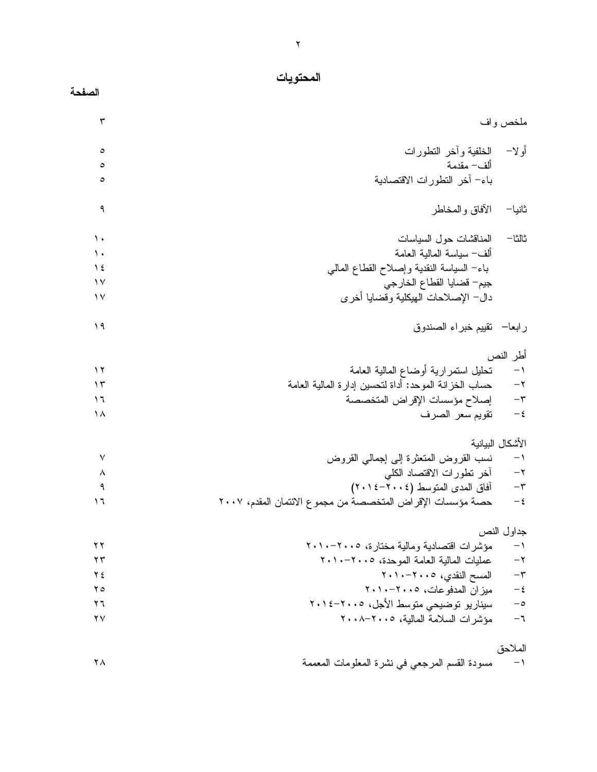# المحتويات

| | الصفحة |
|---|---|
| ملخص واف | ٣ |
| أولا– الخلفية وآخر التطورات | ٥ |
| ألف– مقدمة | ٥ |
| باء– آخر التطورات الاقتصادية | ٥ |
| ثانيا– الآفاق والمخاطر | ٩ |
| ثالثا– المناقشات حول السياسات | ١٠ |
| ألف– سياسة المالية العامة | ١٠ |
| باء– السياسة النقدية وإصلاح القطاع المالي | ١٤ |
| جيم– قضايا القطاع الخارجي | ١٧ |
| دال– الإصلاحات الهيكلية وقضايا أخرى | ١٧ |
| رابعا– تقييم خبراء الصندوق | ١٩ |
| **أطر النص** | |
| ١– تحليل استمرارية أوضاع المالية العامة | ١٢ |
| ٢– حساب الخزانة الموحد: أداة لتحسين إدارة المالية العامة | ١٣ |
| ٣– إصلاح مؤسسات الإقراض المتخصصة | ١٦ |
| ٤– تقويم سعر الصرف | ١٨ |
| **الأشكال البيانية** | |
| ١– نسب القروض المتعثرة إلى إجمالي القروض | ٧ |
| ٢– آخر تطورات الاقتصاد الكلي | ٨ |
| ٣– آفاق المدى المتوسط (٢٠٠٤–٢٠١٤) | ٩ |
| ٤– حصة مؤسسات الإقراض المتخصصة من مجموع الائتمان المقدم، ٢٠٠٧ | ١٦ |
| **جداول النص** | |
| ١– مؤشرات اقتصادية ومالية مختارة، ٢٠٠٥–٢٠١٠ | ٢٢ |
| ٢– عمليات المالية العامة الموحدة، ٢٠٠٥–٢٠١٠ | ٢٣ |
| ٣– المسح النقدي، ٢٠٠٥–٢٠١٠ | ٢٤ |
| ٤– ميزان المدفوعات، ٢٠٠٥–٢٠١٠ | ٢٥ |
| ٥– سيناريو توضيحي متوسط الأجل، ٢٠٠٥–٢٠١٤ | ٢٦ |
| ٦– مؤشرات السلامة المالية، ٢٠٠٥–٢٠٠٨ | ٢٧ |
| **الملاحق** | |
| ١– مسودة القسم المرجعي في نشرة المعلومات المعممة | ٢٨ |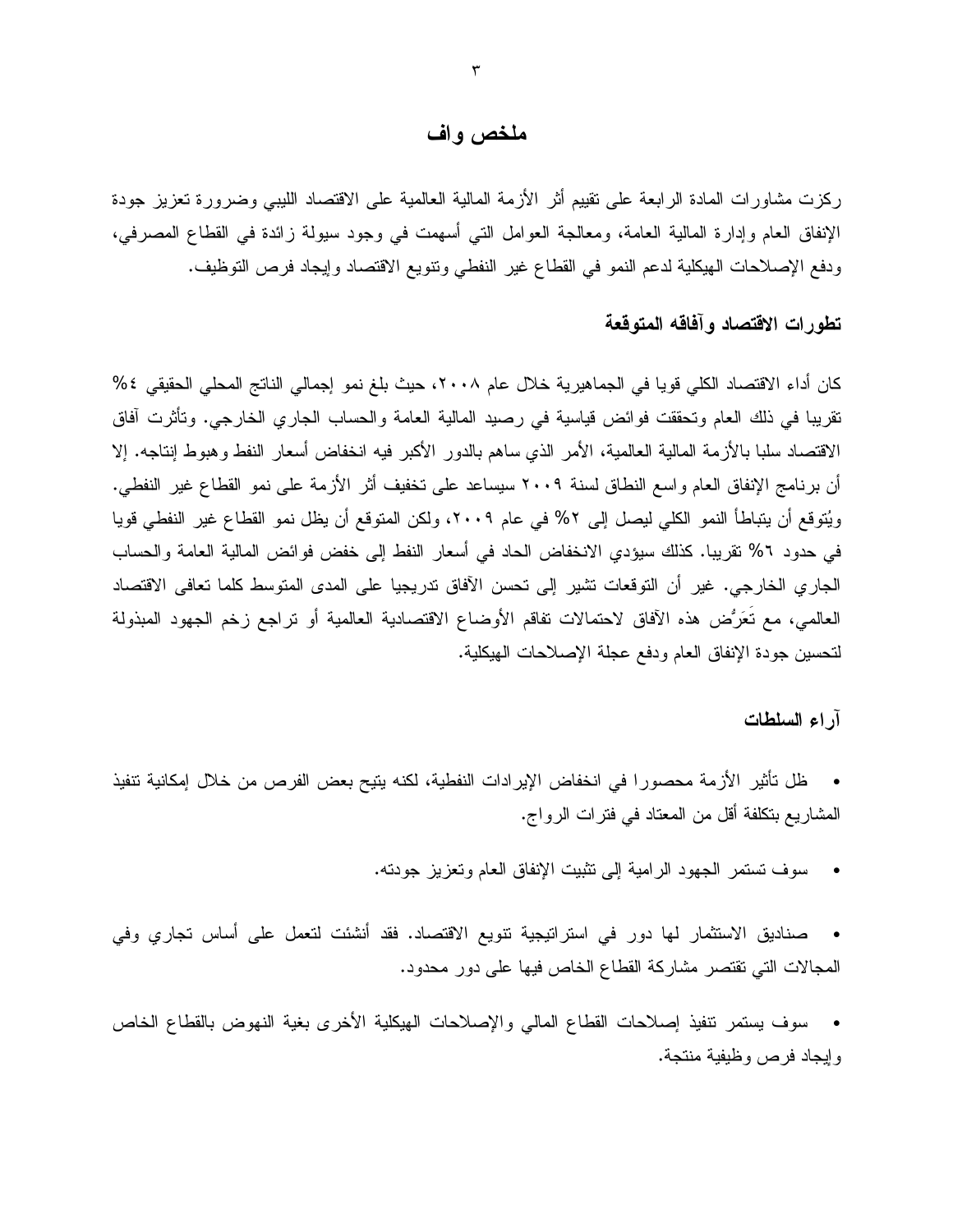# ملخص واف

ركزت مشاورات المادة الرابعة على تقييم أثر الأزمة المالية العالمية على الاقتصاد الليبي وضرورة تعزيز جودة الإنفاق العام وإدارة المالية العامة، ومعالجة العوامل التي أسهمت في وجود سيولة زائدة في القطاع المصرفي، ودفع الإصلاحات الهيكلية لدعم النمو في القطاع غير النفطي وتنويع الاقتصاد وإيجاد فرص التوظيف.

## تطورات الاقتصاد وآفاقه المتوقعة

كان أداء الاقتصاد الكلي قويا في الجماهيرية خلال عام ٢٠٠٨، حيث بلغ نمو إجمالي الناتج المحلي الحقيقي ٤% تقريبا في ذلك العام وتحققت فوائض قياسية في رصيد المالية العامة والحساب الجاري الخارجي. وتأثرت آفاق الاقتصاد سلبا بالأزمة المالية العالمية، الأمر الذي ساهم بالدور الأكبر فيه انخفاض أسعار النفط وهبوط إنتاجه. إلا أن برنامج الإنفاق العام واسع النطاق لسنة ٢٠٠٩ سيساعد على تخفيف أثر الأزمة على نمو القطاع غير النفطي. ويُتوقع أن يتباطأ النمو الكلي ليصل إلى ٢% في عام ٢٠٠٩، ولكن المتوقع أن يظل نمو القطاع غير النفطي قويا في حدود ٦% تقريبا. كذلك سيؤدي الانخفاض الحاد في أسعار النفط إلى خفض فوائض المالية العامة والحساب الجاري الخارجي. غير أن التوقعات تشير إلى تحسن الآفاق تدريجيا على المدى المتوسط كلما تعافى الاقتصاد العالمي، مع تَعَرُّض هذه الآفاق لاحتمالات تفاقم الأوضاع الاقتصادية العالمية أو تراجع زخم الجهود المبذولة لتحسين جودة الإنفاق العام ودفع عجلة الإصلاحات الهيكلية.

## آراء السلطات

- ظل تأثير الأزمة محصورا في انخفاض الإيرادات النفطية، لكنه يتيح بعض الفرص من خلال إمكانية تنفيذ المشاريع بتكلفة أقل من المعتاد في فترات الرواج.

- سوف تستمر الجهود الرامية إلى تثبيت الإنفاق العام وتعزيز جودته.

- صناديق الاستثمار لها دور في استراتيجية تنويع الاقتصاد. فقد أنشئت لتعمل على أساس تجاري وفي المجالات التي تقتصر مشاركة القطاع الخاص فيها على دور محدود.

- سوف يستمر تنفيذ إصلاحات القطاع المالي والإصلاحات الهيكلية الأخرى بغية النهوض بالقطاع الخاص وإيجاد فرص وظيفية منتجة.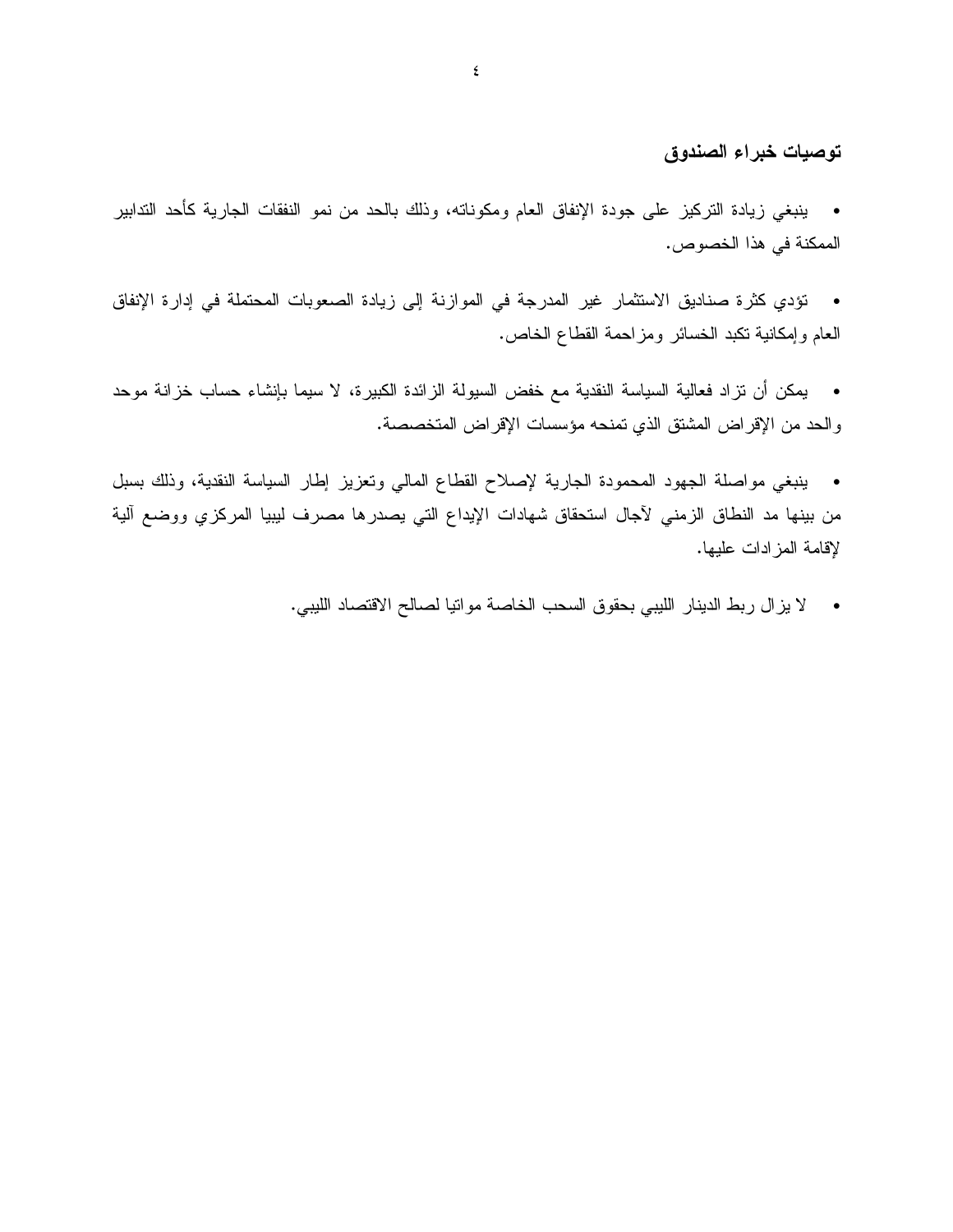### توصيات خبراء الصندوق

- ينبغي زيادة التركيز على جودة الإنفاق العام ومكوناته، وذلك بالحد من نمو النفقات الجارية كأحد التدابير الممكنة في هذا الخصوص.

- تؤدي كثرة صناديق الاستثمار غير المدرجة في الموازنة إلى زيادة الصعوبات المحتملة في إدارة الإنفاق العام وإمكانية تكبد الخسائر ومزاحمة القطاع الخاص.

- يمكن أن تزداد فعالية السياسة النقدية مع خفض السيولة الزائدة الكبيرة، لا سيما بإنشاء حساب خزانة موحد والحد من الإقراض المشتق الذي تمنحه مؤسسات الإقراض المتخصصة.

- ينبغي مواصلة الجهود المحمودة الجارية لإصلاح القطاع المالي وتعزيز إطار السياسة النقدية، وذلك بسبل من بينها مد النطاق الزمني لآجال استحقاق شهادات الإيداع التي يصدرها مصرف ليبيا المركزي ووضع آلية لإقامة المزادات عليها.

- لا يزال ربط الدينار الليبي بحقوق السحب الخاصة مواتيا لصالح الاقتصاد الليبي.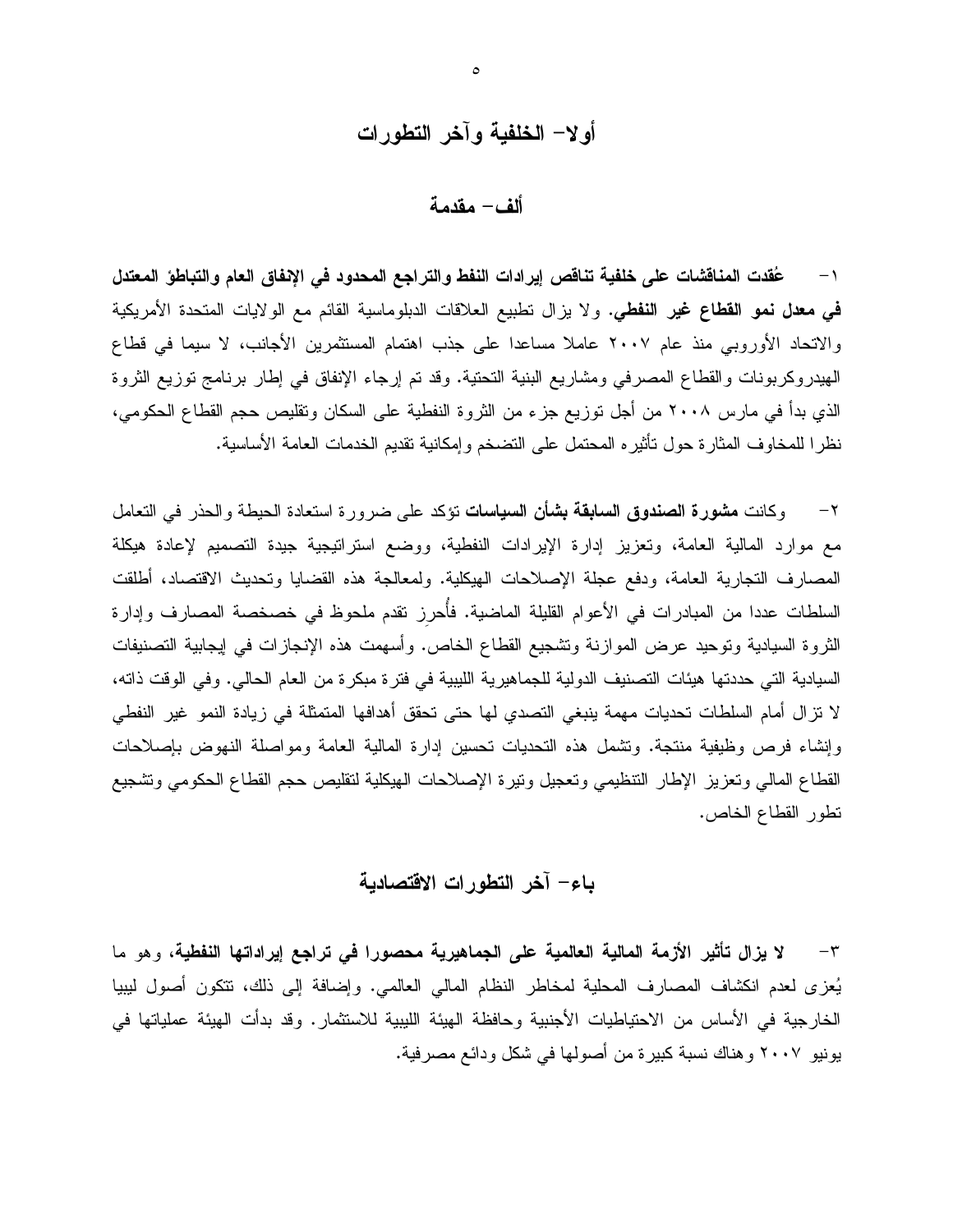# أولا– الخلفية وآخر التطورات

## ألف– مقدمة

١– **عُقدت المناقشات على خلفية تناقص إيرادات النفط والتراجع المحدود في الإنفاق العام والتباطؤ المعتدل في معدل نمو القطاع غير النفطي**. ولا يزال تطبيع العلاقات الدبلوماسية القائم مع الولايات المتحدة الأمريكية والاتحاد الأوروبي منذ عام ٢٠٠٧ عاملا مساعدا على جذب اهتمام المستثمرين الأجانب، لا سيما في قطاع الهيدروكربونات والقطاع المصرفي ومشاريع البنية التحتية. وقد تم إرجاء الإنفاق في إطار برنامج توزيع الثروة الذي بدأ في مارس ٢٠٠٨ من أجل توزيع جزء من الثروة النفطية على السكان وتقليص حجم القطاع الحكومي، نظرا للمخاوف المثارة حول تأثيره المحتمل على التضخم وإمكانية تقديم الخدمات العامة الأساسية.

٢– وكانت **مشورة الصندوق السابقة بشأن السياسات** تؤكد على ضرورة استعادة الحيطة والحذر في التعامل مع موارد المالية العامة، وتعزيز إدارة الإيرادات النفطية، ووضع استراتيجية جيدة التصميم لإعادة هيكلة المصارف التجارية العامة، ودفع عجلة الإصلاحات الهيكلية. ولمعالجة هذه القضايا وتحديث الاقتصاد، أطلقت السلطات عددا من المبادرات في الأعوام القليلة الماضية. فأُحرِز تقدم ملحوظ في خصخصة المصارف وإدارة الثروة السيادية وتوحيد عرض الموازنة وتشجيع القطاع الخاص. وأسهمت هذه الإنجازات في إيجابية التصنيفات السيادية التي حددتها هيئات التصنيف الدولية للجماهيرية الليبية في فترة مبكرة من العام الحالي. وفي الوقت ذاته، لا تزال أمام السلطات تحديات مهمة ينبغي التصدي لها حتى تحقق أهدافها المتمثلة في زيادة النمو غير النفطي وإنشاء فرص وظيفية منتجة. وتشمل هذه التحديات تحسين إدارة المالية العامة ومواصلة النهوض بإصلاحات القطاع المالي وتعزيز الإطار التنظيمي وتعجيل وتيرة الإصلاحات الهيكلية لتقليص حجم القطاع الحكومي وتشجيع تطور القطاع الخاص.

## باء– آخر التطورات الاقتصادية

٣– **لا يزال تأثير الأزمة المالية العالمية على الجماهيرية محصورا في تراجع إيراداتها النفطية**، وهو ما يُعزى لعدم انكشاف المصارف المحلية لمخاطر النظام المالي العالمي. وإضافة إلى ذلك، تتكون أصول ليبيا الخارجية في الأساس من الاحتياطيات الأجنبية وحافظة الهيئة الليبية للاستثمار. وقد بدأت الهيئة عملياتها في يونيو ٢٠٠٧ وهناك نسبة كبيرة من أصولها في شكل ودائع مصرفية.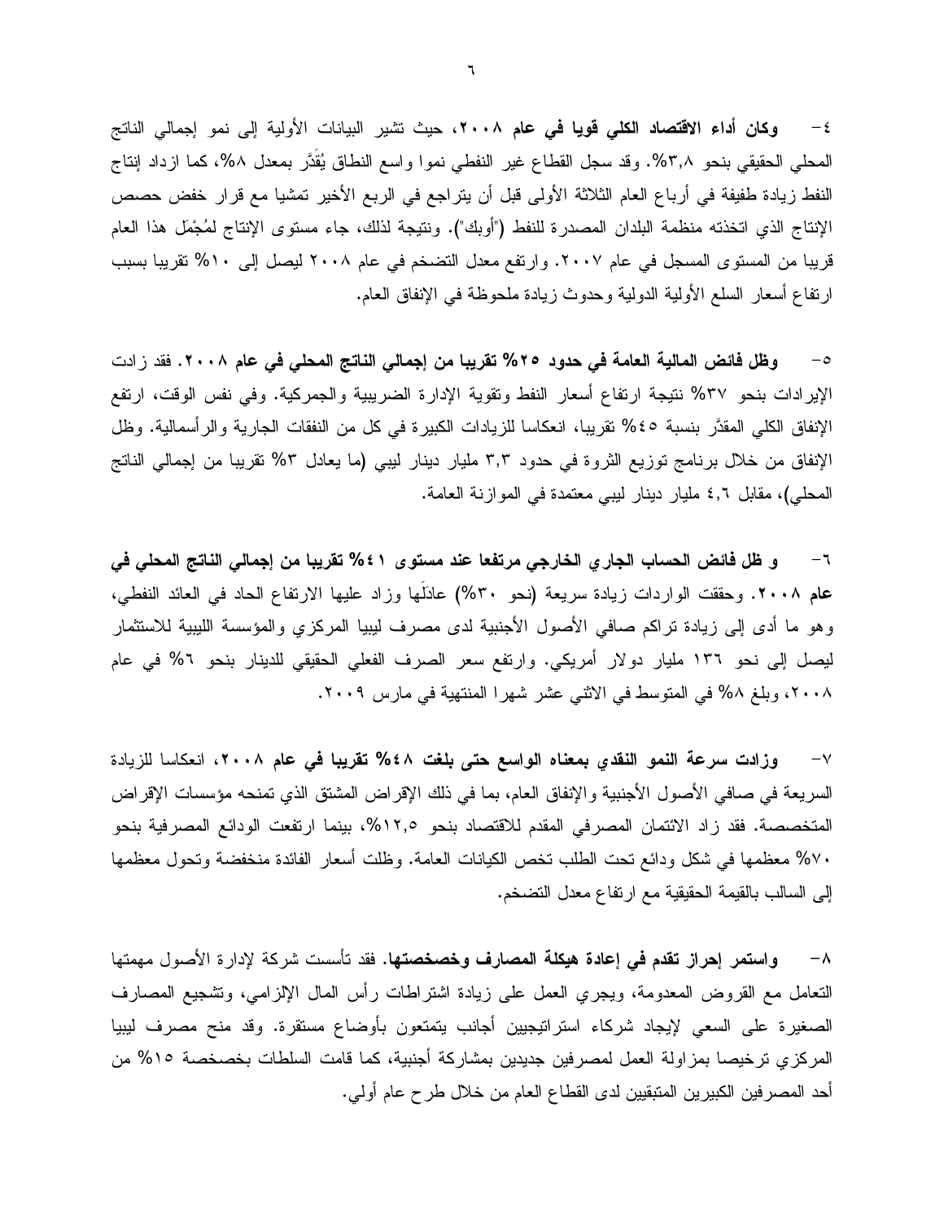٤- **وكان أداء الاقتصاد الكلي قويا في عام ٢٠٠٨**، حيث تشير البيانات الأولية إلى نمو إجمالي الناتج المحلي الحقيقي بنحو ٣,٨%. وقد سجل القطاع غير النفطي نموا واسع النطاق يُقَدَّر بمعدل ٨%، كما ازداد إنتاج النفط زيادة طفيفة في أرباع العام الثلاثة الأولى قبل أن يتراجع في الربع الأخير تمشيا مع قرار خفض حصص الإنتاج الذي اتخذته منظمة البلدان المصدرة للنفط ("أوبك"). ونتيجة لذلك، جاء مستوى الإنتاج لمُجْمَل هذا العام قريبا من المستوى المسجل في عام ٢٠٠٧. وارتفع معدل التضخم في عام ٢٠٠٨ ليصل إلى ١٠% تقريبا بسبب ارتفاع أسعار السلع الأولية الدولية وحدوث زيادة ملحوظة في الإنفاق العام.

٥- **وظل فائض المالية العامة في حدود ٢٥% تقريبا من إجمالي الناتج المحلي في عام ٢٠٠٨**. فقد زادت الإيرادات بنحو ٣٧% نتيجة ارتفاع أسعار النفط وتقوية الإدارة الضريبية والجمركية. وفي نفس الوقت، ارتفع الإنفاق الكلي المقدَّر بنسبة ٤٥% تقريبا، انعكاسا للزيادات الكبيرة في كل من النفقات الجارية والرأسمالية. وظل الإنفاق من خلال برنامج توزيع الثروة في حدود ٣,٣ مليار دينار ليبي (ما يعادل ٣% تقريبا من إجمالي الناتج المحلي)، مقابل ٤,٦ مليار دينار ليبي معتمدة في الموازنة العامة.

٦- **و ظل فائض الحساب الجاري الخارجي مرتفعا عند مستوى ٤١% تقريبا من إجمالي الناتج المحلي في عام ٢٠٠٨**. وحققت الواردات زيادة سريعة (نحو ٣٠%) عادَلَها وزاد عليها الارتفاع الحاد في العائد النفطي، وهو ما أدى إلى زيادة تراكم صافي الأصول الأجنبية لدى مصرف ليبيا المركزي والمؤسسة الليبية للاستثمار ليصل إلى نحو ١٣٦ مليار دولار أمريكي. وارتفع سعر الصرف الفعلي الحقيقي للدينار بنحو ٦% في عام ٢٠٠٨، وبلغ ٨% في المتوسط في الاثني عشر شهرا المنتهية في مارس ٢٠٠٩.

٧- **وزادت سرعة النمو النقدي بمعناه الواسع حتى بلغت ٤٨% تقريبا في عام ٢٠٠٨**، انعكاسا للزيادة السريعة في صافي الأصول الأجنبية والإنفاق العام، بما في ذلك الإقراض المشتق الذي تمنحه مؤسسات الإقراض المتخصصة. فقد زاد الائتمان المصرفي المقدم للاقتصاد بنحو ١٢,٥%، بينما ارتفعت الودائع المصرفية بنحو ٧٠% معظمها في شكل ودائع تحت الطلب تخص الكيانات العامة. وظلت أسعار الفائدة منخفضة وتحول معظمها إلى السالب بالقيمة الحقيقية مع ارتفاع معدل التضخم.

٨- **واستمر إحراز تقدم في إعادة هيكلة المصارف وخصخصتها**. فقد تأسست شركة لإدارة الأصول مهمتها التعامل مع القروض المعدومة، ويجري العمل على زيادة اشتراطات رأس المال الإلزامي، وتشجيع المصارف الصغيرة على السعي لإيجاد شركاء استراتيجيين أجانب يتمتعون بأوضاع مستقرة. وقد منح مصرف ليبيا المركزي ترخيصا بمزاولة العمل لمصرفين جديدين بمشاركة أجنبية، كما قامت السلطات بخصخصة ١٥% من أحد المصرفين الكبيرين المتبقيين لدى القطاع العام من خلال طرح عام أولي.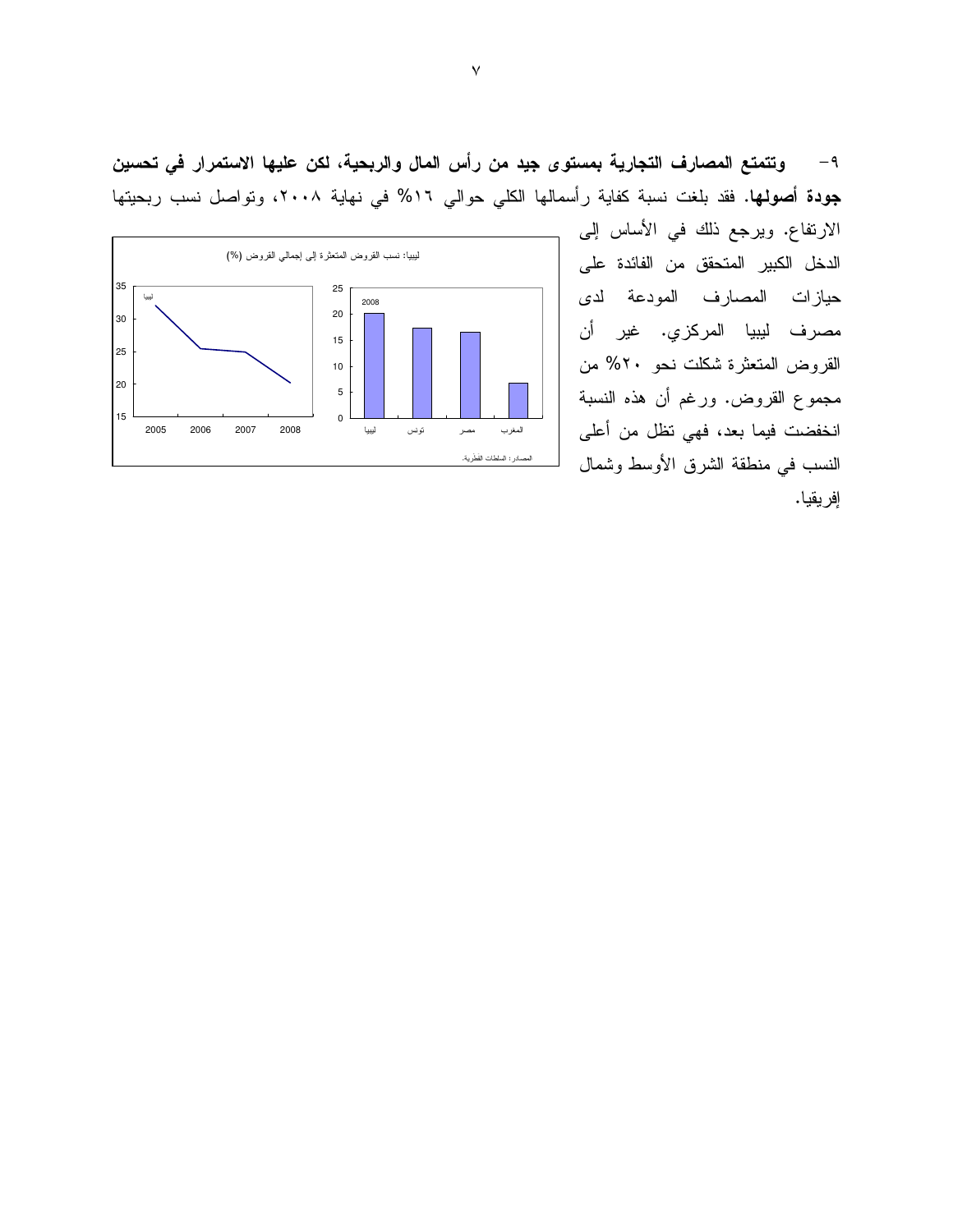٩- **وتتمتع المصارف التجارية بمستوى جيد من رأس المال والربحية، لكن عليها الاستمرار في تحسين جودة أصولها.** فقد بلغت نسبة كفاية رأسمالها الكلي حوالي ١٦% في نهاية ٢٠٠٨، وتواصل نسب ربحيتها الارتفاع. ويرجع ذلك في الأساس إلى الدخل الكبير المتحقق من الفائدة على حيازات المصارف المودعة لدى مصرف ليبيا المركزي. غير أن القروض المتعثرة شكلت نحو ٢٠% من مجموع القروض. ورغم أن هذه النسبة انخفضت فيما بعد، فهي تظل من أعلى النسب في منطقة الشرق الأوسط وشمال إفريقيا.

ليبيا: نسب القروض المتعثرة إلى إجمالي القروض (%)

المصادر: السلطات القطرية.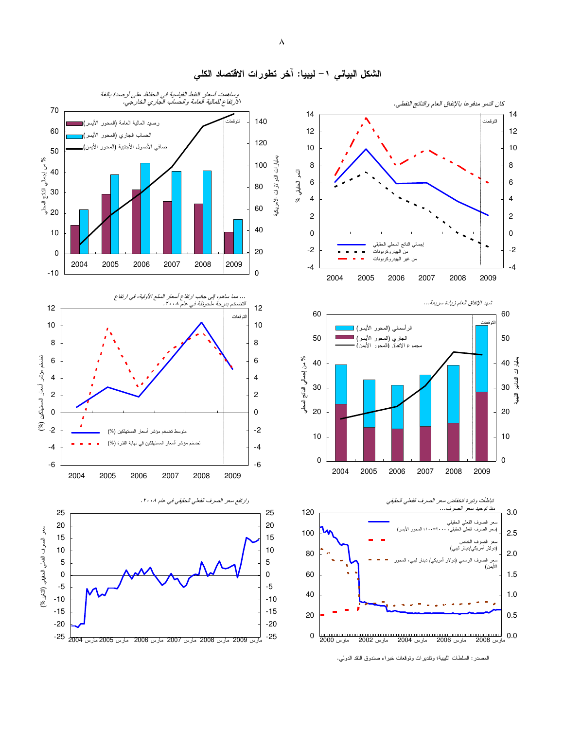# الشكل البياني ١ – ليبيا: آخر تطورات الاقتصاد الكلي

كان النمو مدفوعا بالإنفاق العام والناتج النفطي.

وساهمت أسعار النفط القياسية في الحفاظ على أرصدة بالغة الارتفاع للمالية العامة والحساب الجاري الخارجي.

شهد الإنفاق العام زيادة سريعة...

... مما ساهم، إلى جانب ارتفاع أسعار السلع الأولية، في ارتفاع التضخم بدرجة ملحوظة في عام ٢٠٠٨.

تباطأت وتيرة انخفاض سعر الصرف الفعلي الحقيقي منذ توحيد سعر الصرف...

وارتفع سعر الصرف الفعلي الحقيقي في عام ٢٠٠٨.

المصدر: السلطات الليبية؛ وتقديرات وتوقعات خبراء صندوق النقد الدولي.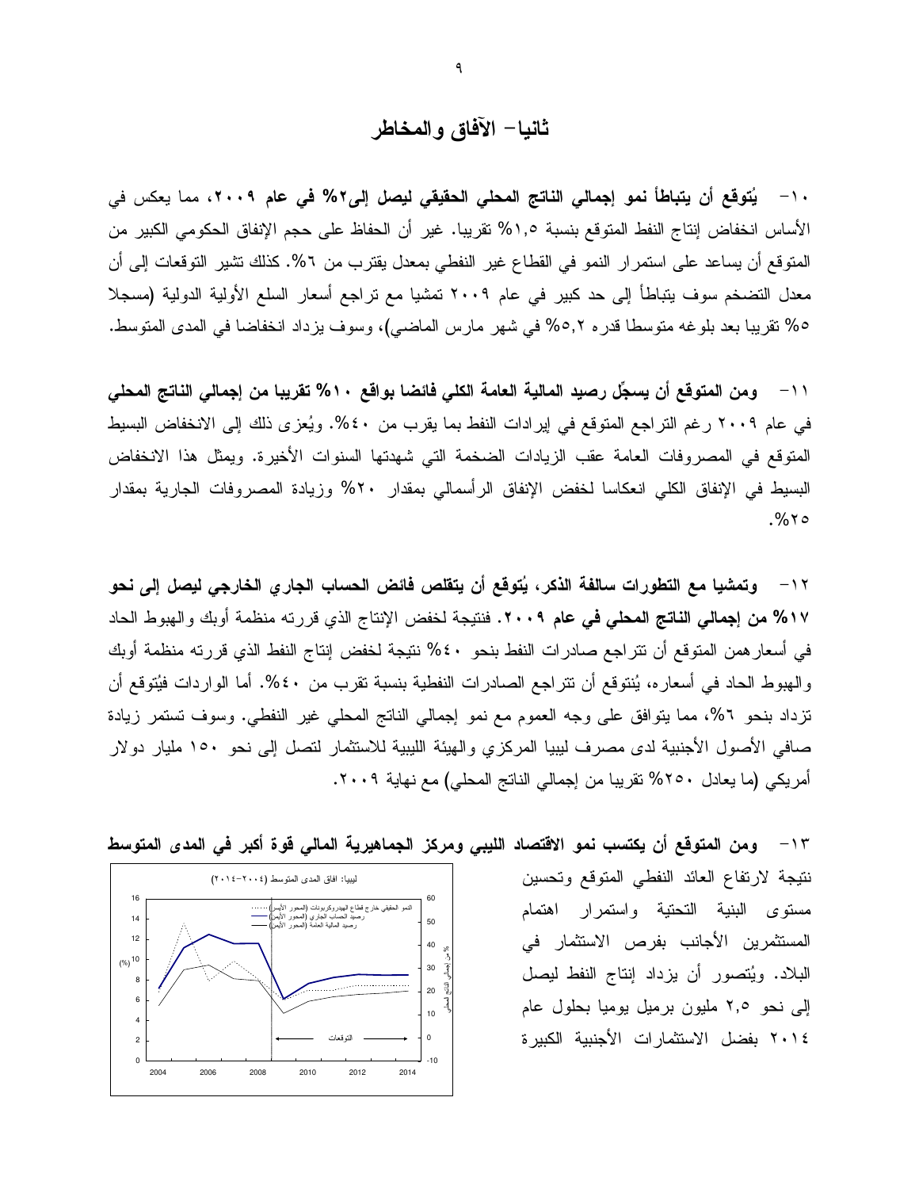## ثانيا – الآفاق والمخاطر

١٠– **يُتوقع أن يتباطأ نمو إجمالي الناتج المحلي الحقيقي ليصل إلى٢% في عام ٢٠٠٩**، مما يعكس في الأساس انخفاض إنتاج النفط المتوقع بنسبة ١,٥% تقريبا. غير أن الحفاظ على حجم الإنفاق الحكومي الكبير من المتوقع أن يساعد على استمرار النمو في القطاع غير النفطي بمعدل يقترب من ٦%. كذلك تشير التوقعات إلى أن معدل التضخم سوف يتباطأ إلى حد كبير في عام ٢٠٠٩ تمشيا مع تراجع أسعار السلع الأولية الدولية (مسجلا ٥% تقريبا بعد بلوغه متوسطا قدره ٥,٢% في شهر مارس الماضي)، وسوف يزداد انخفاضا في المدى المتوسط.

١١– **ومن المتوقع أن يسجِّل رصيد المالية العامة الكلي فائضا بواقع ١٠% تقريبا من إجمالي الناتج المحلي** في عام ٢٠٠٩ رغم التراجع المتوقع في إيرادات النفط بما يقرب من ٤٠%. ويُعزى ذلك إلى الانخفاض البسيط المتوقع في المصروفات العامة عقب الزيادات الضخمة التي شهدتها السنوات الأخيرة. ويمثل هذا الانخفاض البسيط في الإنفاق الكلي انعكاسا لخفض الإنفاق الرأسمالي بمقدار ٢٠% وزيادة المصروفات الجارية بمقدار ٢٥%.

١٢– **وتمشيا مع التطورات سالفة الذكر، يُتوقع أن يتقلص فائض الحساب الجاري الخارجي ليصل إلى نحو ١٧% من إجمالي الناتج المحلي في عام ٢٠٠٩.** فنتيجة لخفض الإنتاج الذي قررته منظمة أوبك والهبوط الحاد في أسعارهمن المتوقع أن تتراجع صادرات النفط بنحو ٤٠% نتيجة لخفض إنتاج النفط الذي قررته منظمة أوبك والهبوط الحاد في أسعاره، يُتوقع أن تتراجع الصادرات النفطية بنسبة تقرب من ٤٠%. أما الواردات فيُتوقع أن تزداد بنحو ٦%، مما يتوافق على وجه العموم مع نمو إجمالي الناتج المحلي غير النفطي. وسوف تستمر زيادة صافي الأصول الأجنبية لدى مصرف ليبيا المركزي والهيئة الليبية للاستثمار لتصل إلى نحو ١٥٠ مليار دولار أمريكي (ما يعادل ٢٥٠% تقريبا من إجمالي الناتج المحلي) مع نهاية ٢٠٠٩.

١٣– **ومن المتوقع أن يكتسب نمو الاقتصاد الليبي ومركز الجماهيرية المالي قوة أكبر في المدى المتوسط** نتيجة لارتفاع العائد النفطي المتوقع وتحسين مستوى البنية التحتية واستمرار اهتمام المستثمرين الأجانب بفرص الاستثمار في البلاد. ويُتصور أن يزداد إنتاج النفط ليصل إلى نحو ٢,٥ مليون برميل يوميا بحلول عام ٢٠١٤ بفضل الاستثمارات الأجنبية الكبيرة

ليبيا: آفاق المدى المتوسط (٢٠٠٤–٢٠١٤)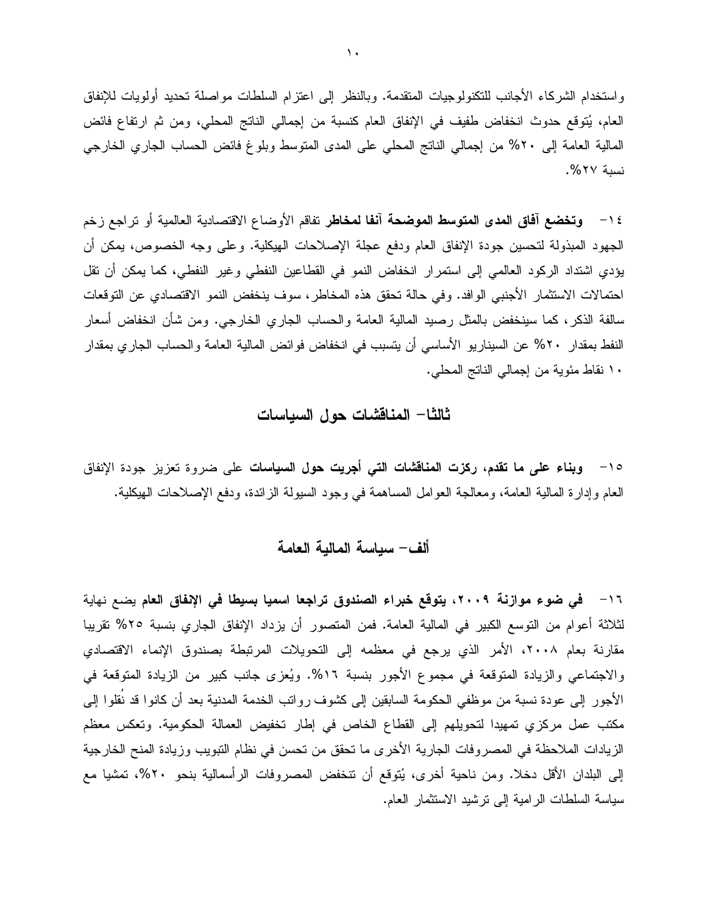واستخدام الشركاء الأجانب للتكنولوجيات المتقدمة. وبالنظر إلى اعتزام السلطات مواصلة تحديد أولويات للإنفاق العام، يُتوقع حدوث انخفاض طفيف في الإنفاق العام كنسبة من إجمالي الناتج المحلي، ومن ثم ارتفاع فائض المالية العامة إلى ٢٠% من إجمالي الناتج المحلي على المدى المتوسط وبلوغ فائض الحساب الجاري الخارجي نسبة ٢٧%.

١٤- **وتخضع آفاق المدى المتوسط الموضحة آنفا لمخاطر** تفاقم الأوضاع الاقتصادية العالمية أو تراجع زخم الجهود المبذولة لتحسين جودة الإنفاق العام ودفع عجلة الإصلاحات الهيكلية. وعلى وجه الخصوص، يمكن أن يؤدي اشتداد الركود العالمي إلى استمرار انخفاض النمو في القطاعين النفطي وغير النفطي، كما يمكن أن تقل احتمالات الاستثمار الأجنبي الوافد. وفي حالة تحقق هذه المخاطر، سوف ينخفض النمو الاقتصادي عن التوقعات سالفة الذكر، كما سينخفض بالمثل رصيد المالية العامة والحساب الجاري الخارجي. ومن شأن انخفاض أسعار النفط بمقدار ٢٠% عن السيناريو الأساسي أن يتسبب في انخفاض فوائض المالية العامة والحساب الجاري بمقدار ١٠ نقاط مئوية من إجمالي الناتج المحلي.

## ثالثا- المناقشات حول السياسات

١٥- **وبناء على ما تقدم، ركزت المناقشات التي أجريت حول السياسات** على ضرورة تعزيز جودة الإنفاق العام وإدارة المالية العامة، ومعالجة العوامل المساهمة في وجود السيولة الزائدة، ودفع الإصلاحات الهيكلية.

### ألف- سياسة المالية العامة

١٦- **في ضوء موازنة ٢٠٠٩، يتوقع خبراء الصندوق تراجعا اسميا بسيطا في الإنفاق العام** يضع نهاية لثلاثة أعوام من التوسع الكبير في المالية العامة. فمن المتصور أن يزداد الإنفاق الجاري بنسبة ٢٥% تقريبا مقارنة بعام ٢٠٠٨، الأمر الذي يرجع في معظمه إلى التحويلات المرتبطة بصندوق الإنماء الاقتصادي والاجتماعي والزيادة المتوقعة في مجموع الأجور بنسبة ١٦%. ويُعزى جانب كبير من الزيادة المتوقعة في الأجور إلى عودة نسبة من موظفي الحكومة السابقين إلى كشوف رواتب الخدمة المدنية بعد أن كانوا قد نُقلوا إلى مكتب عمل مركزي تمهيدا لتحويلهم إلى القطاع الخاص في إطار تخفيض العمالة الحكومية. وتعكس معظم الزيادات الملاحظة في المصروفات الجارية الأخرى ما تحقق من تحسن في نظام التبويب وزيادة المنح الخارجية إلى البلدان الأقل دخلا. ومن ناحية أخرى، يُتوقع أن تنخفض المصروفات الرأسمالية بنحو ٢٠%، تمشيا مع سياسة السلطات الرامية إلى ترشيد الاستثمار العام.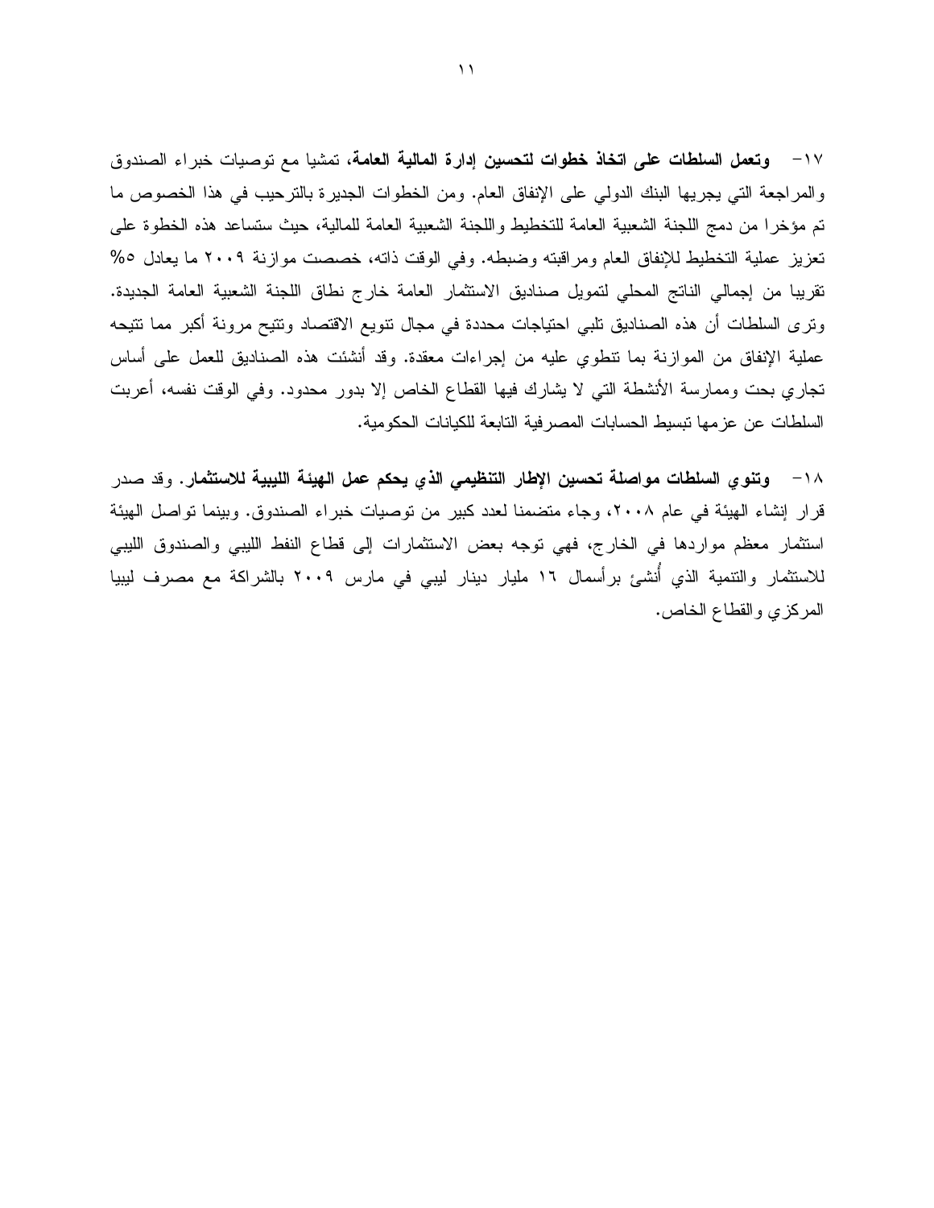١٧- **وتعمل السلطات على اتخاذ خطوات لتحسين إدارة المالية العامة**، تمشيا مع توصيات خبراء الصندوق والمراجعة التي يجريها البنك الدولي على الإنفاق العام. ومن الخطوات الجديرة بالترحيب في هذا الخصوص ما تم مؤخرا من دمج اللجنة الشعبية العامة للتخطيط واللجنة الشعبية العامة للمالية، حيث ستساعد هذه الخطوة على تعزيز عملية التخطيط للإنفاق العام ومراقبته وضبطه. وفي الوقت ذاته، خصصت موازنة ٢٠٠٩ ما يعادل ٥% تقريبا من إجمالي الناتج المحلي لتمويل صناديق الاستثمار العامة خارج نطاق اللجنة الشعبية العامة الجديدة. وترى السلطات أن هذه الصناديق تلبي احتياجات محددة في مجال تنويع الاقتصاد وتتيح مرونة أكبر مما تتيحه عملية الإنفاق من الموازنة بما تنطوي عليه من إجراءات معقدة. وقد أنشئت هذه الصناديق للعمل على أساس تجاري بحت وممارسة الأنشطة التي لا يشارك فيها القطاع الخاص إلا بدور محدود. وفي الوقت نفسه، أعربت السلطات عن عزمها تبسيط الحسابات المصرفية التابعة للكيانات الحكومية.

١٨- **وتنوي السلطات مواصلة تحسين الإطار التنظيمي الذي يحكم عمل الهيئة الليبية للاستثمار**. وقد صدر قرار إنشاء الهيئة في عام ٢٠٠٨، وجاء متضمنا لعدد كبير من توصيات خبراء الصندوق. وبينما تواصل الهيئة استثمار معظم مواردها في الخارج، فهي توجه بعض الاستثمارات إلى قطاع النفط الليبي والصندوق الليبي للاستثمار والتنمية الذي أُنشئ برأسمال ١٦ مليار دينار ليبي في مارس ٢٠٠٩ بالشراكة مع مصرف ليبيا المركزي والقطاع الخاص.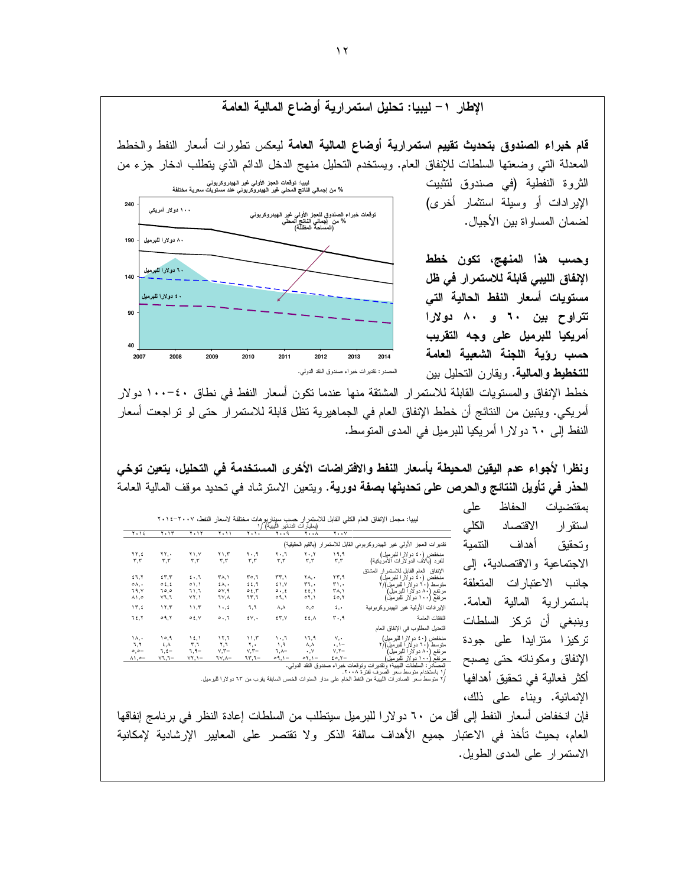## الإطار ١ – ليبيا: تحليل استمرارية أوضاع المالية العامة

**قام خبراء الصندوق بتحديث تقييم استمرارية أوضاع المالية العامة** ليعكس تطورات أسعار النفط والخطط المعدلة التي وضعتها السلطات للإنفاق العام. ويستخدم التحليل منهج الدخل الدائم الذي يتطلب ادخار جزء من الثروة النفطية (في صندوق لتثبيت الإيرادات أو وسيلة استثمار أخرى) لضمان المساواة بين الأجيال.

ليبيا: توقعات العجز الأولي غير الهيدروكربوني
% من إجمالي الناتج المحلي غير الهيدروكربوني عند مستويات سعرية مختلفة

المصدر: تقديرات خبراء صندوق النقد الدولي.

**وحسب هذا المنهج، تكون خطط الإنفاق الليبي قابلة للاستمرار في ظل مستويات أسعار النفط الحالية التي تتراوح بين ٦٠ و ٨٠ دولارا أمريكيا للبرميل على وجه التقريب حسب رؤية اللجنة الشعبية العامة للتخطيط والمالية.** ويقارن التحليل بين خطط الإنفاق والمستويات القابلة للاستمرار المشتقة منها عندما تكون أسعار النفط في نطاق ٤٠–١٠٠ دولار أمريكي. ويتبين من النتائج أن خطط الإنفاق العام في الجماهيرية تظل قابلة للاستمرار حتى لو تراجعت أسعار النفط إلى ٦٠ دولارا أمريكيا للبرميل في المدى المتوسط.

**ونظرا لأجواء عدم اليقين المحيطة بأسعار النفط والافتراضات الأخرى المستخدمة في التحليل، يتعين توخي الحذر في تأويل النتائج والحرص على تحديثها بصفة دورية.** ويتعين الاسترشاد في تحديد موقف المالية العامة بمقتضيات الحفاظ على استقرار الاقتصاد الكلي وتحقيق أهداف التنمية الاجتماعية والاقتصادية، إلى جانب الاعتبارات المتعلقة باستمرارية المالية العامة. وينبغي أن تركز السلطات تركيزا متزايدا على جودة الإنفاق ومكوناته حتى يصبح أكثر فعالية في تحقيق أهدافها الإنمائية. وبناء على ذلك، فإن انخفاض أسعار النفط إلى أقل من ٦٠ دولارا للبرميل سيتطلب من السلطات إعادة النظر في برنامج إنفاقها العام، بحيث تأخذ في الاعتبار جميع الأهداف سالفة الذكر ولا تقتصر على المعايير الإرشادية لإمكانية الاستمرار على المدى الطويل.

ليبيا: مجمل الإنفاق العام الكلي القابل للاستمرار حسب سيناريوهات مختلفة لأسعار النفط، ٢٠٠٧–٢٠١٤
(بمليارات الدنانير الليبية) ١/

| | ٢٠٠٧ | ٢٠٠٨ | ٢٠٠٩ | ٢٠١٠ | ٢٠١١ | ٢٠١٢ | ٢٠١٣ | ٢٠١٤ |
|---|---|---|---|---|---|---|---|---|
| تقديرات العجز الأولي غير الهيدروكربوني القابل للاستمرار (بالقيم الحقيقية) | | | | | | | | |
| منخفض (٤٠ دولارا للبرميل) | ١٩,٩ | ٢٠,٢ | ٢٠,٦ | ٢٠,٩ | ٢١,٣ | ٢١,٧ | ٢٢,٠ | ٢٢,٤ |
| للفرد (بآلاف الدولارات الأمريكية) | ٣,٣ | ٣,٣ | ٣,٣ | ٣,٣ | ٣,٣ | ٣,٣ | ٣,٣ | ٣,٣ |
| الإنفاق العام القابل للاستمرار المشتق | | | | | | | | |
| منخفض (٤٠ دولارا للبرميل) | ٢٣,٩ | ٢٨,٠ | ٣٣,١ | ٣٥,٦ | ٣٨,١ | ٤٠,٦ | ٤٣,٣ | ٤٦,٢ |
| متوسط (٦٠ دولارا للبرميل)/٢ | ٣١,٠ | ٣٦,٠ | ٤١,٧ | ٤٤,٩ | ٤٨,٠ | ٥١,١ | ٥٤,٤ | ٥٨,٠ |
| مرتفع (٨٠ دولارا للبرميل) | ٣٨,١ | ٤٤,١ | ٥٠,٤ | ٥٤,٣ | ٥٧,٩ | ٦١,٦ | ٦٥,٥ | ٦٩,٧ |
| مرتفع (١٠٠ دولار للبرميل) | ٤٥,٢ | ٥٢,١ | ٥٩,١ | ٦٣,٦ | ٦٧,٨ | ٧٢,١ | ٧٦,٦ | ٨١,٥ |
| الإيرادات الأولية غير الهيدروكربونية | ٤,٠ | ٥,٥ | ٨,٨ | ٩,٦ | ١٠,٤ | ١١,٣ | ١٢,٣ | ١٣,٤ |
| النفقات العامة | ٣٠,٩ | ٤٤,٨ | ٤٣,٧ | ٤٧,٠ | ٥٠,٦ | ٥٤,٧ | ٥٩,٢ | ٦٤,٢ |
| التعديل المطلوب في الإنفاق العام | | | | | | | | |
| منخفض (٤٠ دولارا للبرميل) | ٧,٠ | ١٦,٩ | ١٠,٦ | ١١,٣ | ١٢,٦ | ١٤,١ | ١٥,٩ | ١٨,٠ |
| متوسط (٦٠ دولارا للبرميل)/٢ | ٠,١– | ٨,٨ | ١,٩ | ٢,٠ | ٢,٦ | ٣,٦ | ٤,٨ | ٦,٢ |
| مرتفع (٨٠ دولارا للبرميل) | ٧,٢– | ٠,٧ | ٦,٨– | ٧,٣– | ٧,٣– | ٦,٩– | ٦,٤– | ٥,٥– |
| مرتفع (١٠٠ دولار للبرميل) | ٤٥,٢– | ٥٢,١– | ٥٩,١– | ٦٣,٦– | ٦٧,٨– | ٧٢,١– | ٧٦,٦– | ٨١,٥– |

المصادر: السلطات الليبية؛ وتقديرات وتوقعات خبراء صندوق النقد الدولي.
١/ باستخدام متوسط سعر الصرف لفترة ٢٠٠٨.
٢/ متوسط سعر الصادرات الليبية من النفط الخام على مدار السنوات الخمس السابقة يقرب من ٦٣ دولارا للبرميل.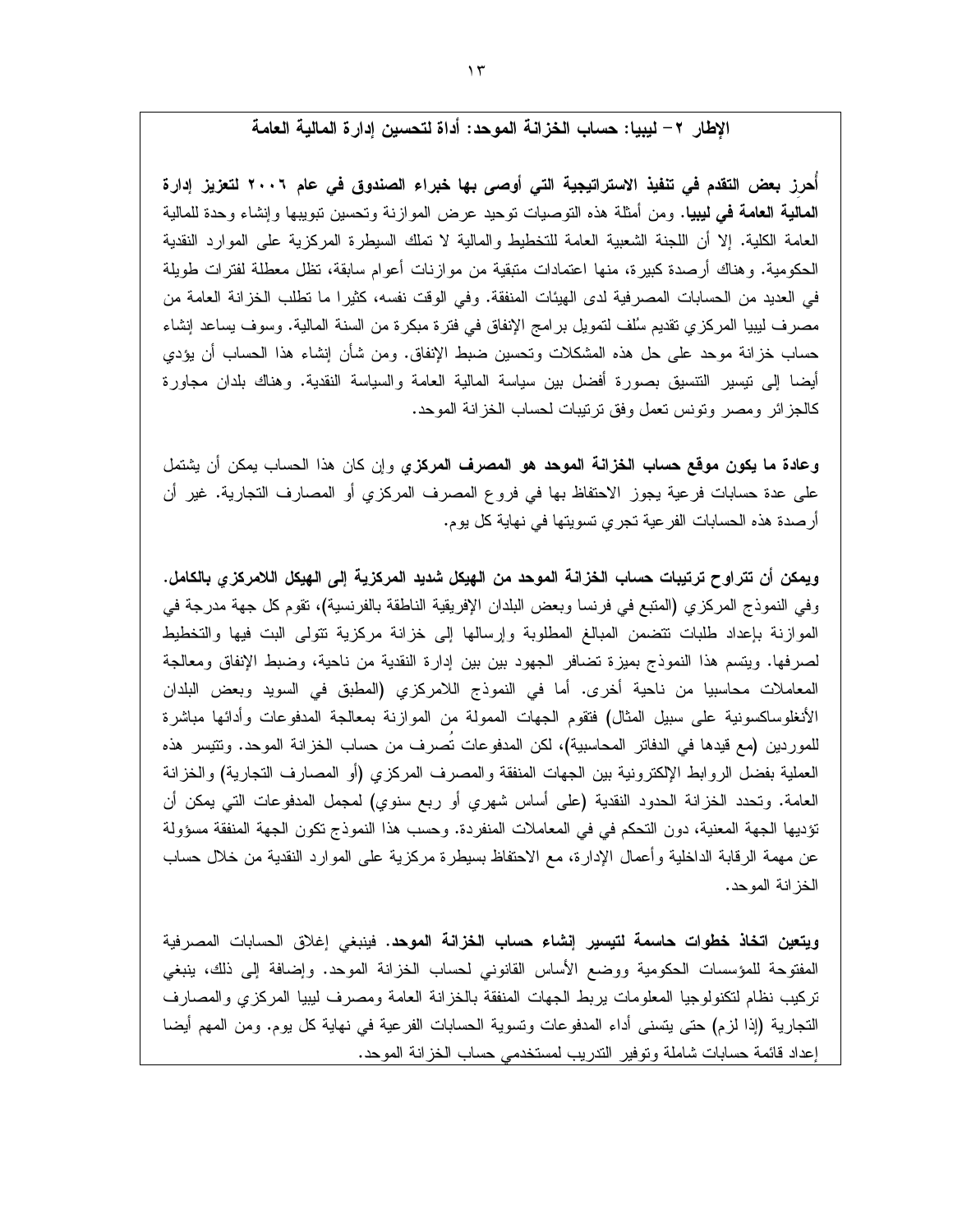### الإطار ٢– ليبيا: حساب الخزانة الموحد: أداة لتحسين إدارة المالية العامة

**أُحرز بعض التقدم في تنفيذ الاستراتيجية التي أوصى بها خبراء الصندوق في عام ٢٠٠٦ لتعزيز إدارة المالية العامة في ليبيا.** ومن أمثلة هذه التوصيات توحيد عرض الموازنة وتحسين تبويبها وإنشاء وحدة للمالية العامة الكلية. إلا أن اللجنة الشعبية العامة للتخطيط والمالية لا تملك السيطرة المركزية على الموارد النقدية الحكومية. وهناك أرصدة كبيرة، منها اعتمادات متبقية من موازنات أعوام سابقة، تظل معطلة لفترات طويلة في العديد من الحسابات المصرفية لدى الهيئات المنفقة. وفي الوقت نفسه، كثيرا ما تطلب الخزانة العامة من مصرف ليبيا المركزي تقديم سُلف لتمويل برامج الإنفاق في فترة مبكرة من السنة المالية. وسوف يساعد إنشاء حساب خزانة موحد على حل هذه المشكلات وتحسين ضبط الإنفاق. ومن شأن إنشاء هذا الحساب أن يؤدي أيضا إلى تيسير التنسيق بصورة أفضل بين سياسة المالية العامة والسياسة النقدية. وهناك بلدان مجاورة كالجزائر ومصر وتونس تعمل وفق ترتيبات لحساب الخزانة الموحد.

**وعادة ما يكون موقع حساب الخزانة الموحد هو المصرف المركزي** وإن كان هذا الحساب يمكن أن يشتمل على عدة حسابات فرعية يجوز الاحتفاظ بها في فروع المصرف المركزي أو المصارف التجارية. غير أن أرصدة هذه الحسابات الفرعية تجري تسويتها في نهاية كل يوم.

**ويمكن أن تتراوح ترتيبات حساب الخزانة الموحد من الهيكل شديد المركزية إلى الهيكل اللامركزي بالكامل.** وفي النموذج المركزي (المتبع في فرنسا وبعض البلدان الإفريقية الناطقة بالفرنسية)، تقوم كل جهة مدرجة في الموازنة بإعداد طلبات تتضمن المبالغ المطلوبة وإرسالها إلى خزانة مركزية تتولى البت فيها والتخطيط لصرفها. ويتسم هذا النموذج بميزة تضافر الجهود بين بين إدارة النقدية من ناحية، وضبط الإنفاق ومعالجة المعاملات محاسبيا من ناحية أخرى. أما في النموذج اللامركزي (المطبق في السويد وبعض البلدان الأنغلوساكسونية على سبيل المثال) فتقوم الجهات الممولة من الموازنة بمعالجة المدفوعات وأدائها مباشرة للموردين (مع قيدها في الدفاتر المحاسبية)، لكن المدفوعات تُصرف من حساب الخزانة الموحد. وتتيسر هذه العملية بفضل الروابط الإلكترونية بين الجهات المنفقة والمصرف المركزي (أو المصارف التجارية) والخزانة العامة. وتحدد الخزانة الحدود النقدية (على أساس شهري أو ربع سنوي) لمجمل المدفوعات التي يمكن أن تؤديها الجهة المعنية، دون التحكم في في المعاملات المنفردة. وحسب هذا النموذج تكون الجهة المنفقة مسؤولة عن مهمة الرقابة الداخلية وأعمال الإدارة، مع الاحتفاظ بسيطرة مركزية على الموارد النقدية من خلال حساب الخزانة الموحد.

**ويتعين اتخاذ خطوات حاسمة لتيسير إنشاء حساب الخزانة الموحد.** فينبغي إغلاق الحسابات المصرفية المفتوحة للمؤسسات الحكومية ووضع الأساس القانوني لحساب الخزانة الموحد. وإضافة إلى ذلك، ينبغي تركيب نظام لتكنولوجيا المعلومات يربط الجهات المنفقة بالخزانة العامة ومصرف ليبيا المركزي والمصارف التجارية (إذا لزم) حتى يتسنى أداء المدفوعات وتسوية الحسابات الفرعية في نهاية كل يوم. ومن المهم أيضا إعداد قائمة حسابات شاملة وتوفير التدريب لمستخدمي حساب الخزانة الموحد.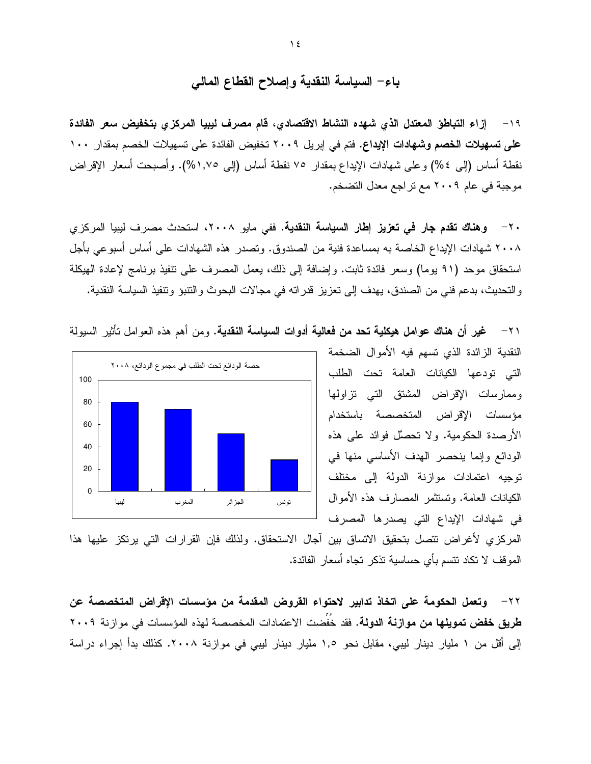## باء- السياسة النقدية وإصلاح القطاع المالي

١٩- **إزاء التباطؤ المعتدل الذي شهده النشاط الاقتصادي، قام مصرف ليبيا المركزي بتخفيض سعر الفائدة على تسهيلات الخصم وشهادات الإيداع.** فتم في إبريل ٢٠٠٩ تخفيض الفائدة على تسهيلات الخصم بمقدار ١٠٠ نقطة أساس (إلى ٤%) وعلى شهادات الإيداع بمقدار ٧٥ نقطة أساس (إلى ١,٧٥%). وأصبحت أسعار الإقراض موجبة في عام ٢٠٠٩ مع تراجع معدل التضخم.

٢٠- **وهناك تقدم جار في تعزيز إطار السياسة النقدية.** ففي مايو ٢٠٠٨، استحدث مصرف ليبيا المركزي ٢٠٠٨ شهادات الإيداع الخاصة به بمساعدة فنية من الصندوق. وتصدر هذه الشهادات على أساس أسبوعي بأجل استحقاق موحد (٩١ يوما) وسعر فائدة ثابت. وإضافة إلى ذلك، يعمل المصرف على تنفيذ برنامج لإعادة الهيكلة والتحديث، بدعم فني من الصندق، يهدف إلى تعزيز قدراته في مجالات البحوث والتنبؤ وتنفيذ السياسة النقدية.

٢١- **غير أن هناك عوامل هيكلية تحد من فعالية أدوات السياسة النقدية.** ومن أهم هذه العوامل تأثير السيولة النقدية الزائدة الذي تسهم فيه الأموال الضخمة التي تودعها الكيانات العامة تحت الطلب وممارسات الإقراض المشتق التي تزاولها مؤسسات الإقراض المتخصصة باستخدام الأرصدة الحكومية. ولا تحصَّل فوائد على هذه الودائع وإنما ينحصر الهدف الأساسي منها في توجيه اعتمادات موازنة الدولة إلى مختلف الكيانات العامة. وتستثمر المصارف هذه الأموال في شهادات الإيداع التي يصدرها المصرف المركزي لأغراض تتصل بتحقيق الاتساق بين آجال الاستحقاق. ولذلك فإن القرارات التي يرتكز عليها هذا الموقف لا تكاد تتسم بأي حساسية تذكر تجاه أسعار الفائدة.

حصة الودائع تحت الطلب في مجموع الودائع، ٢٠٠٨

| ليبيا | المغرب | الجزائر | تونس |
|---|---|---|---|
| ~80 | ~74 | ~52 | ~29 |

٢٢- **وتعمل الحكومة على اتخاذ تدابير لاحتواء القروض المقدمة من مؤسسات الإقراض المتخصصة عن طريق خفض تمويلها من موازنة الدولة.** فقد خُفِّضت الاعتمادات المخصصة لهذه المؤسسات في موازنة ٢٠٠٩ إلى أقل من ١ مليار دينار ليبي، مقابل نحو ١,٥ مليار دينار ليبي في موازنة ٢٠٠٨. كذلك بدأ إجراء دراسة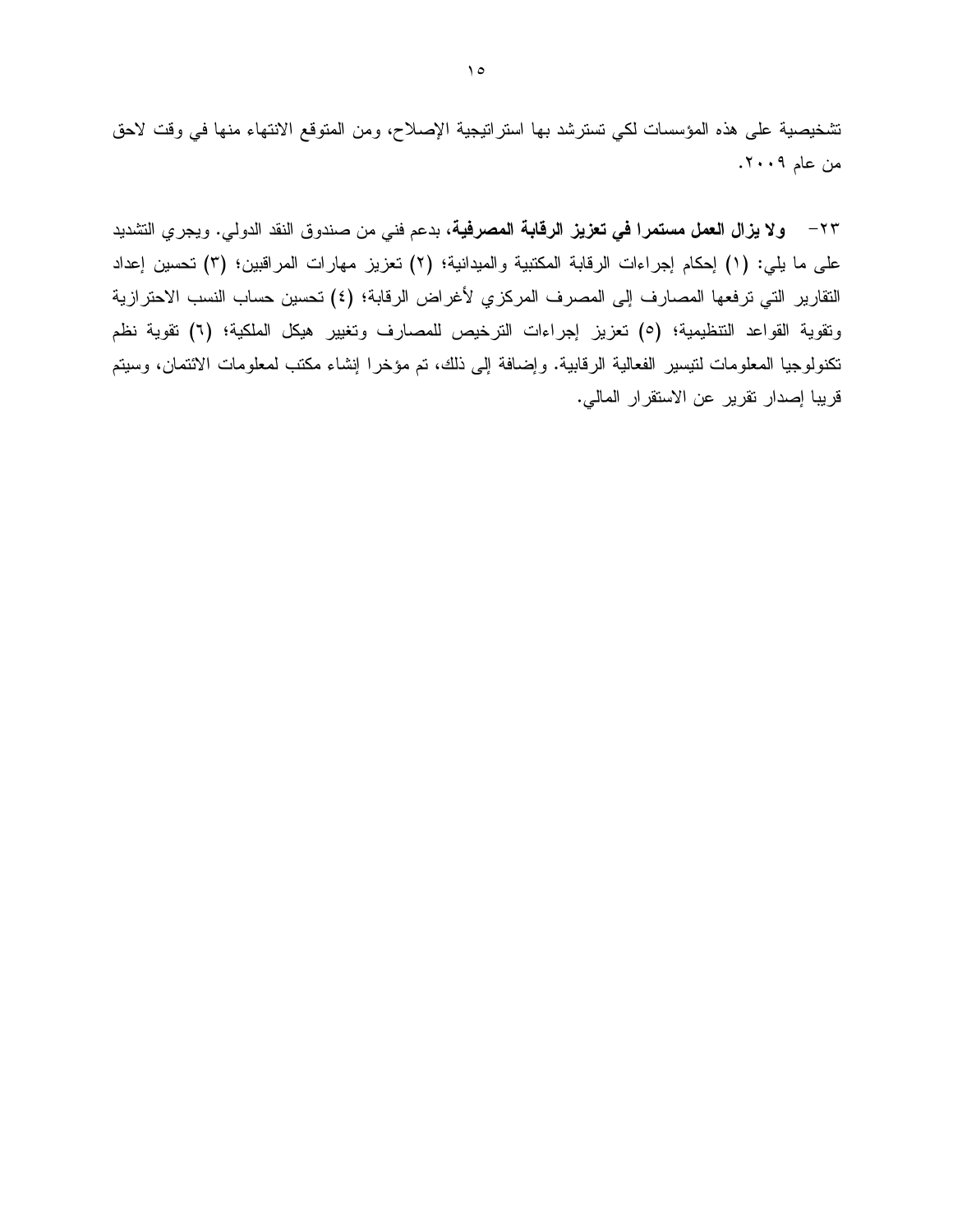تشخيصية على هذه المؤسسات لكي تسترشد بها استراتيجية الإصلاح، ومن المتوقع الانتهاء منها في وقت لاحق من عام ٢٠٠٩.

٢٣- **ولا يزال العمل مستمرا في تعزيز الرقابة المصرفية**، بدعم فني من صندوق النقد الدولي. ويجري التشديد على ما يلي: (١) إحكام إجراءات الرقابة المكتبية والميدانية؛ (٢) تعزيز مهارات المراقبين؛ (٣) تحسين إعداد التقارير التي ترفعها المصارف إلى المصرف المركزي لأغراض الرقابة؛ (٤) تحسين حساب النسب الاحترازية وتقوية القواعد التنظيمية؛ (٥) تعزيز إجراءات الترخيص للمصارف وتغيير هيكل الملكية؛ (٦) تقوية نظم تكنولوجيا المعلومات لتيسير الفعالية الرقابية. وإضافة إلى ذلك، تم مؤخرا إنشاء مكتب لمعلومات الائتمان، وسيتم قريبا إصدار تقرير عن الاستقرار المالي.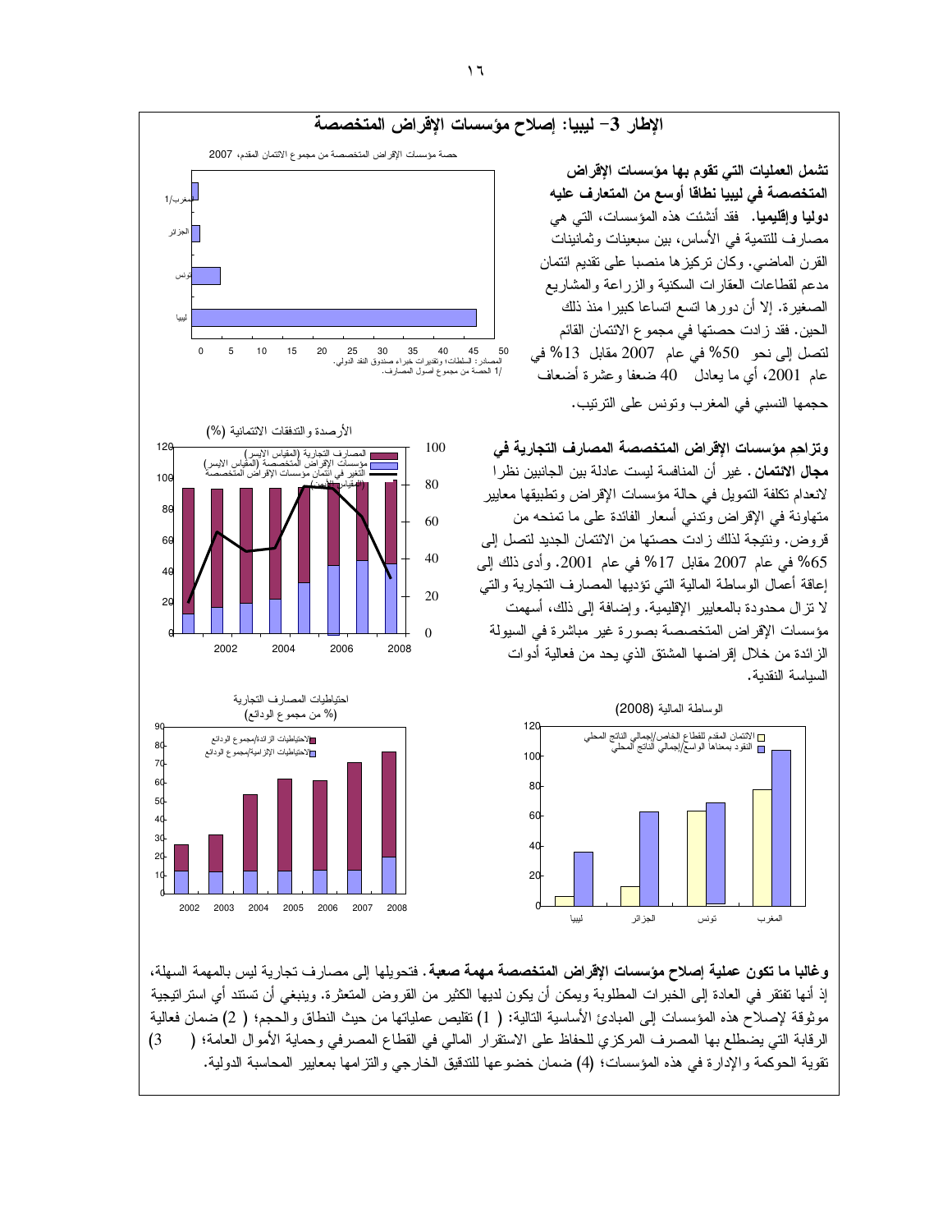## الإطار 3– ليبيا: إصلاح مؤسسات الإقراض المتخصصة

**تشمل العمليات التي تقوم بها مؤسسات الإقراض المتخصصة في ليبيا نطاقا أوسع من المتعارف عليه دوليا وإقليميا.** فقد أنشئت هذه المؤسسات، التي هي مصارف للتنمية في الأساس، بين سبعينات وثمانينات القرن الماضي. وكان تركيزها منصبا على تقديم ائتمان مدعم لقطاعات العقارات السكنية والزراعة والمشاريع الصغيرة. إلا أن دورها اتسع اتساعا كبيرا منذ ذلك الحين. فقد زادت حصتها في مجموع الائتمان القائم لتصل إلى نحو 50% في عام 2007 مقابل 13% في عام 2001، أي ما يعادل 40 ضعفا وعشرة أضعاف حجمها النسبي في المغرب وتونس على الترتيب.

حصة مؤسسات الإقراض المتخصصة من مجموع الائتمان المقدم، 2007

المصادر: السلطات؛ وتقديرات خبراء صندوق النقد الدولي.
1/ الحصة من مجموع أصول المصارف.

**وتزاحم مؤسسات الإقراض المتخصصة المصارف التجارية في مجال الائتمان.** غير أن المنافسة ليست عادلة بين الجانبين نظرا لانعدام تكلفة التمويل في حالة مؤسسات الإقراض وتطبيقها معايير متهاونة في الإقراض وتدني أسعار الفائدة على ما تمنحه من قروض. ونتيجة لذلك زادت حصتها من الائتمان الجديد لتصل إلى 65% في عام 2007 مقابل 17% في عام 2001. وأدى ذلك إلى إعاقة أعمال الوساطة المالية التي تؤديها المصارف التجارية والتي لا تزال محدودة بالمعايير الإقليمية. وإضافة إلى ذلك، أسهمت مؤسسات الإقراض المتخصصة بصورة غير مباشرة في السيولة الزائدة من خلال إقراضها المشتق الذي يحد من فعالية أدوات السياسة النقدية.

الأرصدة والتدفقات الائتمانية (%)

الوساطة المالية (2008)

احتياطيات المصارف التجارية (% من مجموع الودائع)

**وغالبا ما تكون عملية إصلاح مؤسسات الإقراض المتخصصة مهمة صعبة.** فتحويلها إلى مصارف تجارية ليس بالمهمة السهلة، إذ أنها تفتقر في العادة إلى الخبرات المطلوبة ويمكن أن يكون لديها الكثير من القروض المتعثرة. وينبغي أن تستند أي استراتيجية موثوقة لإصلاح هذه المؤسسات إلى المبادئ الأساسية التالية: (1) تقليص عملياتها من حيث النطاق والحجم؛ (2) ضمان فعالية الرقابة التي يضطلع بها المصرف المركزي للحفاظ على الاستقرار المالي في القطاع المصرفي وحماية الأموال العامة؛ (3) تقوية الحوكمة والإدارة في هذه المؤسسات؛ (4) ضمان خضوعها للتدقيق الخارجي والتزامها بمعايير المحاسبة الدولية.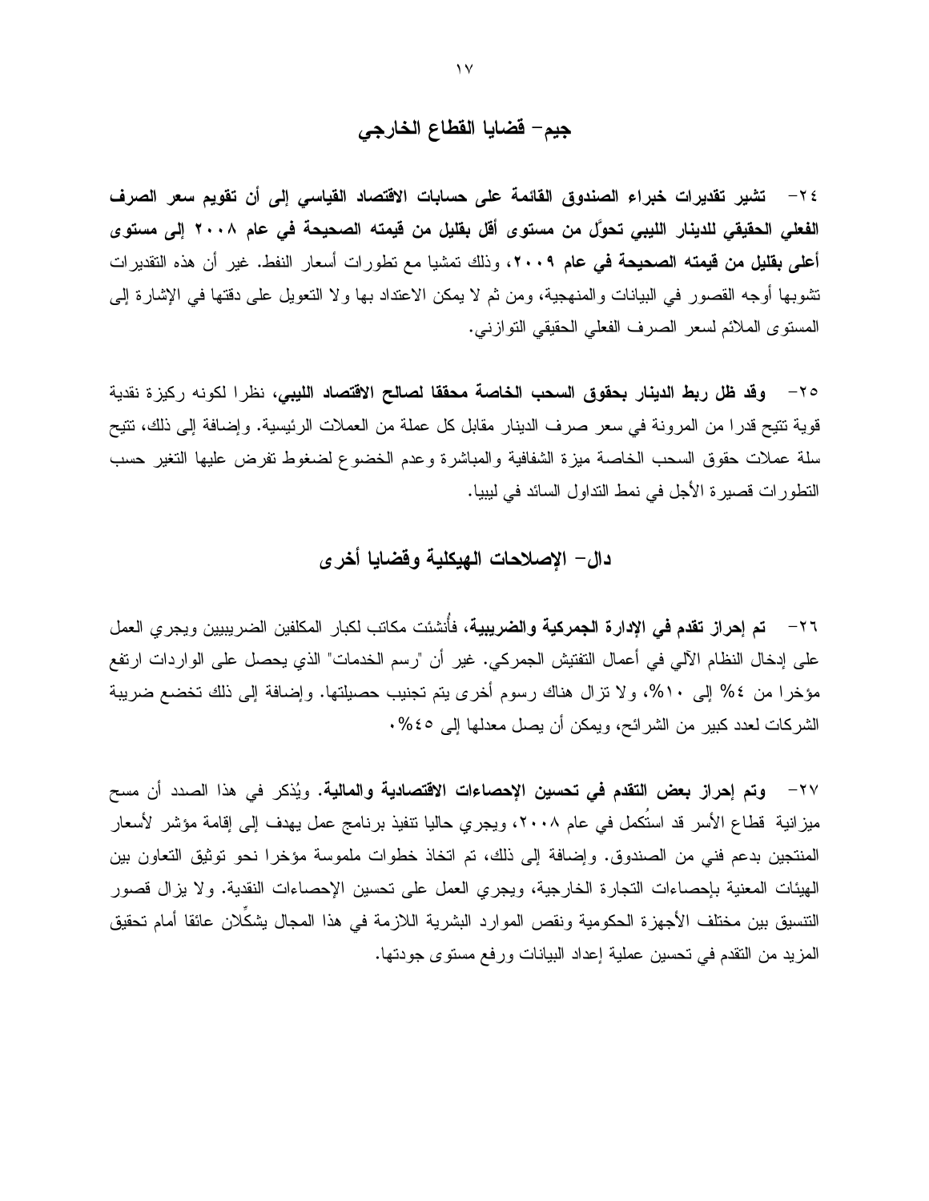## جيم– قضايا القطاع الخارجي

٢٤– **تشير تقديرات خبراء الصندوق القائمة على حسابات الاقتصاد القياسي إلى أن تقويم سعر الصرف الفعلي الحقيقي للدينار الليبي تحوّل من مستوى أقل بقليل من قيمته الصحيحة في عام ٢٠٠٨ إلى مستوى أعلى بقليل من قيمته الصحيحة في عام ٢٠٠٩**، وذلك تمشيا مع تطورات أسعار النفط. غير أن هذه التقديرات تشوبها أوجه القصور في البيانات والمنهجية، ومن ثم لا يمكن الاعتداد بها ولا التعويل على دقتها في الإشارة إلى المستوى الملائم لسعر الصرف الفعلي الحقيقي التوازني.

٢٥– **وقد ظل ربط الدينار بحقوق السحب الخاصة محققا لصالح الاقتصاد الليبي**، نظرا لكونه ركيزة نقدية قوية تتيح قدرا من المرونة في سعر صرف الدينار مقابل كل عملة من العملات الرئيسية. وإضافة إلى ذلك، تتيح سلة عملات حقوق السحب الخاصة ميزة الشفافية والمباشرة وعدم الخضوع لضغوط تفرض عليها التغير حسب التطورات قصيرة الأجل في نمط التداول السائد في ليبيا.

## دال– الإصلاحات الهيكلية وقضايا أخرى

٢٦– **تم إحراز تقدم في الإدارة الجمركية والضريبية**، فأُنشئت مكاتب لكبار المكلفين الضريبيين ويجري العمل على إدخال النظام الآلي في أعمال التفتيش الجمركي. غير أن "رسم الخدمات" الذي يحصل على الواردات ارتفع مؤخرا من ٤% إلى ١٠%، ولا تزال هناك رسوم أخرى يتم تجنيب حصيلتها. وإضافة إلى ذلك تخضع ضريبة الشركات لعدد كبير من الشرائح، ويمكن أن يصل معدلها إلى ٤٥%.

٢٧– **وتم إحراز بعض التقدم في تحسين الإحصاءات الاقتصادية والمالية**. ويُذكر في هذا الصدد أن مسح ميزانية قطاع الأسر قد استُكمل في عام ٢٠٠٨، ويجري حاليا تنفيذ برنامج عمل يهدف إلى إقامة مؤشر لأسعار المنتجين بدعم فني من الصندوق. وإضافة إلى ذلك، تم اتخاذ خطوات ملموسة مؤخرا نحو توثيق التعاون بين الهيئات المعنية بإحصاءات التجارة الخارجية، ويجري العمل على تحسين الإحصاءات النقدية. ولا يزال قصور التنسيق بين مختلف الأجهزة الحكومية ونقص الموارد البشرية اللازمة في هذا المجال يشكّلان عائقا أمام تحقيق المزيد من التقدم في تحسين عملية إعداد البيانات ورفع مستوى جودتها.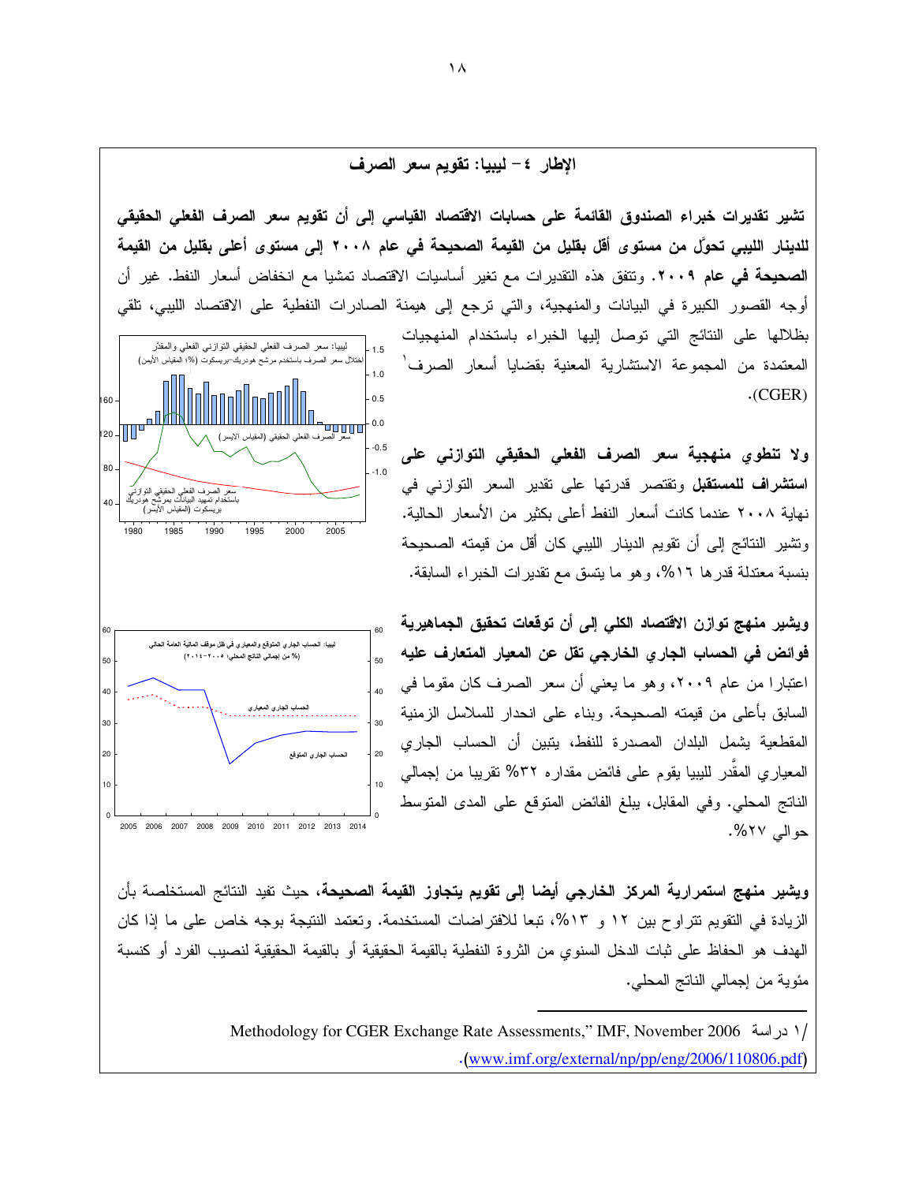## الإطار ٤ – ليبيا: تقويم سعر الصرف

**تشير تقديرات خبراء الصندوق القائمة على حسابات الاقتصاد القياسي إلى أن تقويم سعر الصرف الفعلي الحقيقي للدينار الليبي تحوَّل من مستوى أقل بقليل من القيمة الصحيحة في عام ٢٠٠٨ إلى مستوى أعلى بقليل من القيمة الصحيحة في عام ٢٠٠٩.** وتتفق هذه التقديرات مع تغير أساسيات الاقتصاد تمشيا مع انخفاض أسعار النفط. غير أن أوجه القصور الكبيرة في البيانات والمنهجية، والتي ترجع إلى هيمنة الصادرات النفطية على الاقتصاد الليبي، تلقي بظلالها على النتائج التي توصل إليها الخبراء باستخدام المنهجيات المعتمدة من المجموعة الاستشارية المعنية بقضايا أسعار الصرف[1] (CGER).

ليبيا: سعر الصرف الفعلي الحقيقي التوازني الفعلي والمقدَّر
اختلال سعر الصرف باستخدم مرشح هودريك–بريسكوت (%؛ المقياس الأيمن)
سعر الصرف الفعلي الحقيقي (المقياس الأيسر)
سعر الصرف الفعلي الحقيقي التوازني باستخدام تمهيد البيانات بمرشح هودريك–بريسكوت (المقياس الأيسر)

**ولا تنطوي منهجية سعر الصرف الفعلي الحقيقي التوازني على استشراف للمستقبل** وتقتصر قدرتها على تقدير السعر التوازني في نهاية ٢٠٠٨ عندما كانت أسعار النفط أعلى بكثير من الأسعار الحالية. وتشير النتائج إلى أن تقويم الدينار الليبي كان أقل من قيمته الصحيحة بنسبة معتدلة قدرها ١٦%، وهو ما يتسق مع تقديرات الخبراء السابقة.

ليبيا: الحساب الجاري المتوقع والمعياري في ظل موقف المالية العامة الحالي
(% من إجمالي الناتج المحلي، ٢٠٠٥–٢٠١٤)
الحساب الجاري المعياري
الحساب الجاري المتوقع

**ويشير منهج توازن الاقتصاد الكلي إلى أن توقعات تحقيق الجماهيرية فوائض في الحساب الجاري الخارجي تقل عن المعيار المتعارف عليه** اعتبارا من عام ٢٠٠٩، وهو ما يعني أن سعر الصرف كان مقوما في السابق بأعلى من قيمته الصحيحة. وبناء على انحدار للسلاسل الزمنية المقطعية يشمل البلدان المصدرة للنفط، يتبين أن الحساب الجاري المعياري المقدَّر لليبيا يقوم على فائض مقداره ٣٢% تقريبا من إجمالي الناتج المحلي. وفي المقابل، يبلغ الفائض المتوقع على المدى المتوسط حوالي ٢٧%.

**ويشير منهج استمرارية المركز الخارجي أيضا إلى تقويم يتجاوز القيمة الصحيحة،** حيث تفيد النتائج المستخلصة بأن الزيادة في التقويم تتراوح بين ١٢ و ١٣%، تبعا للافتراضات المستخدمة. وتعتمد النتيجة بوجه خاص على ما إذا كان الهدف هو الحفاظ على ثبات الدخل السنوي من الثروة النفطية بالقيمة الحقيقية أو بالقيمة الحقيقية لنصيب الفرد أو كنسبة مئوية من إجمالي الناتج المحلي.

---

[1] دراسة Methodology for CGER Exchange Rate Assessments," IMF, November 2006 (www.imf.org/external/np/pp/eng/2006/110806.pdf).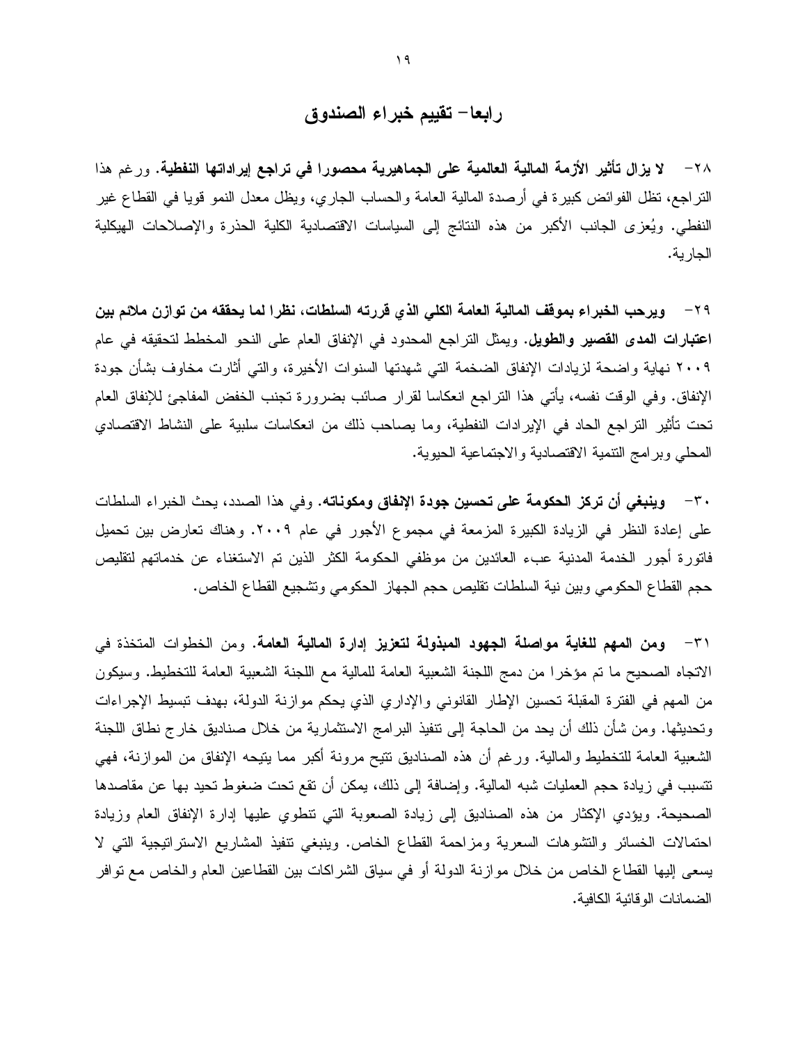## رابعا– تقييم خبراء الصندوق

٢٨– **لا يزال تأثير الأزمة المالية العالمية على الجماهيرية محصورا في تراجع إيراداتها النفطية.** ورغم هذا التراجع، تظل الفوائض كبيرة في أرصدة المالية العامة والحساب الجاري، ويظل معدل النمو قويا في القطاع غير النفطي. ويُعزى الجانب الأكبر من هذه النتائج إلى السياسات الاقتصادية الكلية الحذرة والإصلاحات الهيكلية الجارية.

٢٩– **ويرحب الخبراء بموقف المالية العامة الكلي الذي قررته السلطات، نظرا لما يحققه من توازن ملائم بين اعتبارات المدى القصير والطويل.** ويمثل التراجع المحدود في الإنفاق العام على النحو المخطط لتحقيقه في عام ٢٠٠٩ نهاية واضحة لزيادات الإنفاق الضخمة التي شهدتها السنوات الأخيرة، والتي أثارت مخاوف بشأن جودة الإنفاق. وفي الوقت نفسه، يأتي هذا التراجع انعكاسا لقرار صائب بضرورة تجنب الخفض المفاجئ للإنفاق العام تحت تأثير التراجع الحاد في الإيرادات النفطية، وما يصاحب ذلك من انعكاسات سلبية على النشاط الاقتصادي المحلي وبرامج التنمية الاقتصادية والاجتماعية الحيوية.

٣٠– **وينبغي أن تركز الحكومة على تحسين جودة الإنفاق ومكوناته.** وفي هذا الصدد، يحث الخبراء السلطات على إعادة النظر في الزيادة الكبيرة المزمعة في مجموع الأجور في عام ٢٠٠٩. وهناك تعارض بين تحميل فاتورة أجور الخدمة المدنية عبء العائدين من موظفي الحكومة الكثر الذين تم الاستغناء عن خدماتهم لتقليص حجم القطاع الحكومي وبين نية السلطات تقليص حجم الجهاز الحكومي وتشجيع القطاع الخاص.

٣١– **ومن المهم للغاية مواصلة الجهود المبذولة لتعزيز إدارة المالية العامة.** ومن الخطوات المتخذة في الاتجاه الصحيح ما تم مؤخرا من دمج اللجنة الشعبية العامة للمالية مع اللجنة الشعبية العامة للتخطيط. وسيكون من المهم في الفترة المقبلة تحسين الإطار القانوني والإداري الذي يحكم موازنة الدولة، بهدف تبسيط الإجراءات وتحديثها. ومن شأن ذلك أن يحد من الحاجة إلى تنفيذ البرامج الاستثمارية من خلال صناديق خارج نطاق اللجنة الشعبية العامة للتخطيط والمالية. ورغم أن هذه الصناديق تتيح مرونة أكبر مما يتيحه الإنفاق من الموازنة، فهي تتسبب في زيادة حجم العمليات شبه المالية. وإضافة إلى ذلك، يمكن أن تقع تحت ضغوط تحيد بها عن مقاصدها الصحيحة. ويؤدي الإكثار من هذه الصناديق إلى زيادة الصعوبة التي تنطوي عليها إدارة الإنفاق العام وزيادة احتمالات الخسائر والتشوهات السعرية ومزاحمة القطاع الخاص. وينبغي تنفيذ المشاريع الاستراتيجية التي لا يسعى إليها القطاع الخاص من خلال موازنة الدولة أو في سياق الشراكات بين القطاعين العام والخاص مع توافر الضمانات الوقائية الكافية.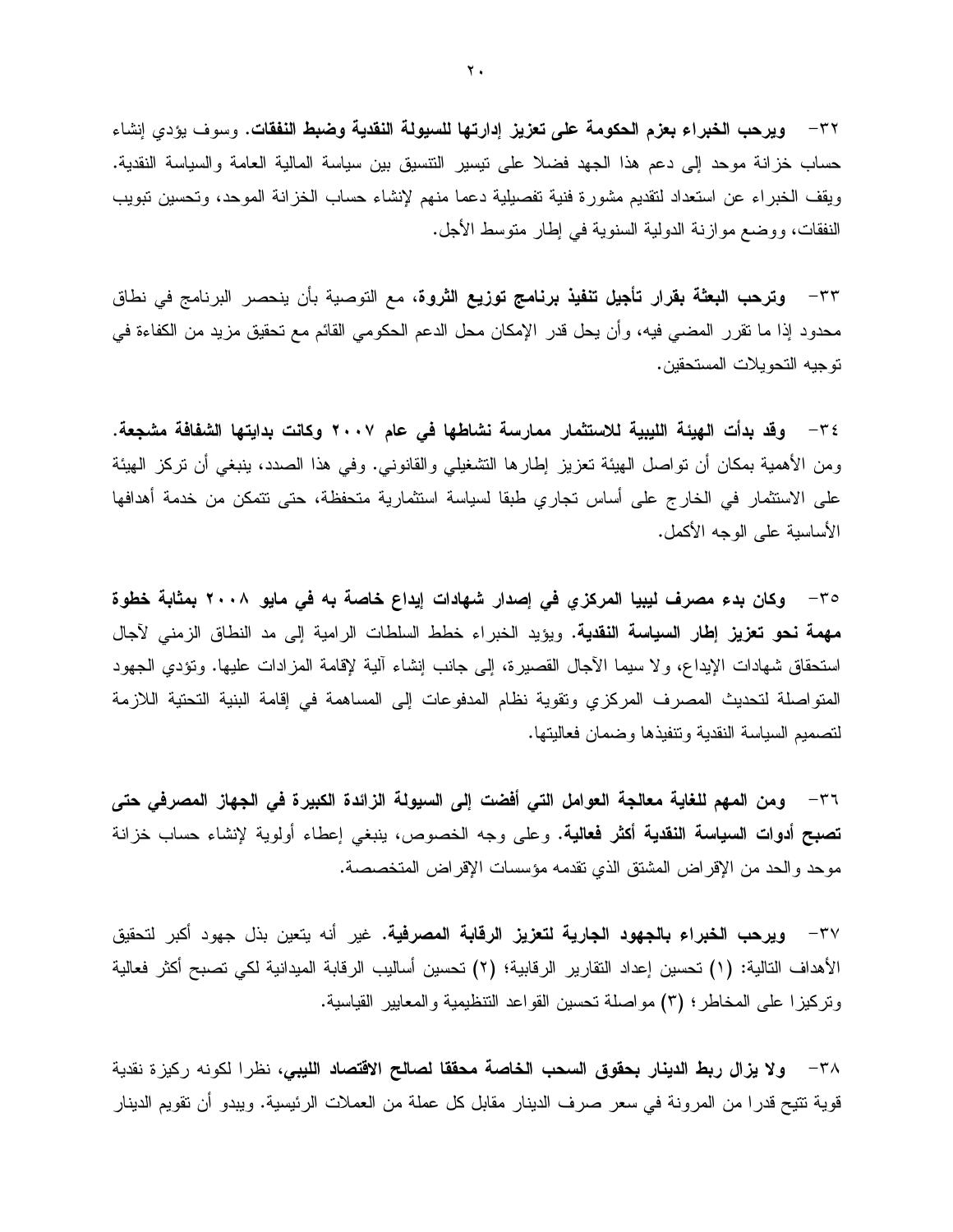٣٢- **ويرحب الخبراء بعزم الحكومة على تعزيز إدارتها للسيولة النقدية وضبط النفقات.** وسوف يؤدي إنشاء حساب خزانة موحد إلى دعم هذا الجهد فضلا على تيسير التنسيق بين سياسة المالية العامة والسياسة النقدية. ويقف الخبراء عن استعداد لتقديم مشورة فنية تفصيلية دعما منهم لإنشاء حساب الخزانة الموحد، وتحسين تبويب النفقات، ووضع موازنة الدولية السنوية في إطار متوسط الأجل.

٣٣- **وترحب البعثة بقرار تأجيل تنفيذ برنامج توزيع الثروة،** مع التوصية بأن ينحصر البرنامج في نطاق محدود إذا ما تقرر المضي فيه، وأن يحل قدر الإمكان محل الدعم الحكومي القائم مع تحقيق مزيد من الكفاءة في توجيه التحويلات المستحقين.

٣٤- **وقد بدأت الهيئة الليبية للاستثمار ممارسة نشاطها في عام ٢٠٠٧ وكانت بدايتها الشفافة مشجعة.** ومن الأهمية بمكان أن تواصل الهيئة تعزيز إطارها التشغيلي والقانوني. وفي هذا الصدد، ينبغي أن تركز الهيئة على الاستثمار في الخارج على أساس تجاري طبقا لسياسة استثمارية متحفظة، حتى تتمكن من خدمة أهدافها الأساسية على الوجه الأكمل.

٣٥- **وكان بدء مصرف ليبيا المركزي في إصدار شهادات إيداع خاصة به في مايو ٢٠٠٨ بمثابة خطوة مهمة نحو تعزيز إطار السياسة النقدية.** ويؤيد الخبراء خطط السلطات الرامية إلى مد النطاق الزمني لآجال استحقاق شهادات الإيداع، ولا سيما الآجال القصيرة، إلى جانب إنشاء آلية لإقامة المزادات عليها. وتؤدي الجهود المتواصلة لتحديث المصرف المركزي وتقوية نظام المدفوعات إلى المساهمة في إقامة البنية التحتية اللازمة لتصميم السياسة النقدية وتنفيذها وضمان فعاليتها.

٣٦- **ومن المهم للغاية معالجة العوامل التي أفضت إلى السيولة الزائدة الكبيرة في الجهاز المصرفي حتى تصبح أدوات السياسة النقدية أكثر فعالية.** وعلى وجه الخصوص، ينبغي إعطاء أولوية لإنشاء حساب خزانة موحد والحد من الإقراض المشتق الذي تقدمه مؤسسات الإقراض المتخصصة.

٣٧- **ويرحب الخبراء بالجهود الجارية لتعزيز الرقابة المصرفية.** غير أنه يتعين بذل جهود أكبر لتحقيق الأهداف التالية: (١) تحسين إعداد التقارير الرقابية؛ (٢) تحسين أساليب الرقابة الميدانية لكي تصبح أكثر فعالية وتركيزا على المخاطر؛ (٣) مواصلة تحسين القواعد التنظيمية والمعايير القياسية.

٣٨- **ولا يزال ربط الدينار بحقوق السحب الخاصة محققا لصالح الاقتصاد الليبي،** نظرا لكونه ركيزة نقدية قوية تتيح قدرا من المرونة في سعر صرف الدينار مقابل كل عملة من العملات الرئيسية. ويبدو أن تقويم الدينار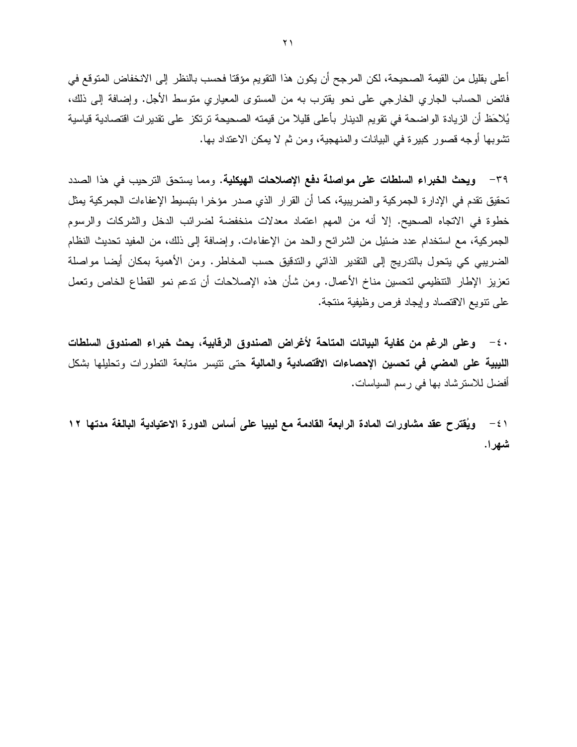أعلى بقليل من القيمة الصحيحة، لكن المرجح أن يكون هذا التقويم مؤقتا فحسب بالنظر إلى الانخفاض المتوقع في فائض الحساب الجاري الخارجي على نحو يقترب به من المستوى المعياري متوسط الأجل. وإضافة إلى ذلك، يُلاحَظ أن الزيادة الواضحة في تقويم الدينار بأعلى قليلا من قيمته الصحيحة ترتكز على تقديرات اقتصادية قياسية تشوبها أوجه قصور كبيرة في البيانات والمنهجية، ومن ثم لا يمكن الاعتداد بها.

٣٩- **ويحث الخبراء السلطات على مواصلة دفع الإصلاحات الهيكلية.** ومما يستحق الترحيب في هذا الصدد تحقيق تقدم في الإدارة الجمركية والضريبية، كما أن القرار الذي صدر مؤخرا بتبسيط الإعفاءات الجمركية يمثل خطوة في الاتجاه الصحيح. إلا أنه من المهم اعتماد معدلات منخفضة لضرائب الدخل والشركات والرسوم الجمركية، مع استخدام عدد ضئيل من الشرائح والحد من الإعفاءات. وإضافة إلى ذلك، من المفيد تحديث النظام الضريبي كي يتحول بالتدريج إلى التقدير الذاتي والتدقيق حسب المخاطر. ومن الأهمية بمكان أيضا مواصلة تعزيز الإطار التنظيمي لتحسين مناخ الأعمال. ومن شأن هذه الإصلاحات أن تدعم نمو القطاع الخاص وتعمل على تنويع الاقتصاد وإيجاد فرص وظيفية منتجة.

٤٠- **وعلى الرغم من كفاية البيانات المتاحة لأغراض الصندوق الرقابية، يحث خبراء الصندوق السلطات الليبية على المضي في تحسين الإحصاءات الاقتصادية والمالية** حتى تتيسر متابعة التطورات وتحليلها بشكل أفضل للاسترشاد بها في رسم السياسات.

٤١- **ويُقترح عقد مشاورات المادة الرابعة القادمة مع ليبيا على أساس الدورة الاعتيادية البالغة مدتها ١٢ شهرا.**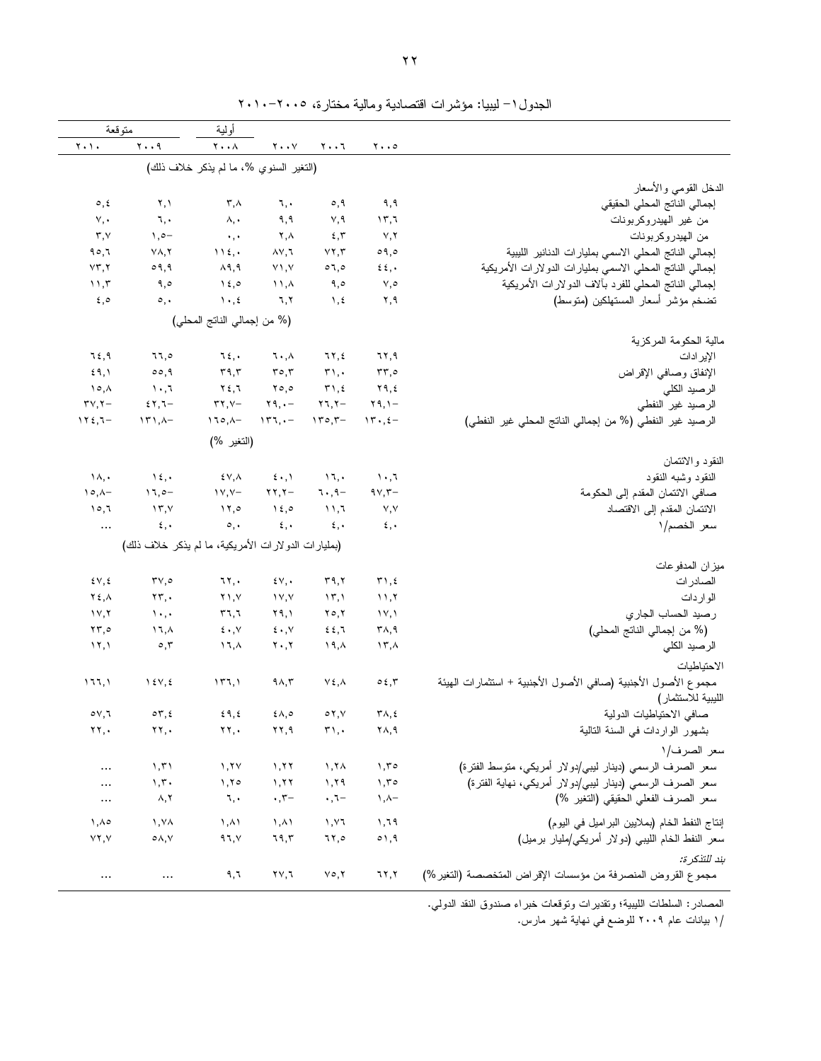الجدول١– ليبيا: مؤشرات اقتصادية ومالية مختارة، ٢٠٠٥–٢٠١٠

| | ٢٠٠٥ | ٢٠٠٦ | ٢٠٠٧ | ٢٠٠٨ أولية | ٢٠٠٩ متوقعة | ٢٠١٠ متوقعة |
|---|---|---|---|---|---|---|
| | (التغير السنوي %، ما لم يذكر خلاف ذلك) | | | | | |
| **الدخل القومي والأسعار** | | | | | | |
| إجمالي الناتج المحلي الحقيقي | ٩,٩ | ٥,٩ | ٦,٠ | ٣,٨ | ٢,١ | ٥,٤ |
| من غير الهيدروكربونات | ١٣,٦ | ٧,٩ | ٩,٩ | ٨,٠ | ٦,٠ | ٧,٠ |
| من الهيدروكربونات | ٧,٢ | ٤,٣ | ٢,٨ | ٠,٠ | ١,٥– | ٣,٧ |
| إجمالي الناتج المحلي الاسمي بمليارات الدنانير الليبية | ٥٩,٥ | ٧٢,٣ | ٨٧,٦ | ١١٤,٠ | ٧٨,٢ | ٩٥,٦ |
| إجمالي الناتج المحلي الاسمي بمليارات الدولارات الأمريكية | ٤٤,٠ | ٥٦,٥ | ٧١,٧ | ٨٩,٩ | ٥٩,٩ | ٧٣,٢ |
| إجمالي الناتج المحلي للفرد بآلاف الدولارات الأمريكية | ٧,٥ | ٩,٥ | ١١,٨ | ١٤,٥ | ٩,٥ | ١١,٣ |
| تضخم مؤشر أسعار المستهلكين (متوسط) | ٢,٩ | ١,٤ | ٦,٢ | ١٠,٤ | ٥,٠ | ٤,٥ |
| | (% من إجمالي الناتج المحلي) | | | | | |
| **مالية الحكومة المركزية** | | | | | | |
| الإيرادات | ٦٢,٩ | ٦٢,٤ | ٦٠,٨ | ٦٤,٠ | ٦٦,٥ | ٦٤,٩ |
| الإنفاق وصافي الإقراض | ٣٣,٥ | ٣١,٠ | ٣٥,٣ | ٣٩,٣ | ٥٥,٩ | ٤٩,١ |
| الرصيد الكلي | ٢٩,٤ | ٣١,٤ | ٢٥,٥ | ٢٤,٦ | ١٠,٦ | ١٥,٨ |
| الرصيد غير النفطي | ٢٩,١– | ٢٦,٢– | ٢٩,٠– | ٣٢,٧– | ٤٢,٦– | ٣٧,٢– |
| الرصيد غير النفطي (% من إجمالي الناتج المحلي غير النفطي) | ١٣٠,٤– | ١٣٥,٣– | ١٣٦,٠– | ١٦٥,٨– | ١٣١,٨– | ١٢٤,٦– |
| | (التغير %) | | | | | |
| **النقود والائتمان** | | | | | | |
| النقود وشبه النقود | ١٠,٦ | ١٦,٠ | ٤٠,١ | ٤٧,٨ | ١٤,٠ | ١٨,٠ |
| صافي الائتمان المقدم إلى الحكومة | ٩٧,٣– | ٦٠,٩– | ٢٢,٢– | ١٧,٧– | ١٦,٥– | ١٥,٨– |
| الائتمان المقدم إلى الاقتصاد | ٧,٧ | ١١,٦ | ١٤,٥ | ١٢,٥ | ١٣,٧ | ١٥,٦ |
| سعر الخصم/١ | ٤,٠ | ٤,٠ | ٤,٠ | ٥,٠ | ٤,٠ | ... |
| | (بمليارات الدولارات الأمريكية، ما لم يذكر خلاف ذلك) | | | | | |
| **ميزان المدفوعات** | | | | | | |
| الصادرات | ٣١,٤ | ٣٩,٢ | ٤٧,٠ | ٦٢,٠ | ٣٧,٥ | ٤٧,٤ |
| الواردات | ١١,٢ | ١٣,١ | ١٧,٧ | ٢١,٧ | ٢٣,٠ | ٢٤,٨ |
| رصيد الحساب الجاري | ١٧,١ | ٢٥,٢ | ٢٩,١ | ٣٦,٦ | ١٠,٠ | ١٧,٢ |
| (% من إجمالي الناتج المحلي) | ٣٨,٩ | ٤٤,٦ | ٤٠,٧ | ٤٠,٧ | ١٦,٨ | ٢٣,٥ |
| الرصيد الكلي | ١٣,٨ | ١٩,٨ | ٢٠,٢ | ١٦,٨ | ٥,٣ | ١٢,١ |
| **الاحتياطيات** | | | | | | |
| مجموع الأصول الأجنبية (صافي الأصول الأجنبية + استثمارات الهيئة الليبية للاستثمار) | ٥٤,٣ | ٧٤,٨ | ٩٨,٣ | ١٣٦,١ | ١٤٧,٤ | ١٦٦,١ |
| صافي الاحتياطيات الدولية | ٣٨,٤ | ٥٢,٧ | ٤٨,٥ | ٤٩,٤ | ٥٣,٤ | ٥٧,٦ |
| بشهور الواردات في السنة التالية | ٢٨,٩ | ٣١,٠ | ٢٢,٩ | ٢٢,٠ | ٢٢,٠ | ٢٢,٠ |
| **سعر الصرف/١** | | | | | | |
| سعر الصرف الرسمي (دينار ليبي/دولار أمريكي، متوسط الفترة) | ١,٣٥ | ١,٢٨ | ١,٢٢ | ١,٢٧ | ١,٣١ | ... |
| سعر الصرف الرسمي (دينار ليبي/دولار أمريكي، نهاية الفترة) | ١,٣٥ | ١,٢٩ | ١,٢٢ | ١,٢٥ | ١,٣٠ | ... |
| سعر الصرف الفعلي الحقيقي (التغير %) | ١,٨– | ٠,٦– | ٠,٣– | ٦,٠ | ٨,٢ | ... |
| إنتاج النفط الخام (بملايين البراميل في اليوم) | ١,٦٩ | ١,٧٦ | ١,٨١ | ١,٨١ | ١,٧٨ | ١,٨٥ |
| سعر النفط الخام الليبي (دولار أمريكي/مليار برميل) | ٥١,٩ | ٦٢,٥ | ٦٩,٣ | ٩٦,٧ | ٥٨,٧ | ٧٢,٧ |
| *بند للتذكرة:* | | | | | | |
| مجموع القروض المنصرفة من مؤسسات الإقراض المتخصصة (التغير%) | ٦٢,٢ | ٧٥,٢ | ٢٧,٦ | ٩,٦ | ... | ... |

المصادر: السلطات الليبية؛ وتقديرات وتوقعات خبراء صندوق النقد الدولي.

/١ بيانات عام ٢٠٠٩ للوضع في نهاية شهر مارس.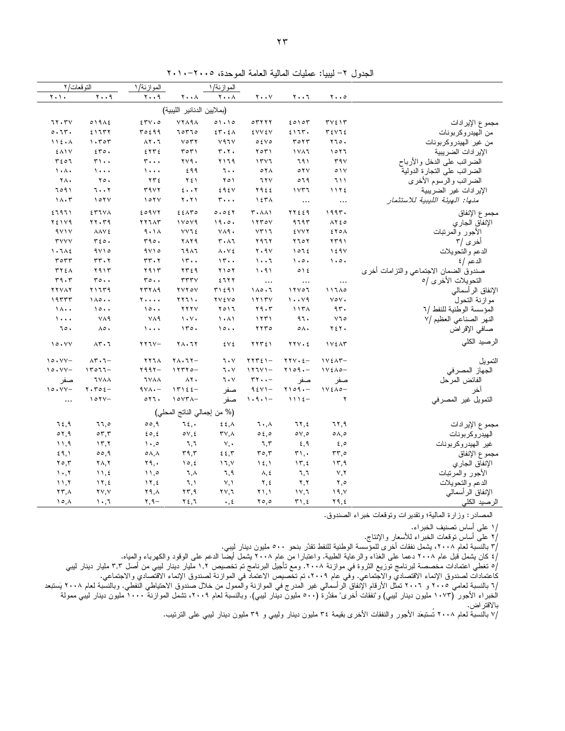الجدول ٢– ليبيا: عمليات المالية العامة الموحدة، ٢٠٠٥–٢٠١٠

| | ٢٠٠٥ | ٢٠٠٦ | ٢٠٠٧ | الموازنة/١ ٢٠٠٨ | ٢٠٠٨ | الموازنة/١ ٢٠٠٩ | التوقعات/٢ ٢٠٠٩ | التوقعات/٢ ٢٠١٠ |
|---|---|---|---|---|---|---|---|---|
| | (بملايين الدنانير الليبية) | | | | | | | |
| مجموع الإيرادات | ٣٧٤١٣ | ٤٥١٥٣ | ٥٣٢٢٢ | ٥١٠١٥ | ٧٢٨٩٨ | ٤٣٧٠٥ | ٥١٩٨٤ | ٦٢٠٣٧ |
| من الهيدروكربونات | ٣٤٧٦٤ | ٤١٦٣٠ | ٤٧٧٤٧ | ٤٣٠٤٨ | ٦٥٣٦٥ | ٣٥٤٩٩ | ٤١٦٣٢ | ٥٠٦٣٠ |
| من غير الهيدروكربونات | ٢٦٥٠ | ٣٥٢٣ | ٥٤٧٥ | ٧٩٦٧ | ٧٥٣٢ | ٨٢٠٦ | ١٠٣٥٣ | ١١٤٠٨ |
| الإيرادات الضريبية | ١٥٢٦ | ١٧٨٦ | ٢٥٣١ | ٣٠٢٠ | ٣٥٣١ | ٤٢٣٤ | ٤٣٥٠ | ٤٨١٧ |
| الضرائب على الدخل والأرباح | ٣٩٧ | ٦٩١ | ١٣٧٦ | ٢١٦٩ | ٢٧٩٠ | ٣٠٠٠ | ٣١٠٠ | ٣٤٥٦ |
| الضرائب على التجارة الدولية | ٥١٧ | ٥٢٧ | ٥٢٨ | ٦٠٠ | ٤٩٩ | ١٠٠٠ | ١٠٠٠ | ١٠٨٠ |
| الضرائب والرسوم الأخرى | ٦١١ | ٥٦٩ | ٦٢٧ | ٢٥١ | ٢٤١ | ٢٣٤ | ٢٥٠ | ٢٨٠ |
| الإيرادات غير الضريبية | ١١٢٤ | ١٧٣٦ | ٢٩٤٤ | ٤٩٤٧ | ٤٠٠٢ | ٣٩٧٢ | ٦٠٠٢ | ٦٥٩١ |
| *منها: الهيئة الليبية للاستثمار* | ... | ... | ١٤٣٨ | ٣٠٠٠ | ٢٠٢١ | ١٥٢٧ | ١٥٢٧ | ١٨٠٣ |
| مجموع الإنفاق | ١٩٩٣٠ | ٢٢٤٤٩ | ٣٠٨٨١ | ٥٠٥٤٢ | ٤٤٨٣٥ | ٤٥٩٧٢ | ٤٣٦٧٨ | ٤٦٩٦١ |
| الإنفاق الجاري | ٨٢٤٥ | ٩٦٩٣ | ١٢٣٥٧ | ١٩٠٥٠ | ١٧٥٧٩ | ٢٢٦٨٣ | ٢٢٠٣٩ | ٢٤١٧٩ |
| الأجور والمرتبات | ٤٢٥٨ | ٤٧٧٢ | ٧٣١٦ | ٧٨٩٠ | ٧٧٦٤ | ٩٠١٨ | ٨٨٧٤ | ٩٧١٧ |
| أخرى /٣ | ٢٣٩١ | ٢٦٥٢ | ٢٩٦٢ | ٣٠٨٦ | ٢٨٢٩ | ٣٩٥٠ | ٣٤٥٠ | ٣٧٧٧ |
| الدعم والتحويلات | ١٤٩٧ | ١٥٦٤ | ٢٠٩٧ | ٨٠٧٤ | ٦٩٨٦ | ٩٧١٥ | ٩٧١٥ | ١٠٦٨٤ |
| الدعم /٤ | ١٠٥٠ | ١٠٥٠ | ١٠٠٦ | ١٣٠٠ | ١٣٠٠ | ٣٣٠٢ | ٣٣٠٢ | ٣٥٣٣ |
| صندوق الضمان الاجتماعي والتزامات أخرى | | ٥١٤ | ١٠٩١ | ٢١٥٢ | ٢٣٤٩ | ٢٩١٣ | ٢٩١٣ | ٣٢٤٨ |
| التحويلات الأخرى /٥ | ... | ... | ... | ٤٦٢٢ | ٣٣٣٧ | ٣٥٠٠ | ٣٥٠٠ | ٣٩٠٣ |
| الإنفاق الرأسمالي | ١١٦٨٥ | ١٢٧٥٦ | ١٨٥٠٦ | ٣١٤٩١ | ٢٧٢٥٧ | ٢٣٢٨٩ | ٢١٦٣٩ | ٢٢٧٨٢ |
| موازنة التحول | ٧٥٧٠ | ١٠٠٧٩ | ١٢١٣٧ | ٢٧٤٧٥ | ٢٢٦١٠ | ٢٠٠٠٠ | ١٨٥٠٠ | ١٩٣٣٣ |
| المؤسسة الوطنية للنفط /٦ | ٩٣٠ | ١١٣٨ | ٢٩٠٣ | ٢٥١٦ | ٢٢٢٧ | ١٥٠٠ | ١٥٠٠ | ١٨٠٠ |
| النهر الصناعي العظيم /٧ | ٧٦٥ | ٩٦٠ | ١٢٣١ | ١٠٨١ | ١٠٧٠ | ٧٨٩ | ٧٨٩ | ١٠٠٠ |
| صافي الإقراض | ٢٤٢٠ | ٥٨٠ | ٢٢٣٥ | ١٥٠٠ | ١٣٥٠ | ١٠٠٠ | ٨٥٠ | ٦٥٠ |
| الرصيد الكلي | ١٧٤٨٣ | ٢٢٧٠٤ | ٢٢٣٤١ | ٤٧٤ | ٢٨٠٦٢ | ٢٢٦٧– | ٨٣٠٦ | ١٥٠٧٧ |
| التمويل | ١٧٤٨٣– | ٢٢٧٠٤– | ٢٢٣٤١– | ٦٠٧ | ٢٨٠٦٢– | ٢٢٦٨ | ٨٣٠٦– | ١٥٠٧٧– |
| الجهاز المصرفي | ١٧٤٨٥– | ٢١٥٩٠– | ١٢٦٧١– | ٦٠٧ | ١٢٣٢٥– | ٢٩٩٢– | ١٣٥٦٦– | ١٥٠٧٧– |
| الفائض المرحل | صفر | صفر | ٣٢٠٠– | ٦٠٧ | ٨٢٠ | ٦٧٨٨ | ٦٧٨٨ | صفر |
| آخر | ١٧٤٨٥– | ٢١٥٩٠– | ٩٤٧١– | صفر | ١٣١٤٤– | ٩٧٨٠– | ٢٠٣٥٤– | ١٥٠٧٧– |
| التمويل غير المصرفي | ٢ | ١١١٤– | ١٠٩٠١– | صفر | ١٥٧٣٨– | ٥٢٦٠ | ١٥٢٧– | ... |
| | (% من إجمالي الناتج المحلي) | | | | | | | |
| مجموع الإيرادات | ٦٢,٩ | ٦٢,٤ | ٦٠,٨ | ٤٤,٨ | ٦٤,٠ | ٥٥,٩ | ٦٦,٥ | ٦٤,٩ |
| الهيدروكربونات | ٥٨,٥ | ٥٧,٥ | ٥٤,٥ | ٣٧,٨ | ٥٧,٤ | ٤٥,٤ | ٥٣,٣ | ٥٢,٩ |
| غير الهيدروكربونات | ٤,٥ | ٤,٩ | ٦,٣ | ٧,٠ | ٦,٦ | ١٠,٥ | ١٣,٢ | ١١,٩ |
| مجموع الإنفاق | ٣٣,٥ | ٣١,٠ | ٣٥,٣ | ٤٤,٣ | ٣٩,٣ | ٥٨,٨ | ٥٥,٩ | ٤٩,١ |
| الإنفاق الجاري | ١٣,٩ | ١٣,٤ | ١٤,١ | ١٦,٧ | ١٥,٤ | ٢٩,٠ | ٢٨,٢ | ٢٥,٣ |
| الأجور والمرتبات | ٧,٢ | ٦,٦ | ٨,٤ | ٦,٩ | ٦,٨ | ١١,٥ | ١١,٤ | ١٠,٢ |
| الدعم والتحويلات | ٢,٥ | ٢,٢ | ٢,٤ | ٧,١ | ٦,١ | ١٢,٤ | ١٢,٤ | ١١,٢ |
| الإنفاق الرأسمالي | ١٩,٧ | ١٧,٦ | ٢١,١ | ٢٧,٦ | ٢٣,٩ | ٢٩,٨ | ٢٧,٧ | ٢٣,٨ |
| الرصيد الكلي | ٢٩,٤ | ٣١,٤ | ٢٥,٥ | ٠,٤ | ٢٤,٦ | ٢,٩– | ١٠,٦ | ١٥,٨ |

المصادر: وزارة المالية؛ وتقديرات وتوقعات خبراء الصندوق.

/١ على أساس تصنيف الخبراء.
/٢ على أساس توقعات الخبراء للأسعار والإنتاج.
/٣ بالنسبة لعام ٢٠٠٨، يشمل نفقات أخرى للمؤسسة الوطنية للنفط تقدَّر بنحو ٥٠٠ مليون دينار ليبي.
/٤ كان يشمل قبل عام ٢٠٠٨ دعما على الغذاء والرعاية الطبية. واعتبارا من عام ٢٠٠٨ يشمل أيضا الدعم على الوقود والكهرباء والمياه.
/٥ تغطي اعتمادات مخصصة لبرنامج توزيع الثروة في موازنة ٢٠٠٨. ومع تأجيل البرنامج تم تخصيص ١,٢ مليار دينار ليبي من أصل ٣,٣ مليار دينار ليبي كاعتمادات لصندوق الإنماء الاقتصادي والاجتماعي. وفي عام ٢٠٠٩، تم تخصيص الاعتماد في الموازنة لصندوق الإنماء الاقتصادي والاجتماعي.
/٦ بالنسبة لعامي ٢٠٠٥ و ٢٠٠٦ تمثل الأرقام الإنفاق الرأسمالي غير المدرج في الموازنة والممول من خلال صندوق الاحتياطي النفطي. وبالنسبة لعام ٢٠٠٨ يَستبعد الخبراء الأجور (١٠٧٣ مليون دينار ليبي) و"نفقات أخرى" مقدّرة (٥٠٠ مليون دينار ليبي). وبالنسبة لعام ٢٠٠٩، تشمل الموازنة ١٠٠٠ مليون دينار ليبي ممولة بالاقتراض.
/٧ بالنسبة لعام ٢٠٠٨ تُستبعَد الأجور والنفقات الأخرى بقيمة ٣٤ مليون دينار وليبي و ٣٩ مليون دينار ليبي على الترتيب.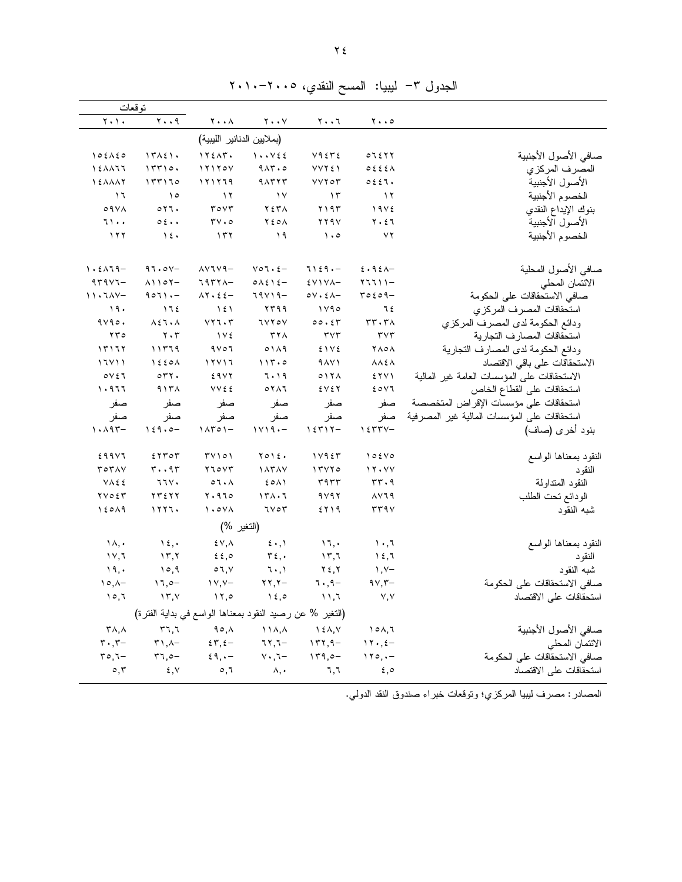## الجدول ٣– ليبيا: المسح النقدي، ٢٠٠٥–٢٠١٠

| | ٢٠٠٥ | ٢٠٠٦ | ٢٠٠٧ | ٢٠٠٨ | ٢٠٠٩ توقعات | ٢٠١٠ توقعات |
|---|---|---|---|---|---|---|
| | (بملايين الدنانير الليبية) | | | | | |
| صافي الأصول الأجنبية | ٥٦٤٢٢ | ٧٩٤٣٤ | ١٠٠٧٤٤ | ١٢٤٨٣٠ | ١٣٨٤١٠ | ١٥٤٨٤٥ |
| المصرف المركزي | ٥٤٤٤٨ | ٧٧٢٤١ | ٩٨٣٠٥ | ١٢١٢٥٧ | ١٣٣١٥٠ | ١٤٨٨٦٦ |
| الأصول الأجنبية | ٥٤٤٦٠ | ٧٧٢٥٣ | ٩٨٣٢٣ | ١٢١٢٦٩ | ١٣٣١٦٥ | ١٤٨٨٨٢ |
| الخصوم الأجنبية | ١٢ | ١٣ | ١٧ | ١٢ | ١٥ | ١٦ |
| بنوك الإيداع النقدي | ١٩٧٤ | ٢١٩٣ | ٢٤٣٨ | ٣٥٧٣ | ٥٢٦٠ | ٥٩٧٨ |
| الأصول الأجنبية | ٢٠٤٦ | ٢٢٩٧ | ٢٤٥٨ | ٣٧٠٥ | ٥٤٠٠ | ٦١٠٠ |
| الخصوم الأجنبية | ٧٢ | ١٠٥ | ١٩ | ١٣٢ | ١٤٠ | ١٢٢ |
| | | | | | | |
| صافي الأصول المحلية | –٤٠٩٤٨ | –٦١٤٩٠ | –٧٥٦٠٤ | –٨٧٦٧٩ | –٩٦٠٥٧ | –١٠٤٨٦٩ |
| الائتمان المحلي | –٢٦٦١١ | –٤٧١٧٨ | –٥٨٤١٤ | –٦٩٣٢٨ | –٨١١٥٢ | –٩٣٩٧٦ |
| صافي الاستحقاقات على الحكومة | –٣٥٤٥٩ | –٥٧٠٤٨ | –٦٩٧١٩ | –٨٢٠٤٤ | –٩٥٦١٠ | –١١٠٦٨٧ |
| استحقاقات المصرف المركزي | ٦٤ | ١٧٩٥ | ٢٣٩٩ | ١٤١ | ١٦٤ | ١٩٠ |
| ودائع الحكومة لدى المصرف المركزي | ٣٣٠٣٨ | ٥٥٠٤٣ | ٦٧٢٥٧ | ٧٢٦٠٣ | ٨٤٦٠٨ | ٩٧٩٥٠ |
| استحقاقات المصارف التجارية | ٣٧٣ | ٣٧٣ | ٣٢٨ | ١٧٤ | ٢٠٣ | ٢٣٥ |
| ودائع الحكومة لدى المصارف التجارية | ٢٨٥٨ | ٤١٧٤ | ٥١٨٩ | ٩٧٥٦ | ١١٣٦٩ | ١٣١٦٢ |
| الاستحقاقات على باقي الاقتصاد | ٨٨٤٨ | ٩٨٧١ | ١١٣٠٥ | ١٢٧١٦ | ١٤٤٥٨ | ١٦٧١١ |
| الاستحقاقات على المؤسسات العامة غير المالية | ٤٢٧١ | ٥١٢٨ | ٦٠١٩ | ٤٩٧٢ | ٥٣٢٠ | ٥٧٤٦ |
| استحقاقات على القطاع الخاص | ٤٥٧٦ | ٤٧٤٢ | ٥٢٨٦ | ٧٧٤٤ | ٩١٣٨ | ١٠٩٦٦ |
| استحقاقات على مؤسسات الإقراض المتخصصة | صفر | صفر | صفر | صفر | صفر | صفر |
| استحقاقات على المؤسسات المالية غير المصرفية | صفر | صفر | صفر | صفر | صفر | صفر |
| بنود أخرى (صاف) | –١٤٣٣٧ | –١٤٣١٢ | –١٧١٩٠ | –١٨٣٥١ | –١٤٩٠٥ | –١٠٨٩٣ |
| | | | | | | |
| النقود بمعناها الواسع | ١٥٤٧٥ | ١٧٩٤٣ | ٢٥١٤٠ | ٣٧١٥١ | ٤٢٣٥٣ | ٤٩٩٧٦ |
| النقود | ١٢٠٧٧ | ١٣٧٢٥ | ١٨٣٨٧ | ٢٦٥٧٣ | ٣٠٠٩٣ | ٣٥٣٨٧ |
| النقود المتداولة | ٣٣٠٩ | ٣٩٣٣ | ٤٥٨١ | ٥٦٠٨ | ٦٦٧٠ | ٧٨٤٤ |
| الودائع تحت الطلب | ٨٧٦٩ | ٩٧٩٢ | ١٣٨٠٦ | ٢٠٩٦٥ | ٢٣٤٢٢ | ٢٧٥٤٣ |
| شبه النقود | ٣٣٩٧ | ٤٢١٩ | ٦٧٥٣ | ١٠٥٧٨ | ١٢٢٦٠ | ١٤٥٨٩ |
| | (التغير %) | | | | | |
| النقود بمعناها الواسع | ١٠,٦ | ١٦,٠ | ٤٠,١ | ٤٧,٨ | ١٤,٠ | ١٨,٠ |
| النقود | ١٤,٦ | ١٣,٦ | ٣٤,٠ | ٤٤,٥ | ١٣,٢ | ١٧,٦ |
| شبه النقود | –١,٧ | ٢٤,٢ | ٦٠,١ | ٥٦,٧ | ١٥,٩ | ١٩,٠ |
| صافي الاستحقاقات على الحكومة | –٩٧,٣ | –٦٠,٩ | –٢٢,٢ | –١٧,٧ | –١٦,٥ | –١٥,٨ |
| استحقاقات على الاقتصاد | ٧,٧ | ١١,٦ | ١٤,٥ | ١٢,٥ | ١٣,٧ | ١٥,٦ |
| | (التغير % عن رصيد النقود بمعناها الواسع في بداية الفترة) | | | | | |
| صافي الأصول الأجنبية | ١٥٨,٦ | ١٤٨,٧ | ١١٨,٨ | ٩٥,٨ | ٣٦,٦ | ٣٨,٨ |
| الائتمان المحلي | –١٢٠,٤ | –١٣٢,٩ | –٦٢,٦ | –٤٣,٤ | –٣١,٨ | –٣٠,٣ |
| صافي الاستحقاقات على الحكومة | –١٢٥,٠ | –١٣٩,٥ | –٧٠,٦ | –٤٩,٠ | –٣٦,٥ | –٣٥,٦ |
| استحقاقات على الاقتصاد | ٤,٥ | ٦,٦ | ٨,٠ | ٥,٦ | ٤,٧ | ٥,٣ |

المصادر: مصرف ليبيا المركزي؛ وتوقعات خبراء صندوق النقد الدولي.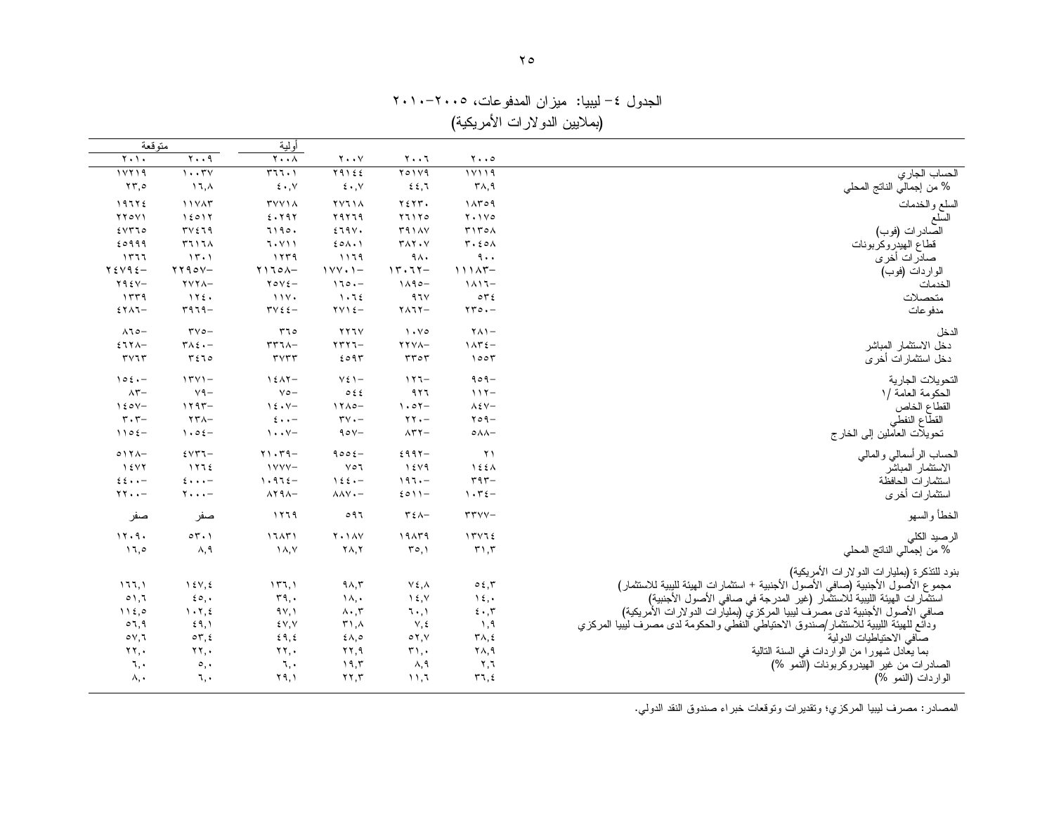الجدول ٤– ليبيا: ميزان المدفوعات، ٢٠٠٥–٢٠١٠
(بملايين الدولارات الأمريكية)

| | ٢٠٠٥ | ٢٠٠٦ | ٢٠٠٧ | أولية ٢٠٠٨ | متوقعة ٢٠٠٩ | ٢٠١٠ |
|---|---|---|---|---|---|---|
| الحساب الجاري | ١٧١١٩ | ٢٥١٧٩ | ٢٩١٤٤ | ٣٦٦٠١ | ١٠٠٣٧ | ١٧٢١٩ |
| % من إجمالي الناتج المحلي | ٣٨,٩ | ٤٤,٦ | ٤٠,٧ | ٤٠,٧ | ١٦,٨ | ٢٣,٥ |
| السلع والخدمات | ١٨٣٥٩ | ٢٤٢٣٠ | ٢٧٦١٨ | ٣٧٧١٨ | ١١٧٨٣ | ١٩٦٢٤ |
| السلع | ٢٠١٧٥ | ٢٦١٢٥ | ٢٩٢٦٩ | ٤٠٢٩٢ | ١٤٥١٢ | ٢٢٥٧١ |
| الصادرات (فوب) | ٣١٣٥٨ | ٣٩١٨٧ | ٤٦٩٧٠ | ٦١٩٥٠ | ٣٧٤٦٩ | ٤٧٢٦٥ |
| قطاع الهيدروكربونات | ٣٠٤٥٨ | ٣٨٢٠٧ | ٤٥٨٠١ | ٦٠٧١١ | ٣٦١٦٨ | ٤٥٩٩٩ |
| صادرات أخرى | ٩٠٠ | ٩٨٠ | ١١٦٩ | ١٢٣٩ | ١٣٠١ | ١٢٦٦ |
| الواردات (فوب) | ١١١٨٣– | ١٣٠٦٢– | ١٧٧٠١– | ٢١٦٥٨– | ٢٢٩٥٧– | ٢٤٦٩٤– |
| الخدمات | ١٨١٦– | ١٨٩٥– | ١٦٥٠– | ٢٥٧٤– | ٢٧٢٨– | ٢٩٤٧– |
| متحصلات | ٥٣٤ | ٩٦٧ | ١٠٦٤ | ١١٧٠ | ١٢٤٠ | ١٣٣٩ |
| مدفوعات | ٢٣٥٠– | ٢٨٦٢– | ٢٧١٤– | ٣٧٤٤– | ٣٩٦٩– | ٤٢٨٦– |
| الدخل | ٢٨١– | ١٠٧٥ | ٢٢٦٧ | ٣٦٥ | ٣٧٥– | ٨٦٥– |
| دخل الاستثمار المباشر | ١٨٣٤– | ٢٢٧٨– | ٢٣٢٦– | ٣٣٦٨– | ٣٨٤٠– | ٤٦٢٨– |
| دخل استثمارات أخرى | ١٥٥٣ | ٣٣٥٣ | ٤٥٩٣ | ٣٧٣٣ | ٣٤٦٥ | ٣٧٦٣ |
| التحويلات الجارية | ٩٥٩– | ١٢٦– | ٧٤١– | ١٤٨٢– | ١٣٧١– | ١٥٤٠– |
| الحكومة العامة /١ | ١١٢– | ٩٢٦ | ٥٤٤ | ٧٥– | ٧٩– | ٨٣– |
| القطاع الخاص | ٨٤٧– | ١٠٥٢– | ١٢٨٥– | ١٤٠٧– | ١٢٩٢– | ١٤٥٧– |
| القطاع النفطي | ٢٥٩– | ٢٢٠– | ٣٧٠– | ٤٠٠– | ٢٣٨– | ٣٠٣– |
| تحويلات العاملين إلى الخارج | ٥٨٨– | ٨٣٢– | ٩٥٧– | ١٠٠٧– | ١٠٥٤– | ١١٥٤– |
| الحساب الرأسمالي والمالي | ٢١ | ٤٩٩٢– | ٩٥٥٤– | ٢١٠٣٩– | ٤٧٣٦– | ٥١٢٨– |
| الاستثمار المباشر | ١٤٤٨ | ١٤٧٩ | ٧٥٦ | ١٧٧٧– | ١٢٦٤ | ١٤٧٢ |
| استثمارات الحافظة | ٣٩٣– | ١٩٦٠– | ١٤٤٠– | ١٠٩٦٤– | ٤٠٠٠– | ٤٤٠٠– |
| استثمارات أخرى | ١٠٣٤– | ٤٥١١– | ٨٨٧٠– | ٨٢٩٨– | ٢٠٠٠– | ٢٢٠٠– |
| الخطأ والسهو | ٣٣٧٧– | ٣٤٨– | ٥٩٦ | ١٢٦٩ | صفر | صفر |
| الرصيد الكلي | ١٣٧٦٤ | ١٩٨٣٩ | ٢٠١٨٧ | ١٦٨٣١ | ٥٣٠١ | ١٢٠٩٠ |
| % من إجمالي الناتج المحلي | ٣١,٣ | ٣٥,١ | ٢٨,٢ | ١٨,٧ | ٨,٩ | ١٦,٥ |
| بنود للتذكرة (بمليارات الدولارات الأمريكية) | | | | | | |
| مجموع الأصول الأجنبية (صافي الأصول الأجنبية + استثمارات الهيئة الليبية للاستثمار) | ٥٤,٣ | ٧٤,٨ | ٩٨,٣ | ١٣٦,١ | ١٤٧,٤ | ١٦٦,١ |
| استثمارات الهيئة الليبية للاستثمار (غير المدرجة في صافي الأصول الأجنبية) | ١٤,٠ | ١٤,٧ | ١٨,٠ | ٣٩,٠ | ٤٥,٠ | ٥١,٦ |
| صافي الأصول الأجنبية لدى مصرف ليبيا المركزي (بمليارات الدولارات الأمريكية) | ٤٠,٣ | ٦٠,١ | ٨٠,٣ | ٩٧,١ | ١٠٢,٤ | ١١٤,٥ |
| ودائع للهيئة الليبية للاستثمار/صندوق الاحتياطي النفطي والحكومة لدى مصرف ليبيا المركزي | ١,٩ | ٧,٤ | ٣١,٨ | ٤٧,٧ | ٤٩,١ | ٥٦,٩ |
| صافي الاحتياطيات الدولية | ٣٨,٤ | ٥٢,٧ | ٤٨,٥ | ٤٩,٤ | ٥٣,٤ | ٥٧,٦ |
| بما يعادل شهوراً من الواردات في السنة التالية | ٢٨,٩ | ٣١,٠ | ٢٢,٩ | ٢٢,٠ | ٢٢,٠ | ٢٢,٠ |
| الصادرات من غير الهيدروكربونات (النمو %) | ٢,٦ | ٨,٩ | ١٩,٣ | ٦,٠ | ٥,٠ | ٦,٠ |
| الواردات (النمو %) | ٣٦,٤ | ١١,٦ | ٢٢,٣ | ٢٩,١ | ٦,٠ | ٨,٠ |

المصادر: مصرف ليبيا المركزي؛ وتقديرات وتوقعات خبراء صندوق النقد الدولي.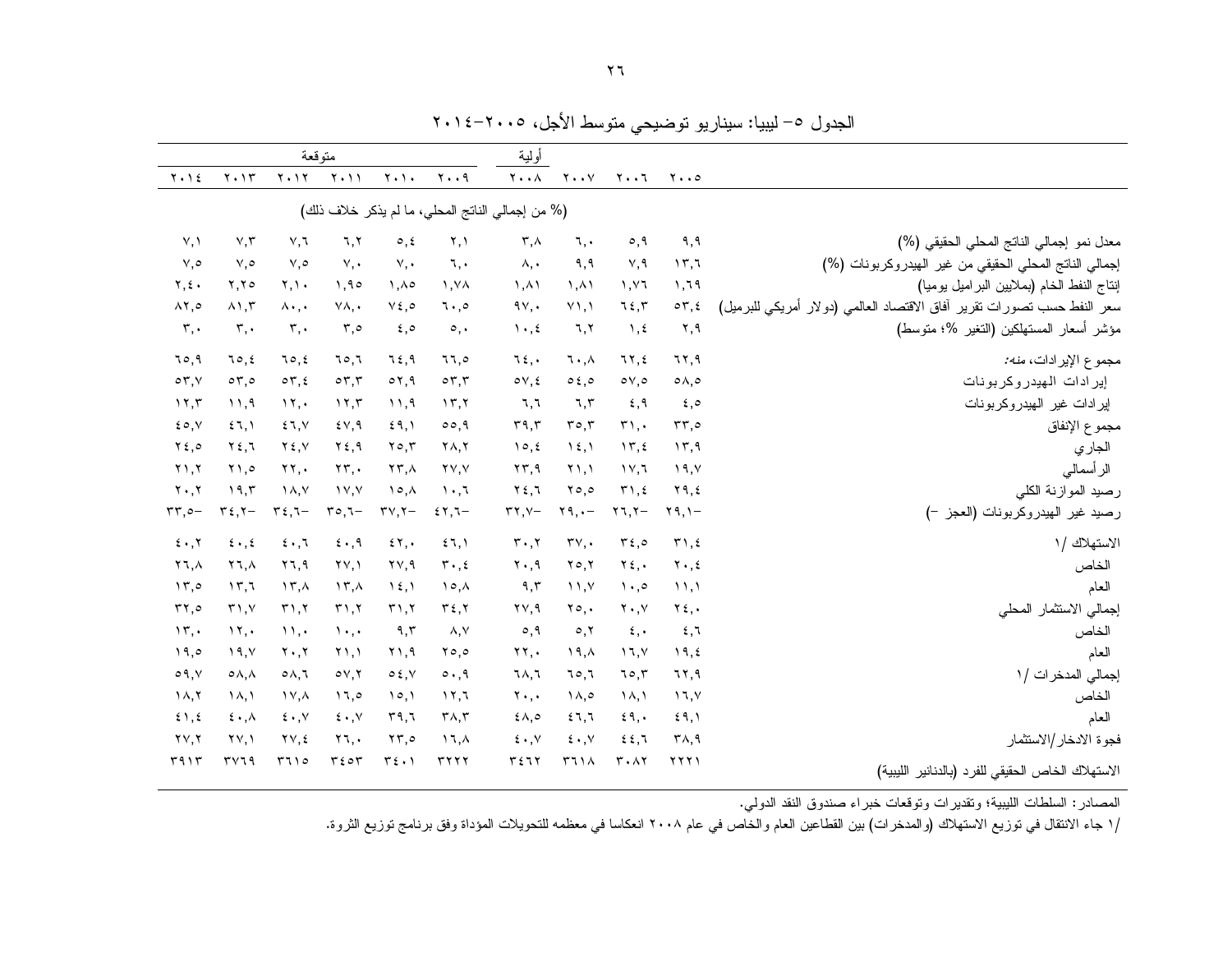## الجدول ٥– ليبيا: سيناريو توضيحي متوسط الأجل، ٢٠٠٥–٢٠١٤

| | ٢٠٠٥ | ٢٠٠٦ | ٢٠٠٧ | أولية ٢٠٠٨ | متوقعة ٢٠٠٩ | ٢٠١٠ | ٢٠١١ | ٢٠١٢ | ٢٠١٣ | ٢٠١٤ |
|---|---|---|---|---|---|---|---|---|---|---|
| | (% من إجمالي الناتج المحلي، ما لم يذكر خلاف ذلك) | | | | | | | | | |
| معدل نمو إجمالي الناتج المحلي الحقيقي (%) | ٩,٩ | ٥,٩ | ٦,٠ | ٣,٨ | ٢,١ | ٥,٤ | ٦,٢ | ٧,٦ | ٧,٣ | ٧,١ |
| إجمالي الناتج المحلي الحقيقي من غير الهيدروكربونات (%) | ١٣,٦ | ٧,٩ | ٩,٩ | ٨,٠ | ٦,٠ | ٧,٠ | ٧,٠ | ٧,٥ | ٧,٥ | ٧,٥ |
| إنتاج النفط الخام (بملايين البراميل يوميا) | ١,٦٩ | ١,٧٦ | ١,٨١ | ١,٨١ | ١,٧٨ | ١,٨٥ | ١,٩٥ | ٢,١٠ | ٢,٢٥ | ٢,٤٠ |
| سعر النفط حسب تصورات تقرير آفاق الاقتصاد العالمي (دولار أمريكي للبرميل) | ٥٣,٤ | ٦٤,٣ | ٧١,١ | ٩٧,٠ | ٦٠,٥ | ٧٤,٥ | ٧٨,٠ | ٨٠,٠ | ٨١,٣ | ٨٢,٥ |
| مؤشر أسعار المستهلكين (التغير %؛ متوسط) | ٢,٩ | ١,٤ | ٦,٢ | ١٠,٤ | ٥,٠ | ٤,٥ | ٣,٥ | ٣,٠ | ٣,٠ | ٣,٠ |
| مجموع الإيرادات، *منه:* | ٦٢,٩ | ٦٢,٤ | ٦٠,٨ | ٦٤,٠ | ٦٦,٥ | ٦٤,٩ | ٦٥,٦ | ٦٥,٤ | ٦٥,٤ | ٦٥,٩ |
| إيرادات الهيدروكربونات | ٥٨,٥ | ٥٧,٥ | ٥٤,٥ | ٥٧,٤ | ٥٣,٣ | ٥٢,٩ | ٥٣,٣ | ٥٣,٤ | ٥٣,٥ | ٥٣,٧ |
| إيرادات غير الهيدروكربونات | ٤,٥ | ٤,٩ | ٦,٣ | ٦,٦ | ١٣,٢ | ١١,٩ | ١٢,٣ | ١٢,٠ | ١١,٩ | ١٢,٣ |
| مجموع الإنفاق | ٣٣,٥ | ٣١,٠ | ٣٥,٣ | ٣٩,٣ | ٥٥,٩ | ٤٩,١ | ٤٧,٩ | ٤٦,٧ | ٤٦,١ | ٤٥,٧ |
| الجاري | ١٣,٩ | ١٣,٤ | ١٤,١ | ١٥,٤ | ٢٨,٢ | ٢٥,٣ | ٢٤,٩ | ٢٤,٧ | ٢٤,٦ | ٢٤,٥ |
| الرأسمالي | ١٩,٧ | ١٧,٦ | ٢١,١ | ٢٣,٩ | ٢٧,٧ | ٢٣,٨ | ٢٣,٠ | ٢٢,٠ | ٢١,٥ | ٢١,٢ |
| رصيد الموازنة الكلي | ٢٩,٤ | ٣١,٤ | ٢٥,٥ | ٢٤,٦ | ١٠,٦ | ١٥,٨ | ١٧,٧ | ١٨,٧ | ١٩,٣ | ٢٠,٢ |
| رصيد غير الهيدروكربونات (العجز –) | ٢٩,١– | ٢٦,٢– | ٢٩,٠– | ٣٢,٧– | ٤٢,٦– | ٣٧,٢– | ٣٥,٦– | ٣٤,٦– | ٣٤,٢– | ٣٣,٥– |
| الاستهلاك /١ | ٣١,٤ | ٣٤,٥ | ٣٧,٠ | ٣٠,٢ | ٤٦,١ | ٤٢,٠ | ٤٠,٩ | ٤٠,٦ | ٤٠,٤ | ٤٠,٢ |
| الخاص | ٢٠,٤ | ٢٤,٠ | ٢٥,٢ | ٢٠,٩ | ٣٠,٤ | ٢٧,٩ | ٢٧,١ | ٢٦,٩ | ٢٦,٨ | ٢٦,٨ |
| العام | ١١,١ | ١٠,٥ | ١١,٧ | ٩,٣ | ١٥,٨ | ١٤,١ | ١٣,٨ | ١٣,٨ | ١٣,٦ | ١٣,٥ |
| إجمالي الاستثمار المحلي | ٢٤,٠ | ٢٠,٧ | ٢٥,٠ | ٢٧,٩ | ٣٤,٢ | ٣١,٢ | ٣١,٢ | ٣١,٢ | ٣١,٧ | ٣٢,٥ |
| الخاص | ٤,٦ | ٤,٠ | ٥,٢ | ٥,٩ | ٨,٧ | ٩,٣ | ١٠,٠ | ١١,٠ | ١٢,٠ | ١٣,٠ |
| العام | ١٩,٤ | ١٦,٧ | ١٩,٨ | ٢٢,٠ | ٢٥,٥ | ٢١,٩ | ٢١,١ | ٢٠,٢ | ١٩,٧ | ١٩,٥ |
| إجمالي المدخرات /١ | ٦٢,٩ | ٦٥,٣ | ٦٥,٦ | ٦٨,٦ | ٥٠,٩ | ٥٤,٧ | ٥٧,٢ | ٥٨,٦ | ٥٨,٨ | ٥٩,٧ |
| الخاص | ١٦,٧ | ١٨,١ | ١٨,٥ | ٢٠,٠ | ١٢,٦ | ١٥,١ | ١٦,٥ | ١٧,٨ | ١٨,١ | ١٨,٢ |
| العام | ٤٩,١ | ٤٩,٠ | ٤٦,٦ | ٤٨,٥ | ٣٨,٣ | ٣٩,٦ | ٤٠,٧ | ٤٠,٧ | ٤٠,٨ | ٤١,٤ |
| فجوة الادخار/الاستثمار | ٣٨,٩ | ٤٤,٦ | ٤٠,٧ | ٤٠,٧ | ١٦,٨ | ٢٣,٥ | ٢٦,٠ | ٢٧,٤ | ٢٧,١ | ٢٧,٢ |
| الاستهلاك الخاص الحقيقي للفرد (بالدنانير الليبية) | ٢٢٢١ | ٣٠٨٢ | ٣٦١٨ | ٣٤٦٢ | ٣٢٢٢ | ٣٤٠١ | ٣٤٥٣ | ٣٦١٥ | ٣٧٦٩ | ٣٩١٣ |

المصادر: السلطات الليبية؛ وتقديرات وتوقعات خبراء صندوق النقد الدولي.

/١ جاء الانتقال في توزيع الاستهلاك (والمدخرات) بين القطاعين العام والخاص في عام ٢٠٠٨ انعكاسا في معظمه للتحويلات المؤداة وفق برنامج توزيع الثروة.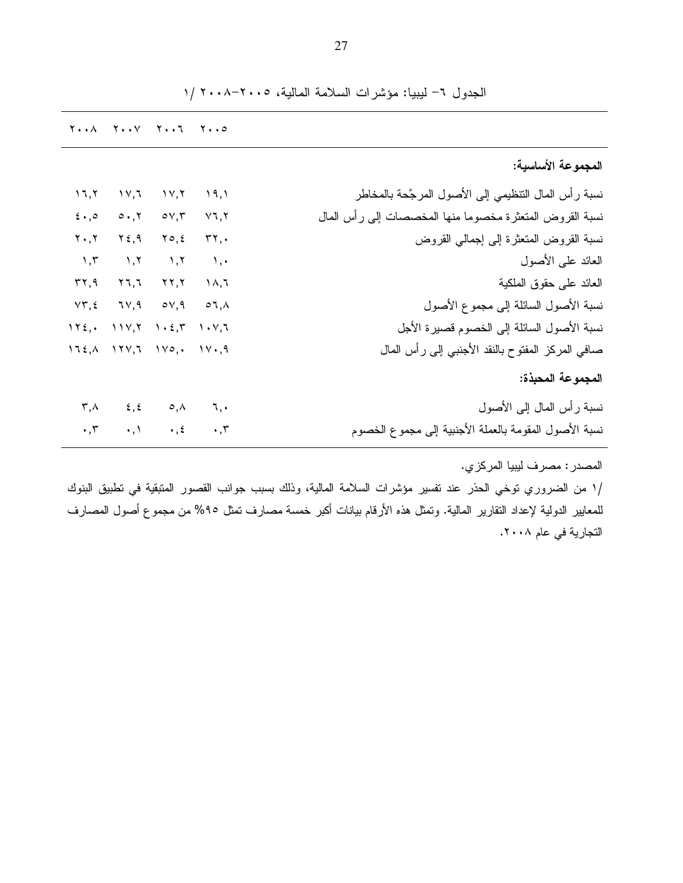الجدول ٦– ليبيا: مؤشرات السلامة المالية، ٢٠٠٥–٢٠٠٨ /١

| | ٢٠٠٥ | ٢٠٠٦ | ٢٠٠٧ | ٢٠٠٨ |
|---|---|---|---|---|
| **المجموعة الأساسية:** | | | | |
| نسبة رأس المال التنظيمي إلى الأصول المرجَّحة بالمخاطر | ١٩,١ | ١٧,٢ | ١٧,٦ | ١٦,٢ |
| نسبة القروض المتعثرة مخصوما منها المخصصات إلى رأس المال | ٧٦,٢ | ٥٧,٣ | ٥٠,٢ | ٤٠,٥ |
| نسبة القروض المتعثرة إلى إجمالي القروض | ٣٢,٠ | ٢٥,٤ | ٢٤,٩ | ٢٠,٢ |
| العائد على الأصول | ١,٠ | ١,٢ | ١,٢ | ١,٣ |
| العائد على حقوق الملكية | ١٨,٦ | ٢٢,٢ | ٢٦,٦ | ٣٢,٩ |
| نسبة الأصول السائلة إلى مجموع الأصول | ٥٦,٨ | ٥٧,٩ | ٦٧,٩ | ٧٣,٤ |
| نسبة الأصول السائلة إلى الخصوم قصيرة الأجل | ١٠٧,٦ | ١٠٤,٣ | ١١٧,٢ | ١٢٤,٠ |
| صافي المركز المفتوح بالنقد الأجنبي إلى رأس المال | ١٧٠,٩ | ١٧٥,٠ | ١٢٧,٦ | ١٦٤,٨ |
| **المجموعة المحبذة:** | | | | |
| نسبة رأس المال إلى الأصول | ٦,٠ | ٥,٨ | ٤,٤ | ٣,٨ |
| نسبة الأصول المقومة بالعملة الأجنبية إلى مجموع الخصوم | ٠,٣ | ٠,٤ | ٠,١ | ٠,٣ |

المصدر: مصرف ليبيا المركزي.

/١ من الضروري توخي الحذر عند تفسير مؤشرات السلامة المالية، وذلك بسبب جوانب القصور المتبقية في تطبيق البنوك للمعايير الدولية لإعداد التقارير المالية. وتمثل هذه الأرقام بيانات أكبر خمسة مصارف تمثل ٩٥% من مجموع أصول المصارف التجارية في عام ٢٠٠٨.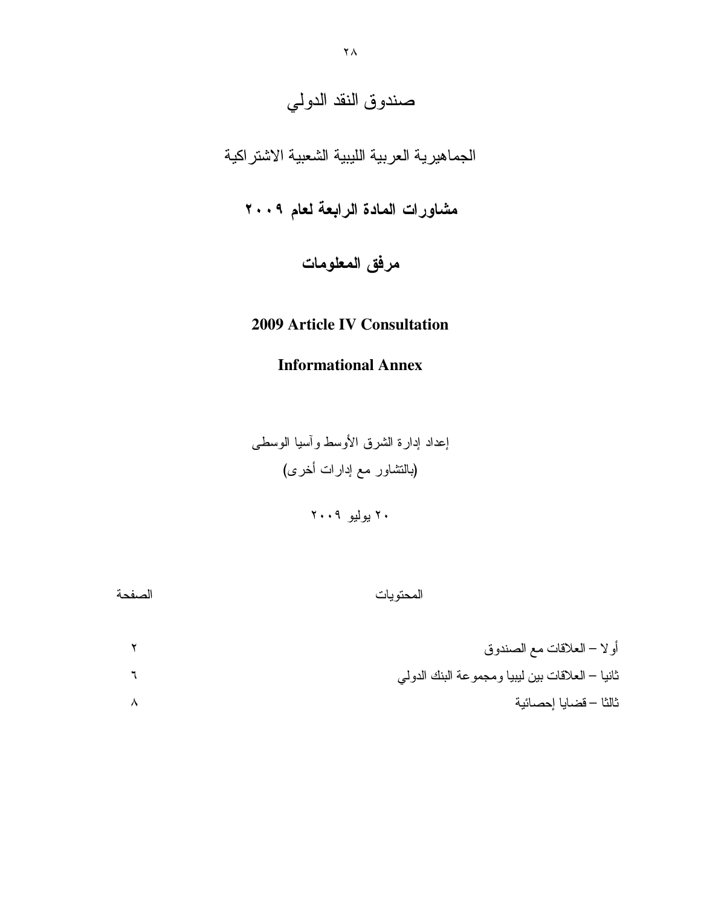# صندوق النقد الدولي

## الجماهيرية العربية الليبية الشعبية الاشتراكية

## مشاورات المادة الرابعة لعام ٢٠٠٩

## مرفق المعلومات

## 2009 Article IV Consultation

## Informational Annex

إعداد إدارة الشرق الأوسط وآسيا الوسطى
(بالتشاور مع إدارات أخرى)

٢٠ يوليو ٢٠٠٩

| المحتويات | الصفحة |
|---|---|
| أولا – العلاقات مع الصندوق | ٢ |
| ثانيا – العلاقات بين ليبيا ومجموعة البنك الدولي | ٦ |
| ثالثا – قضايا إحصائية | ٨ |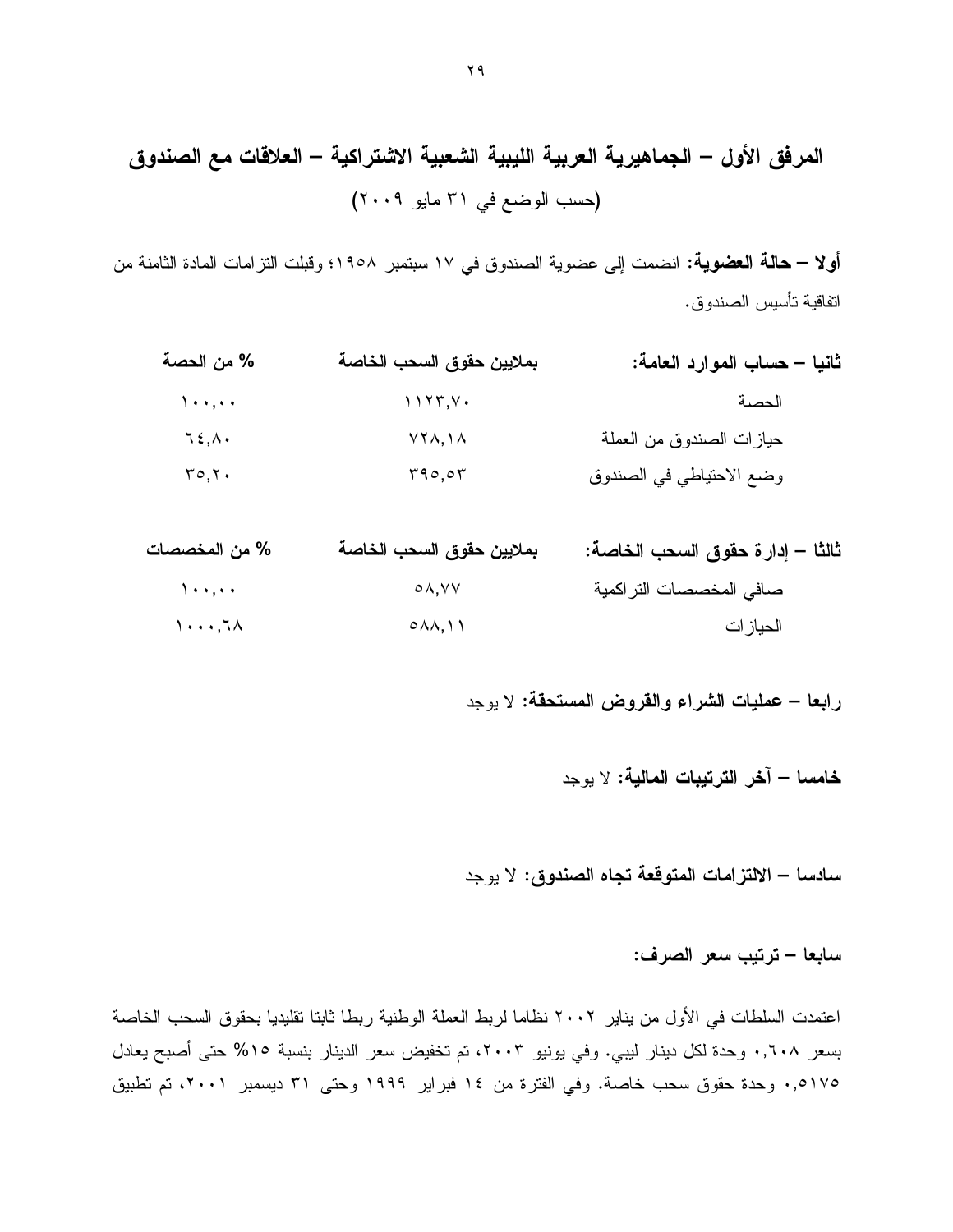## المرفق الأول – الجماهيرية العربية الليبية الشعبية الاشتراكية – العلاقات مع الصندوق
(حسب الوضع في ٣١ مايو ٢٠٠٩)

**أولا – حالة العضوية:** انضمت إلى عضوية الصندوق في ١٧ سبتمبر ١٩٥٨؛ وقبلت التزامات المادة الثامنة من اتفاقية تأسيس الصندوق.

| **ثانيا – حساب الموارد العامة:** | **بملايين حقوق السحب الخاصة** | **% من الحصة** |
|---|---|---|
| الحصة | ١١٢٣,٧٠ | ١٠٠,٠٠ |
| حيازات الصندوق من العملة | ٧٢٨,١٨ | ٦٤,٨٠ |
| وضع الاحتياطي في الصندوق | ٣٩٥,٥٣ | ٣٥,٢٠ |

| **ثالثا – إدارة حقوق السحب الخاصة:** | **بملايين حقوق السحب الخاصة** | **% من المخصصات** |
|---|---|---|
| صافي المخصصات التراكمية | ٥٨,٧٧ | ١٠٠,٠٠ |
| الحيازات | ٥٨٨,١١ | ١٠٠٠,٦٨ |

**رابعا – عمليات الشراء والقروض المستحقة:** لا يوجد

**خامسا – آخر الترتيبات المالية:** لا يوجد

**سادسا – الالتزامات المتوقعة تجاه الصندوق:** لا يوجد

**سابعا – ترتيب سعر الصرف:**

اعتمدت السلطات في الأول من يناير ٢٠٠٢ نظاما لربط العملة الوطنية ربطا ثابتا تقليديا بحقوق السحب الخاصة بسعر ٠,٦٠٨ وحدة لكل دينار ليبي. وفي يونيو ٢٠٠٣، تم تخفيض سعر الدينار بنسبة ١٥% حتى أصبح يعادل ٠,٥١٧٥ وحدة حقوق سحب خاصة. وفي الفترة من ١٤ فبراير ١٩٩٩ وحتى ٣١ ديسمبر ٢٠٠١، تم تطبيق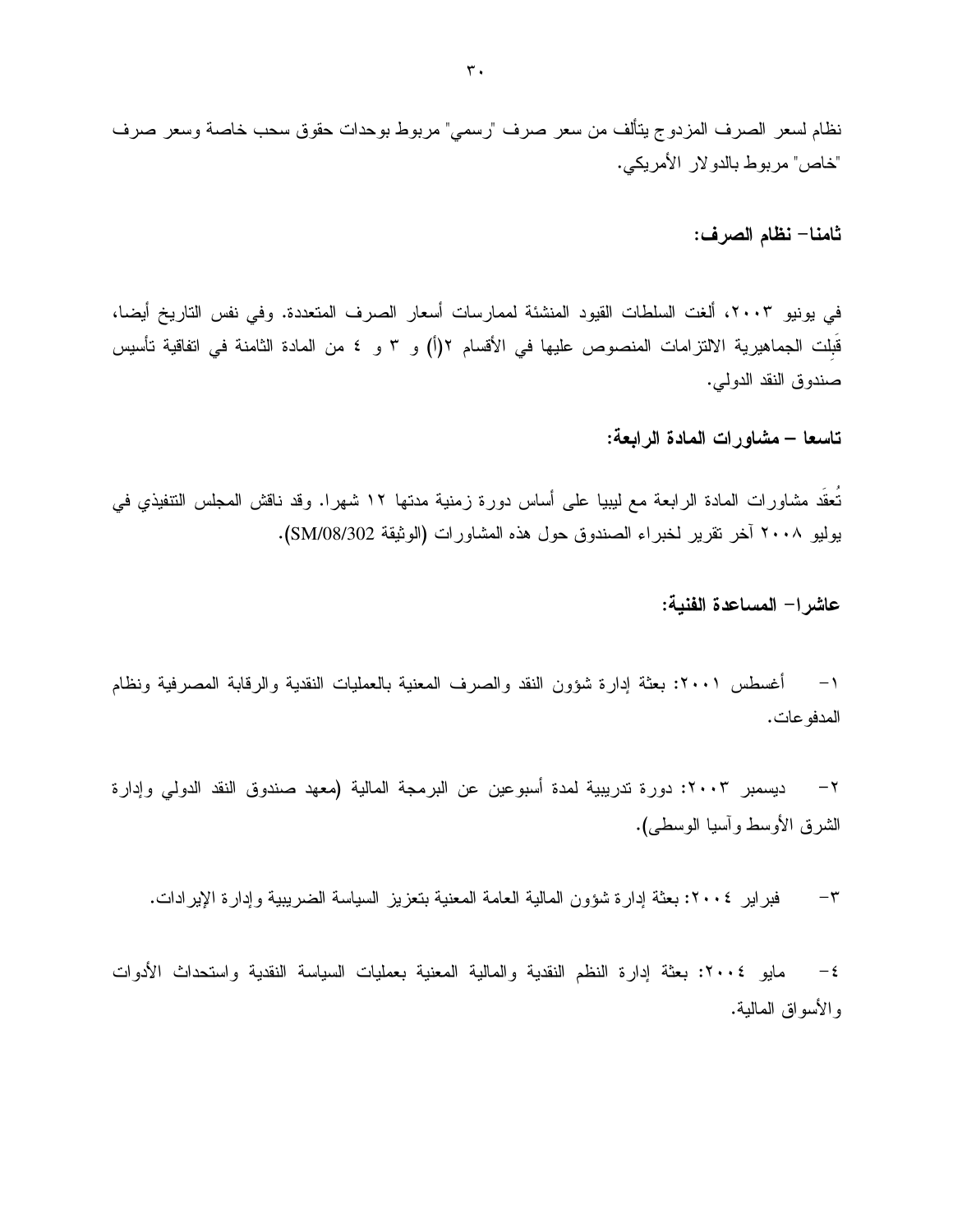نظام لسعر الصرف المزدوج يتألف من سعر صرف "رسمي" مربوط بوحدات حقوق سحب خاصة وسعر صرف "خاص" مربوط بالدولار الأمريكي.

### ثامنا– نظام الصرف:

في يونيو ٢٠٠٣، ألغت السلطات القيود المنشئة لممارسات أسعار الصرف المتعددة. وفي نفس التاريخ أيضا، قَبِلت الجماهيرية الالتزامات المنصوص عليها في الأقسام ٢(أ) و ٣ و ٤ من المادة الثامنة في اتفاقية تأسيس صندوق النقد الدولي.

### تاسعا – مشاورات المادة الرابعة:

تُعقَد مشاورات المادة الرابعة مع ليبيا على أساس دورة زمنية مدتها ١٢ شهرا. وقد ناقش المجلس التنفيذي في يوليو ٢٠٠٨ آخر تقرير لخبراء الصندوق حول هذه المشاورات (الوثيقة SM/08/302).

### عاشرا– المساعدة الفنية:

١– أغسطس ٢٠٠١: بعثة إدارة شؤون النقد والصرف المعنية بالعمليات النقدية والرقابة المصرفية ونظام المدفوعات.

٢– ديسمبر ٢٠٠٣: دورة تدريبية لمدة أسبوعين عن البرمجة المالية (معهد صندوق النقد الدولي وإدارة الشرق الأوسط وآسيا الوسطى).

٣– فبراير ٢٠٠٤: بعثة إدارة شؤون المالية العامة المعنية بتعزيز السياسة الضريبية وإدارة الإيرادات.

٤– مايو ٢٠٠٤: بعثة إدارة النظم النقدية والمالية المعنية بعمليات السياسة النقدية واستحداث الأدوات والأسواق المالية.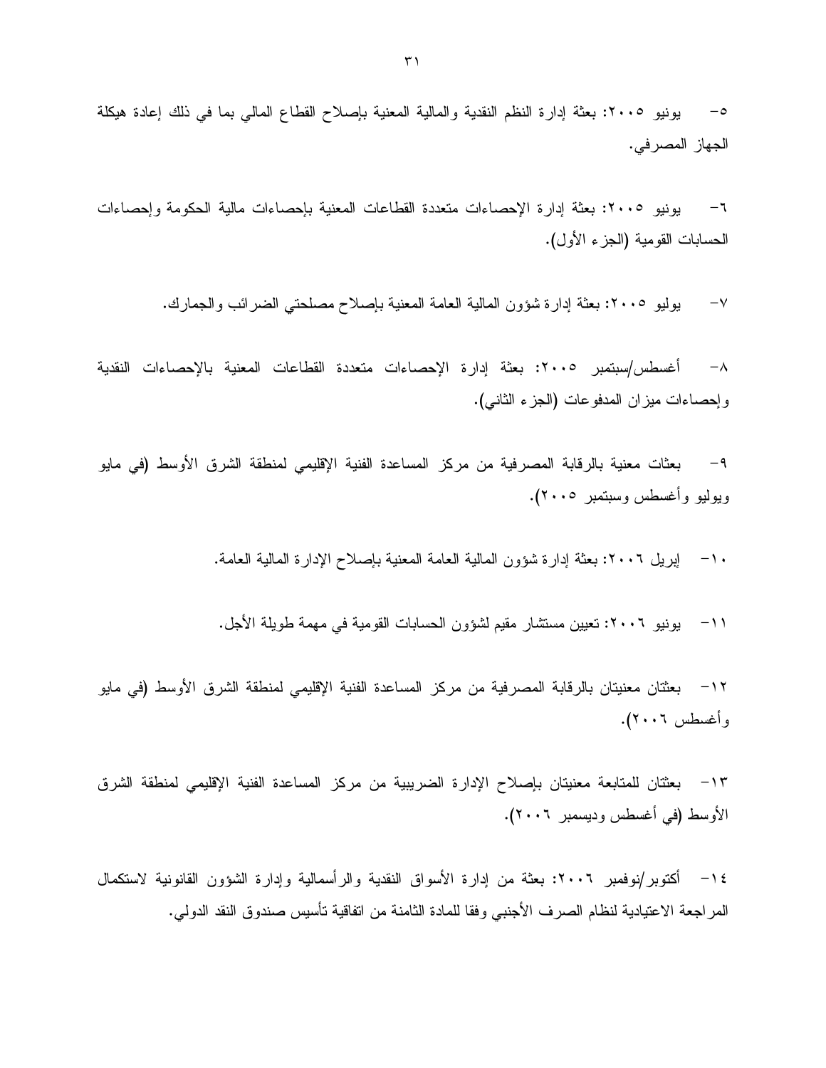٥- يونيو ٢٠٠٥: بعثة إدارة النظم النقدية والمالية المعنية بإصلاح القطاع المالي بما في ذلك إعادة هيكلة الجهاز المصرفي.

٦- يونيو ٢٠٠٥: بعثة إدارة الإحصاءات متعددة القطاعات المعنية بإحصاءات مالية الحكومة وإحصاءات الحسابات القومية (الجزء الأول).

٧- يوليو ٢٠٠٥: بعثة إدارة شؤون المالية العامة المعنية بإصلاح مصلحتي الضرائب والجمارك.

٨- أغسطس/سبتمبر ٢٠٠٥: بعثة إدارة الإحصاءات متعددة القطاعات المعنية بالإحصاءات النقدية وإحصاءات ميزان المدفوعات (الجزء الثاني).

٩- بعثات معنية بالرقابة المصرفية من مركز المساعدة الفنية الإقليمي لمنطقة الشرق الأوسط (في مايو ويوليو وأغسطس وسبتمبر ٢٠٠٥).

١٠- إبريل ٢٠٠٦: بعثة إدارة شؤون المالية العامة المعنية بإصلاح الإدارة المالية العامة.

١١- يونيو ٢٠٠٦: تعيين مستشار مقيم لشؤون الحسابات القومية في مهمة طويلة الأجل.

١٢- بعثتان معنيتان بالرقابة المصرفية من مركز المساعدة الفنية الإقليمي لمنطقة الشرق الأوسط (في مايو وأغسطس ٢٠٠٦).

١٣- بعثتان للمتابعة معنيتان بإصلاح الإدارة الضريبية من مركز المساعدة الفنية الإقليمي لمنطقة الشرق الأوسط (في أغسطس وديسمبر ٢٠٠٦).

١٤- أكتوبر/نوفمبر ٢٠٠٦: بعثة من إدارة الأسواق النقدية والرأسمالية وإدارة الشؤون القانونية لاستكمال المراجعة الاعتيادية لنظام الصرف الأجنبي وفقا للمادة الثامنة من اتفاقية تأسيس صندوق النقد الدولي.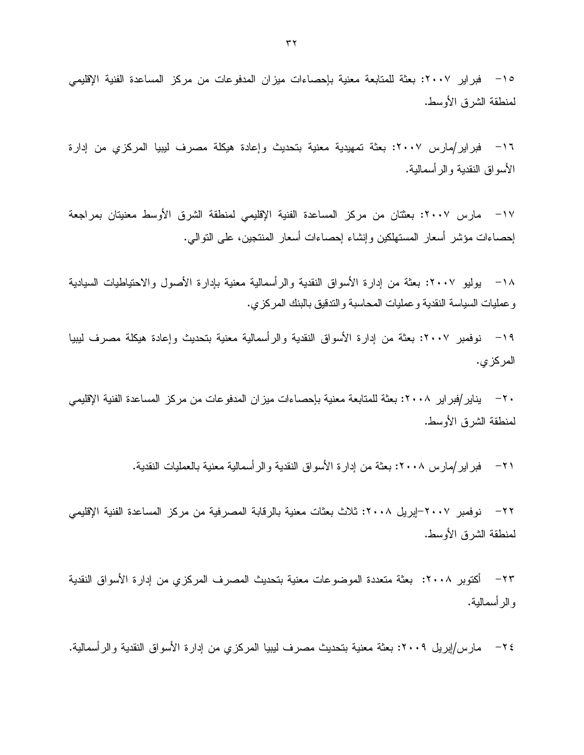١٥- فبراير ٢٠٠٧: بعثة للمتابعة معنية بإحصاءات ميزان المدفوعات من مركز المساعدة الفنية الإقليمي لمنطقة الشرق الأوسط.

١٦- فبراير/مارس ٢٠٠٧: بعثة تمهيدية معنية بتحديث وإعادة هيكلة مصرف ليبيا المركزي من إدارة الأسواق النقدية والرأسمالية.

١٧- مارس ٢٠٠٧: بعثتان من مركز المساعدة الفنية الإقليمي لمنطقة الشرق الأوسط معنيتان بمراجعة إحصاءات مؤشر أسعار المستهلكين وإنشاء إحصاءات أسعار المنتجين، على التوالي.

١٨- يوليو ٢٠٠٧: بعثة من إدارة الأسواق النقدية والرأسمالية معنية بإدارة الأصول والاحتياطيات السيادية وعمليات السياسة النقدية وعمليات المحاسبة والتدقيق بالبنك المركزي.

١٩- نوفمبر ٢٠٠٧: بعثة من إدارة الأسواق النقدية والرأسمالية معنية بتحديث وإعادة هيكلة مصرف ليبيا المركزي.

٢٠- يناير/فبراير ٢٠٠٨: بعثة للمتابعة معنية بإحصاءات ميزان المدفوعات من مركز المساعدة الفنية الإقليمي لمنطقة الشرق الأوسط.

٢١- فبراير/مارس ٢٠٠٨: بعثة من إدارة الأسواق النقدية والرأسمالية معنية بالعمليات النقدية.

٢٢- نوفمبر ٢٠٠٧-إبريل ٢٠٠٨: ثلاث بعثات معنية بالرقابة المصرفية من مركز المساعدة الفنية الإقليمي لمنطقة الشرق الأوسط.

٢٣- أكتوبر ٢٠٠٨: بعثة متعددة الموضوعات معنية بتحديث المصرف المركزي من إدارة الأسواق النقدية والرأسمالية.

٢٤- مارس/إبريل ٢٠٠٩: بعثة معنية بتحديث مصرف ليبيا المركزي من إدارة الأسواق النقدية والرأسمالية.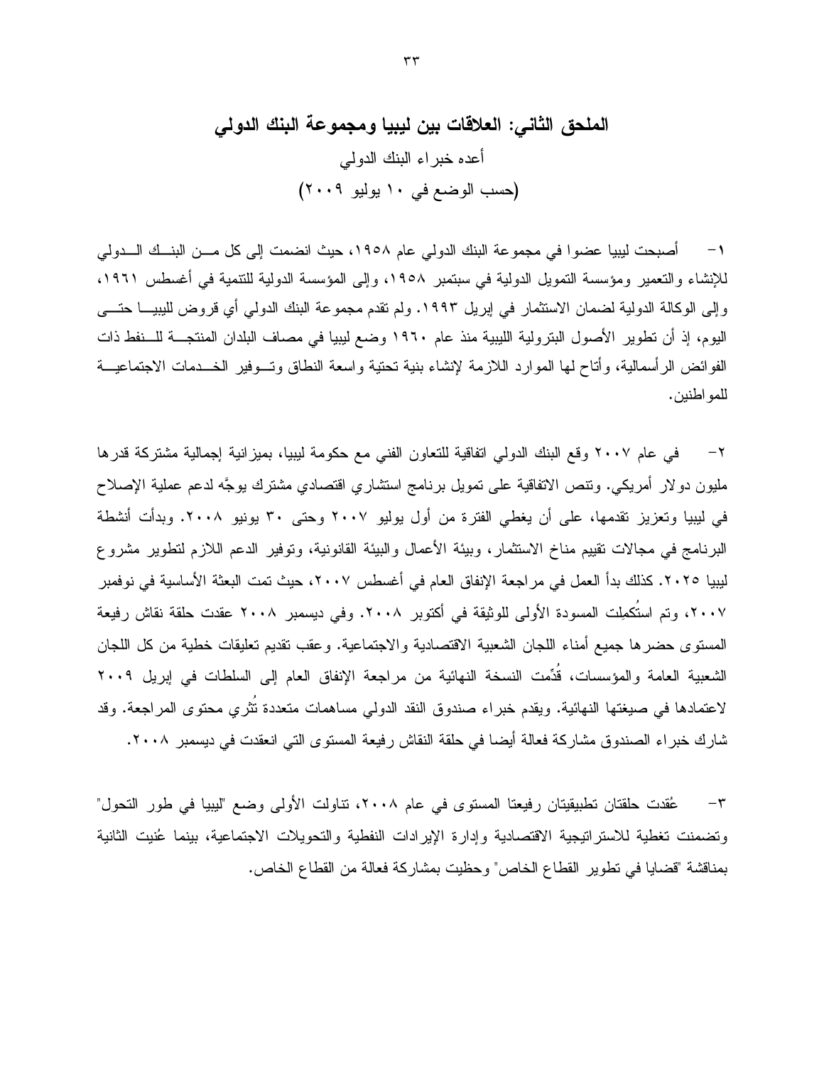## الملحق الثاني: العلاقات بين ليبيا ومجموعة البنك الدولي

أعده خبراء البنك الدولي

(حسب الوضع في ١٠ يوليو ٢٠٠٩)

١- أصبحت ليبيا عضوا في مجموعة البنك الدولي عام ١٩٥٨، حيث انضمت إلى كل من البنك الدولي للإنشاء والتعمير ومؤسسة التمويل الدولية في سبتمبر ١٩٥٨، وإلى المؤسسة الدولية للتنمية في أغسطس ١٩٦١، وإلى الوكالة الدولية لضمان الاستثمار في إبريل ١٩٩٣. ولم تقدم مجموعة البنك الدولي أي قروض لليبيا حتى اليوم، إذ أن تطوير الأصول البترولية الليبية منذ عام ١٩٦٠ وضع ليبيا في مصاف البلدان المنتجة للنفط ذات الفوائض الرأسمالية، وأتاح لها الموارد اللازمة لإنشاء بنية تحتية واسعة النطاق وتوفير الخدمات الاجتماعية للمواطنين.

٢- في عام ٢٠٠٧ وقع البنك الدولي اتفاقية للتعاون الفني مع حكومة ليبيا، بميزانية إجمالية مشتركة قدرها مليون دولار أمريكي. وتنص الاتفاقية على تمويل برنامج استشاري اقتصادي مشترك يوجَّه لدعم عملية الإصلاح في ليبيا وتعزيز تقدمها، على أن يغطي الفترة من أول يوليو ٢٠٠٧ وحتى ٣٠ يونيو ٢٠٠٨. وبدأت أنشطة البرنامج في مجالات تقييم مناخ الاستثمار، وبيئة الأعمال والبيئة القانونية، وتوفير الدعم اللازم لتطوير مشروع ليبيا ٢٠٢٥. كذلك بدأ العمل في مراجعة الإنفاق العام في أغسطس ٢٠٠٧، حيث تمت البعثة الأساسية في نوفمبر ٢٠٠٧، وتم استُكمِلت المسودة الأولى للوثيقة في أكتوبر ٢٠٠٨. وفي ديسمبر ٢٠٠٨ عقدت حلقة نقاش رفيعة المستوى حضرها جميع أمناء اللجان الشعبية الاقتصادية والاجتماعية. وعقب تقديم تعليقات خطية من كل اللجان الشعبية العامة والمؤسسات، قُدِّمت النسخة النهائية من مراجعة الإنفاق العام إلى السلطات في إبريل ٢٠٠٩ لاعتمادها في صيغتها النهائية. ويقدم خبراء صندوق النقد الدولي مساهمات متعددة تُثري محتوى المراجعة. وقد شارك خبراء الصندوق مشاركة فعالة أيضا في حلقة النقاش رفيعة المستوى التي انعقدت في ديسمبر ٢٠٠٨.

٣- عُقدت حلقتان تطبيقيتان رفيعتا المستوى في عام ٢٠٠٨، تناولت الأولى وضع "ليبيا في طور التحول" وتضمنت تغطية للاستراتيجية الاقتصادية وإدارة الإيرادات النفطية والتحويلات الاجتماعية، بينما عُنيت الثانية بمناقشة "قضايا في تطوير القطاع الخاص" وحظيت بمشاركة فعالة من القطاع الخاص.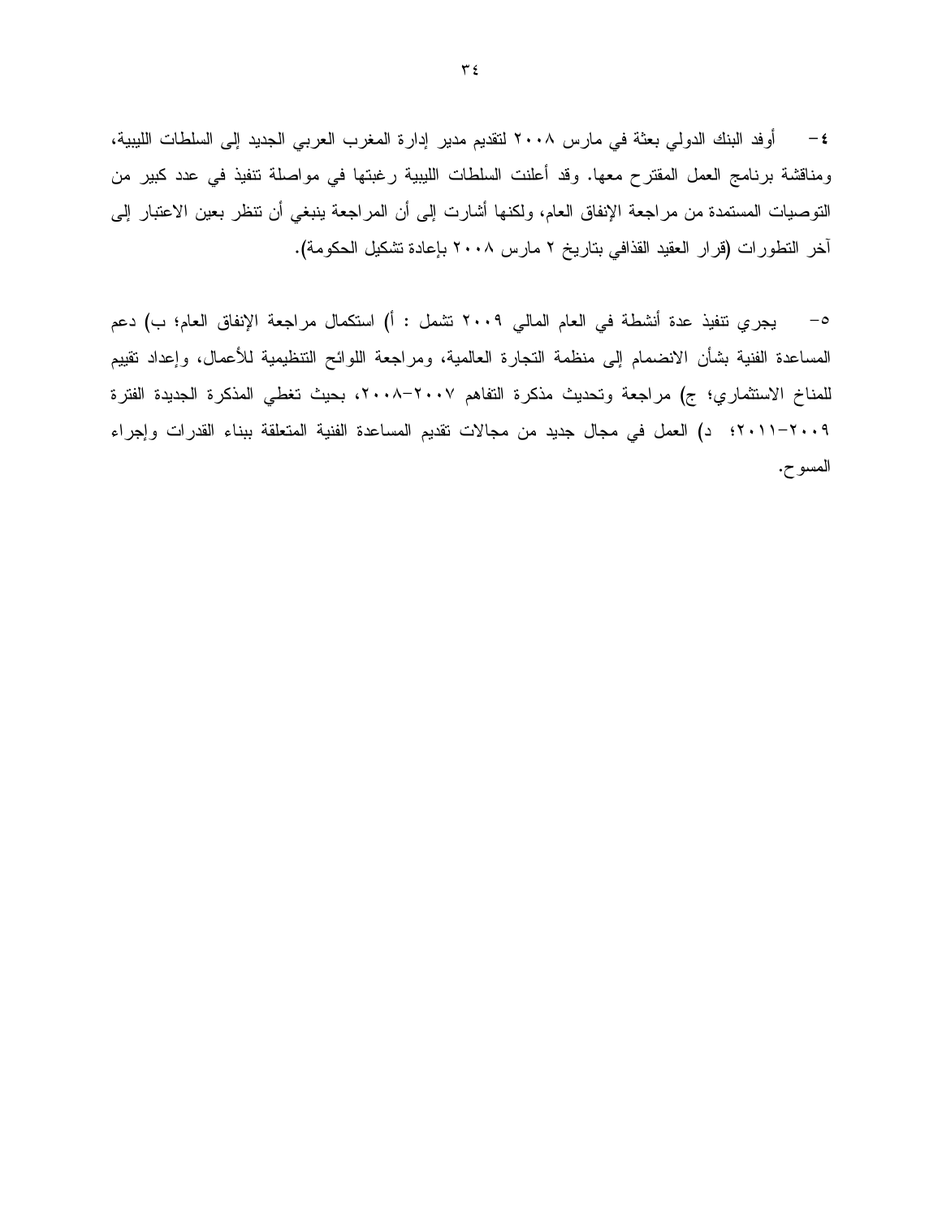٤- أوفد البنك الدولي بعثة في مارس ٢٠٠٨ لتقديم مدير إدارة المغرب العربي الجديد إلى السلطات الليبية، ومناقشة برنامج العمل المقترح معها. وقد أعلنت السلطات الليبية رغبتها في مواصلة تنفيذ في عدد كبير من التوصيات المستمدة من مراجعة الإنفاق العام، ولكنها أشارت إلى أن المراجعة ينبغي أن تنظر بعين الاعتبار إلى آخر التطورات (قرار العقيد القذافي بتاريخ ٢ مارس ٢٠٠٨ بإعادة تشكيل الحكومة).

٥- يجري تنفيذ عدة أنشطة في العام المالي ٢٠٠٩ تشمل : أ) استكمال مراجعة الإنفاق العام؛ ب) دعم المساعدة الفنية بشأن الانضمام إلى منظمة التجارة العالمية، ومراجعة اللوائح التنظيمية للأعمال، وإعداد تقييم للمناخ الاستثماري؛ ج) مراجعة وتحديث مذكرة التفاهم ٢٠٠٧-٢٠٠٨، بحيث تغطي المذكرة الجديدة الفترة ٢٠٠٩-٢٠١١؛ د) العمل في مجال جديد من مجالات تقديم المساعدة الفنية المتعلقة ببناء القدرات وإجراء المسوح.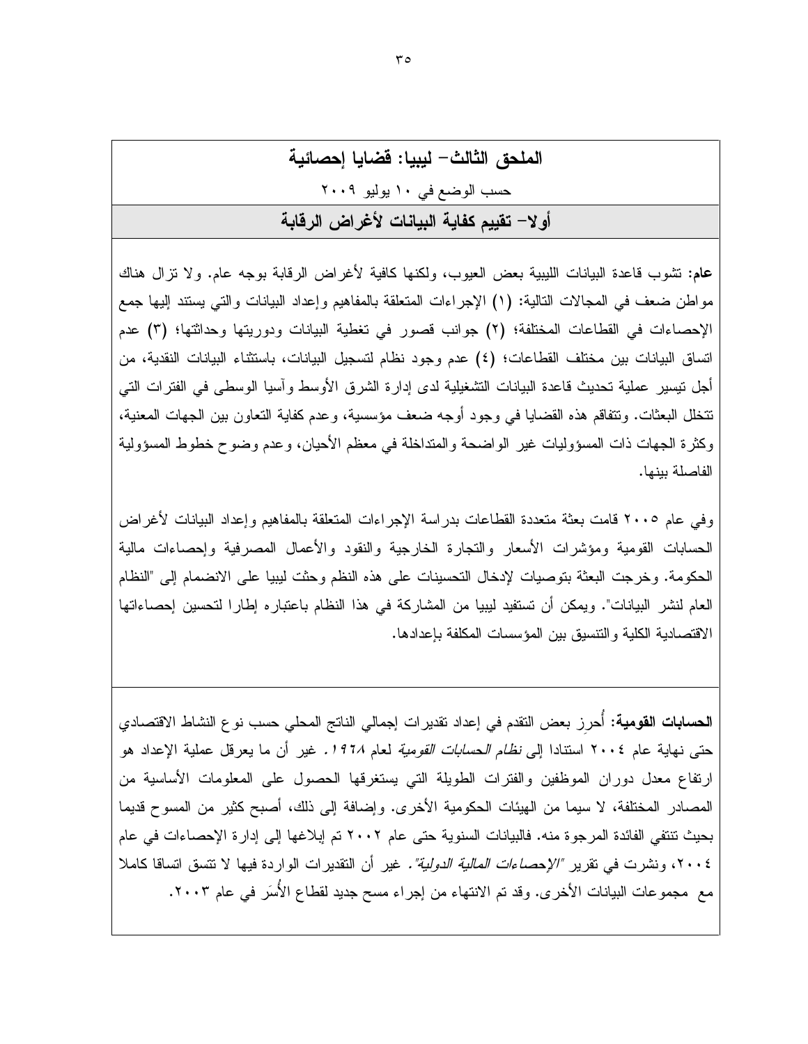## الملحق الثالث– ليبيا: قضايا إحصائية

حسب الوضع في ١٠ يوليو ٢٠٠٩

### أولا– تقييم كفاية البيانات لأغراض الرقابة

**عام:** تشوب قاعدة البيانات الليبية بعض العيوب، ولكنها كافية لأغراض الرقابة بوجه عام. ولا تزال هناك مواطن ضعف في المجالات التالية: (١) الإجراءات المتعلقة بالمفاهيم وإعداد البيانات والتي يستند إليها جمع الإحصاءات في القطاعات المختلفة؛ (٢) جوانب قصور في تغطية البيانات ودوريتها وحداثتها؛ (٣) عدم اتساق البيانات بين مختلف القطاعات؛ (٤) عدم وجود نظام لتسجيل البيانات، باستثناء البيانات النقدية، من أجل تيسير عملية تحديث قاعدة البيانات التشغيلية لدى إدارة الشرق الأوسط وآسيا الوسطى في الفترات التي تتخلل البعثات. وتتفاقم هذه القضايا في وجود أوجه ضعف مؤسسية، وعدم كفاية التعاون بين الجهات المعنية، وكثرة الجهات ذات المسؤوليات غير الواضحة والمتداخلة في معظم الأحيان، وعدم وضوح خطوط المسؤولية الفاصلة بينها.

وفي عام ٢٠٠٥ قامت بعثة متعددة القطاعات بدراسة الإجراءات المتعلقة بالمفاهيم وإعداد البيانات لأغراض الحسابات القومية ومؤشرات الأسعار والتجارة الخارجية والنقود والأعمال المصرفية وإحصاءات مالية الحكومة. وخرجت البعثة بتوصيات لإدخال التحسينات على هذه النظم وحثت ليبيا على الانضمام إلى "النظام العام لنشر البيانات". ويمكن أن تستفيد ليبيا من المشاركة في هذا النظام باعتباره إطارا لتحسين إحصاءاتها الاقتصادية الكلية والتنسيق بين المؤسسات المكلفة بإعدادها.

**الحسابات القومية:** أُحرِز بعض التقدم في إعداد تقديرات إجمالي الناتج المحلي حسب نوع النشاط الاقتصادي حتى نهاية عام ٢٠٠٤ استنادا إلى *نظام الحسابات القومية* لعام *١٩٦٨*. غير أن ما يعرقل عملية الإعداد هو ارتفاع معدل دوران الموظفين والفترات الطويلة التي يستغرقها الحصول على المعلومات الأساسية من المصادر المختلفة، لا سيما من الهيئات الحكومية الأخرى. وإضافة إلى ذلك، أصبح كثير من المسوح قديما بحيث تنتفي الفائدة المرجوة منه. فالبيانات السنوية حتى عام ٢٠٠٢ تم إبلاغها إلى إدارة الإحصاءات في عام ٢٠٠٤، ونشرت في تقرير *"الإحصاءات المالية الدولية"*. غير أن التقديرات الواردة فيها لا تتسق اتساقا كاملا مع مجموعات البيانات الأخرى. وقد تم الانتهاء من إجراء مسح جديد لقطاع الأُسَر في عام ٢٠٠٣.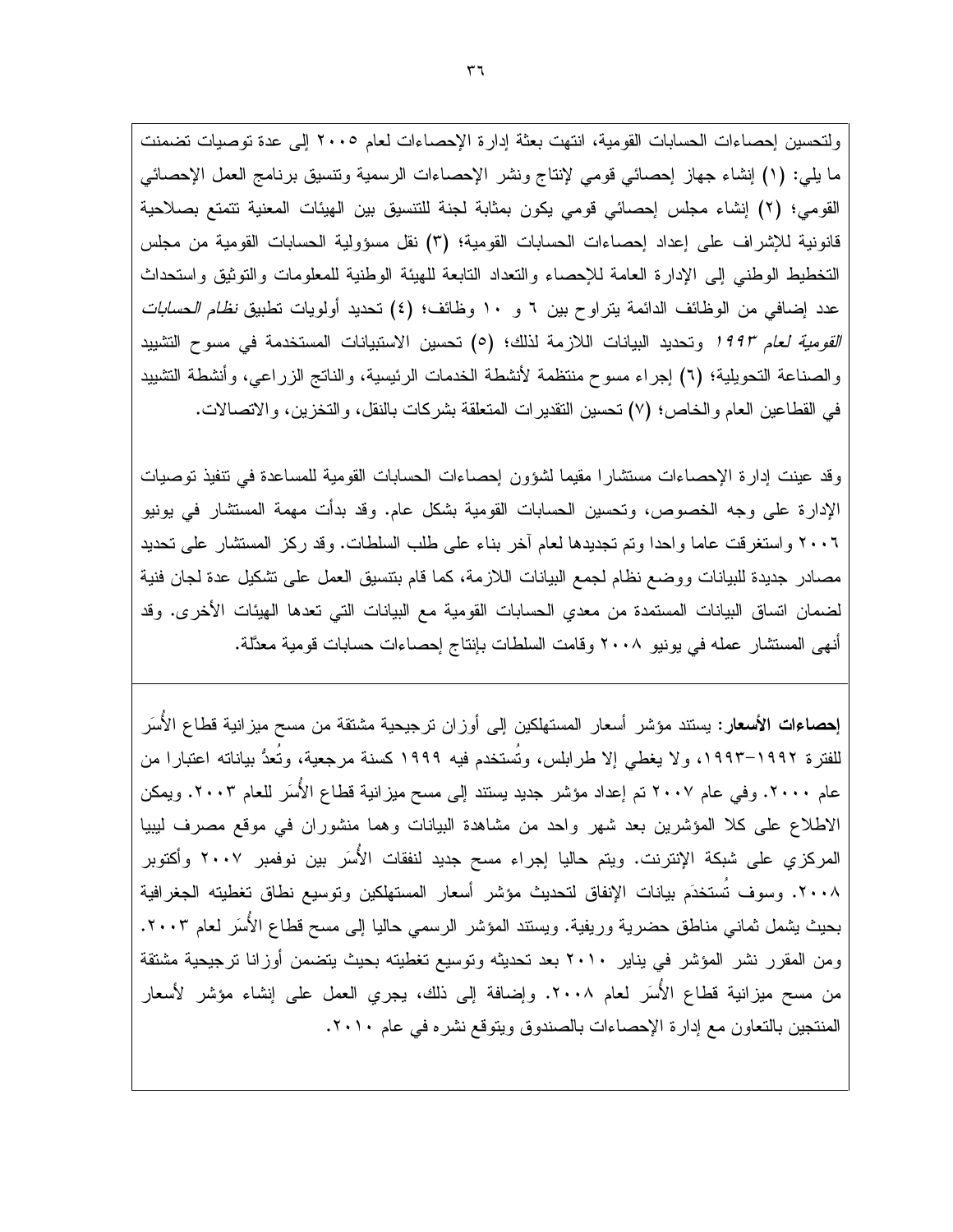ولتحسين إحصاءات الحسابات القومية، انتهت بعثة إدارة الإحصاءات لعام ٢٠٠٥ إلى عدة توصيات تضمنت ما يلي: (١) إنشاء جهاز إحصائي قومي لإنتاج ونشر الإحصاءات الرسمية وتنسيق برنامج العمل الإحصائي القومي؛ (٢) إنشاء مجلس إحصائي قومي يكون بمثابة لجنة للتنسيق بين الهيئات المعنية تتمتع بصلاحية قانونية للإشراف على إعداد إحصاءات الحسابات القومية؛ (٣) نقل مسؤولية الحسابات القومية من مجلس التخطيط الوطني إلى الإدارة العامة للإحصاء والتعداد التابعة للهيئة الوطنية للمعلومات والتوثيق واستحداث عدد إضافي من الوظائف الدائمة يتراوح بين ٦ و ١٠ وظائف؛ (٤) تحديد أولويات تطبيق *نظام الحسابات القومية لعام ١٩٩٣* وتحديد البيانات اللازمة لذلك؛ (٥) تحسين الاستبيانات المستخدمة في مسوح التشييد والصناعة التحويلية؛ (٦) إجراء مسوح منتظمة لأنشطة الخدمات الرئيسية، والناتج الزراعي، وأنشطة التشييد في القطاعين العام والخاص؛ (٧) تحسين التقديرات المتعلقة بشركات بالنقل، والتخزين، والاتصالات.

وقد عينت إدارة الإحصاءات مستشارا مقيما لشؤون إحصاءات الحسابات القومية للمساعدة في تنفيذ توصيات الإدارة على وجه الخصوص، وتحسين الحسابات القومية بشكل عام. وقد بدأت مهمة المستشار في يونيو ٢٠٠٦ واستغرقت عاما واحدا وتم تجديدها لعام آخر بناء على طلب السلطات. وقد ركز المستشار على تحديد مصادر جديدة للبيانات ووضع نظام لجمع البيانات اللازمة، كما قام بتنسيق العمل على تشكيل عدة لجان فنية لضمان اتساق البيانات المستمدة من معدي الحسابات القومية مع البيانات التي تعدها الهيئات الأخرى. وقد أنهى المستشار عمله في يونيو ٢٠٠٨ وقامت السلطات بإنتاج إحصاءات حسابات قومية معدّلة.

**إحصاءات الأسعار:** يستند مؤشر أسعار المستهلكين إلى أوزان ترجيحية مشتقة من مسح ميزانية قطاع الأُسَر للفترة ١٩٩٢-١٩٩٣، ولا يغطي إلا طرابلس، وتُستخدم فيه ١٩٩٩ كسنة مرجعية، وتُعدُّ بياناته اعتبارا من عام ٢٠٠٠. وفي عام ٢٠٠٧ تم إعداد مؤشر جديد يستند إلى مسح ميزانية قطاع الأُسَر للعام ٢٠٠٣. ويمكن الاطلاع على كلا المؤشرين بعد شهر واحد من مشاهدة البيانات وهما منشوران في موقع مصرف ليبيا المركزي على شبكة الإنترنت. ويتم حاليا إجراء مسح جديد لنفقات الأُسَر بين نوفمبر ٢٠٠٧ وأكتوبر ٢٠٠٨. وسوف تُستخدَم بيانات الإنفاق لتحديث مؤشر أسعار المستهلكين وتوسيع نطاق تغطيته الجغرافية بحيث يشمل ثماني مناطق حضرية وريفية. ويستند المؤشر الرسمي حاليا إلى مسح قطاع الأُسَر لعام ٢٠٠٣. ومن المقرر نشر المؤشر في يناير ٢٠١٠ بعد تحديثه وتوسيع تغطيته بحيث يتضمن أوزانا ترجيحية مشتقة من مسح ميزانية قطاع الأُسَر لعام ٢٠٠٨. وإضافة إلى ذلك، يجري العمل على إنشاء مؤشر لأسعار المنتجين بالتعاون مع إدارة الإحصاءات بالصندوق ويتوقع نشره في عام ٢٠١٠.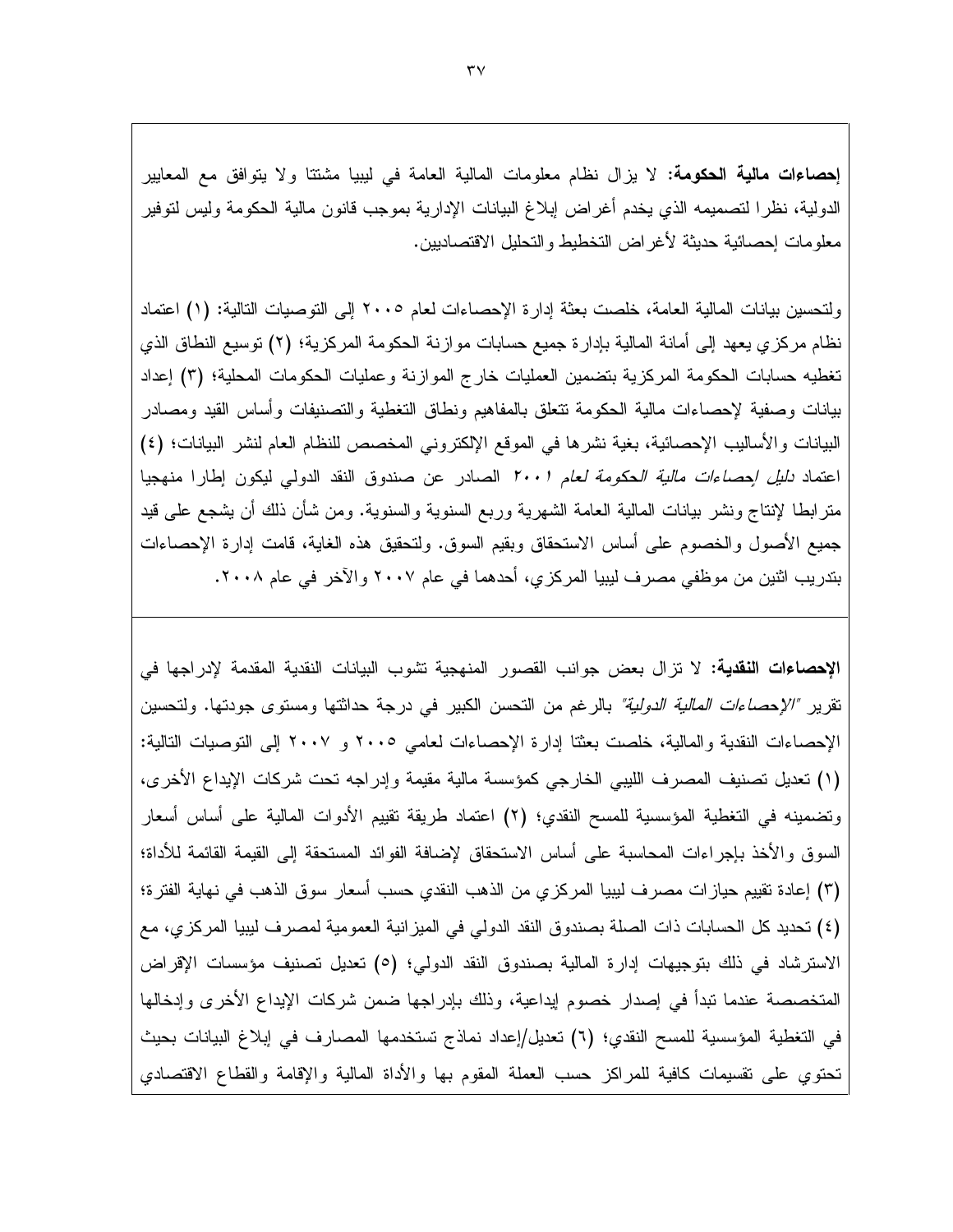**إحصاءات مالية الحكومة:** لا يزال نظام معلومات المالية العامة في ليبيا مشتتا ولا يتوافق مع المعايير الدولية، نظرا لتصميمه الذي يخدم أغراض إبلاغ البيانات الإدارية بموجب قانون مالية الحكومة وليس لتوفير معلومات إحصائية حديثة لأغراض التخطيط والتحليل الاقتصاديين.

ولتحسين بيانات المالية العامة، خلصت بعثة إدارة الإحصاءات لعام ٢٠٠٥ إلى التوصيات التالية: (١) اعتماد نظام مركزي يعهد إلى أمانة المالية بإدارة جميع حسابات موازنة الحكومة المركزية؛ (٢) توسيع النطاق الذي تغطيه حسابات الحكومة المركزية بتضمين العمليات خارج الموازنة وعمليات الحكومات المحلية؛ (٣) إعداد بيانات وصفية لإحصاءات مالية الحكومة تتعلق بالمفاهيم ونطاق التغطية والتصنيفات وأساس القيد ومصادر البيانات والأساليب الإحصائية، بغية نشرها في الموقع الإلكتروني المخصص للنظام العام لنشر البيانات؛ (٤) اعتماد *دليل إحصاءات مالية الحكومة لعام ٢٠٠١* الصادر عن صندوق النقد الدولي ليكون إطارا منهجيا مترابطا لإنتاج ونشر بيانات المالية العامة الشهرية وربع السنوية والسنوية. ومن شأن ذلك أن يشجع على قيد جميع الأصول والخصوم على أساس الاستحقاق وبقيم السوق. ولتحقيق هذه الغاية، قامت إدارة الإحصاءات بتدريب اثنين من موظفي مصرف ليبيا المركزي، أحدهما في عام ٢٠٠٧ والآخر في عام ٢٠٠٨.

**الإحصاءات النقدية:** لا تزال بعض جوانب القصور المنهجية تشوب البيانات النقدية المقدمة لإدراجها في تقرير *"الإحصاءات المالية الدولية"* بالرغم من التحسن الكبير في درجة حداثتها ومستوى جودتها. ولتحسين الإحصاءات النقدية والمالية، خلصت بعثتا إدارة الإحصاءات لعامي ٢٠٠٥ و ٢٠٠٧ إلى التوصيات التالية: (١) تعديل تصنيف المصرف الليبي الخارجي كمؤسسة مالية مقيمة وإدراجه تحت شركات الإيداع الأخرى، وتضمينه في التغطية المؤسسية للمسح النقدي؛ (٢) اعتماد طريقة تقييم الأدوات المالية على أساس أسعار السوق والأخذ بإجراءات المحاسبة على أساس الاستحقاق لإضافة الفوائد المستحقة إلى القيمة القائمة للأداة؛ (٣) إعادة تقييم حيازات مصرف ليبيا المركزي من الذهب النقدي حسب أسعار سوق الذهب في نهاية الفترة؛ (٤) تحديد كل الحسابات ذات الصلة بصندوق النقد الدولي في الميزانية العمومية لمصرف ليبيا المركزي، مع الاسترشاد في ذلك بتوجيهات إدارة المالية بصندوق النقد الدولي؛ (٥) تعديل تصنيف مؤسسات الإقراض المتخصصة عندما تبدأ في إصدار خصوم إيداعية، وذلك بإدراجها ضمن شركات الإيداع الأخرى وإدخالها في التغطية المؤسسية للمسح النقدي؛ (٦) تعديل/إعداد نماذج تستخدمها المصارف في إبلاغ البيانات بحيث تحتوي على تقسيمات كافية للمراكز حسب العملة المقوم بها والأداة المالية والإقامة والقطاع الاقتصادي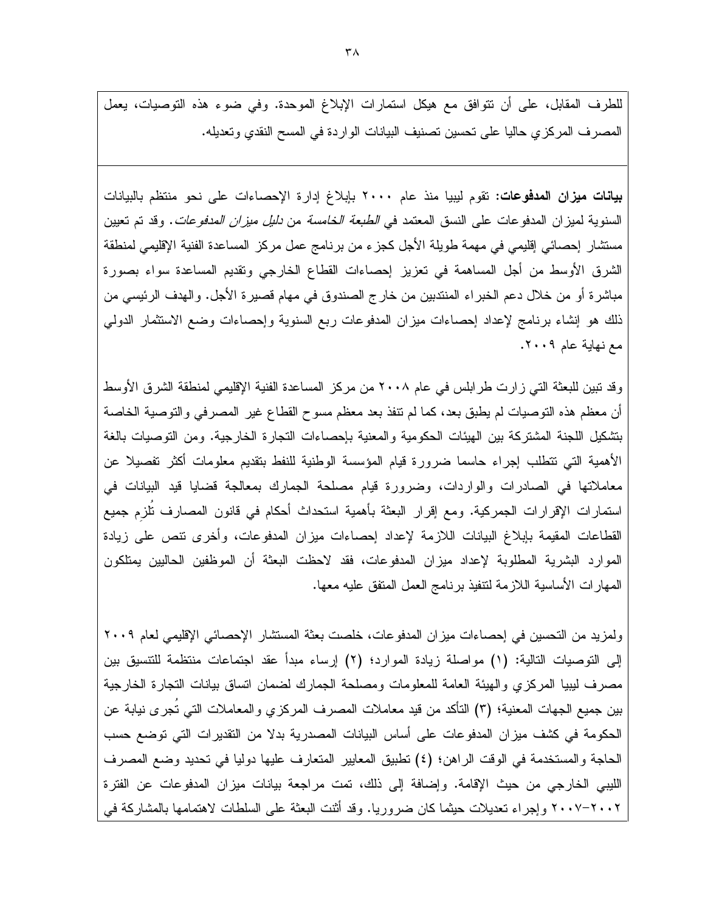للطرف المقابل، على أن تتوافق مع هيكل استمارات الإبلاغ الموحدة. وفي ضوء هذه التوصيات، يعمل المصرف المركزي حاليا على تحسين تصنيف البيانات الواردة في المسح النقدي وتعديله.

---

**بيانات ميزان المدفوعات:** تقوم ليبيا منذ عام ٢٠٠٠ بإبلاغ إدارة الإحصاءات على نحو منتظم بالبيانات السنوية لميزان المدفوعات على النسق المعتمد في *الطبعة الخامسة* من *دليل ميزان المدفوعات*. وقد تم تعيين مستشار إحصائي إقليمي في مهمة طويلة الأجل كجزء من برنامج عمل مركز المساعدة الفنية الإقليمي لمنطقة الشرق الأوسط من أجل المساهمة في تعزيز إحصاءات القطاع الخارجي وتقديم المساعدة سواء بصورة مباشرة أو من خلال دعم الخبراء المنتدبين من خارج الصندوق في مهام قصيرة الأجل. والهدف الرئيسي من ذلك هو إنشاء برنامج لإعداد إحصاءات ميزان المدفوعات ربع السنوية وإحصاءات وضع الاستثمار الدولي مع نهاية عام ٢٠٠٩.

وقد تبين للبعثة التي زارت طرابلس في عام ٢٠٠٨ من مركز المساعدة الفنية الإقليمي لمنطقة الشرق الأوسط أن معظم هذه التوصيات لم يطبق بعد، كما لم تنفذ بعد معظم مسوح القطاع غير المصرفي والتوصية الخاصة بتشكيل اللجنة المشتركة بين الهيئات الحكومية والمعنية بإحصاءات التجارة الخارجية. ومن التوصيات بالغة الأهمية التي تتطلب إجراء حاسما ضرورة قيام المؤسسة الوطنية للنفط بتقديم معلومات أكثر تفصيلا عن معاملاتها في الصادرات والواردات، وضرورة قيام مصلحة الجمارك بمعالجة قضايا قيد البيانات في استمارات الإقرارات الجمركية. ومع إقرار البعثة بأهمية استحداث أحكام في قانون المصارف تُلزِم جميع القطاعات المقيمة بإبلاغ البيانات اللازمة لإعداد إحصاءات ميزان المدفوعات، وأخرى تنص على زيادة الموارد البشرية المطلوبة لإعداد ميزان المدفوعات، فقد لاحظت البعثة أن الموظفين الحاليين يمتلكون المهارات الأساسية اللازمة لتنفيذ برنامج العمل المتفق عليه معها.

ولمزيد من التحسين في إحصاءات ميزان المدفوعات، خلصت بعثة المستشار الإحصائي الإقليمي لعام ٢٠٠٩ إلى التوصيات التالية: (١) مواصلة زيادة الموارد؛ (٢) إرساء مبدأ عقد اجتماعات منتظمة للتنسيق بين مصرف ليبيا المركزي والهيئة العامة للمعلومات ومصلحة الجمارك لضمان اتساق بيانات التجارة الخارجية بين جميع الجهات المعنية؛ (٣) التأكد من قيد معاملات المصرف المركزي والمعاملات التي تُجرى نيابة عن الحكومة في كشف ميزان المدفوعات على أساس البيانات المصدرية بدلا من التقديرات التي توضع حسب الحاجة والمستخدمة في الوقت الراهن؛ (٤) تطبيق المعايير المتعارف عليها دوليا في تحديد وضع المصرف الليبي الخارجي من حيث الإقامة. وإضافة إلى ذلك، تمت مراجعة بيانات ميزان المدفوعات عن الفترة ٢٠٠٢-٢٠٠٧ وإجراء تعديلات حيثما كان ضروريا. وقد أثنت البعثة على السلطات لاهتمامها بالمشاركة في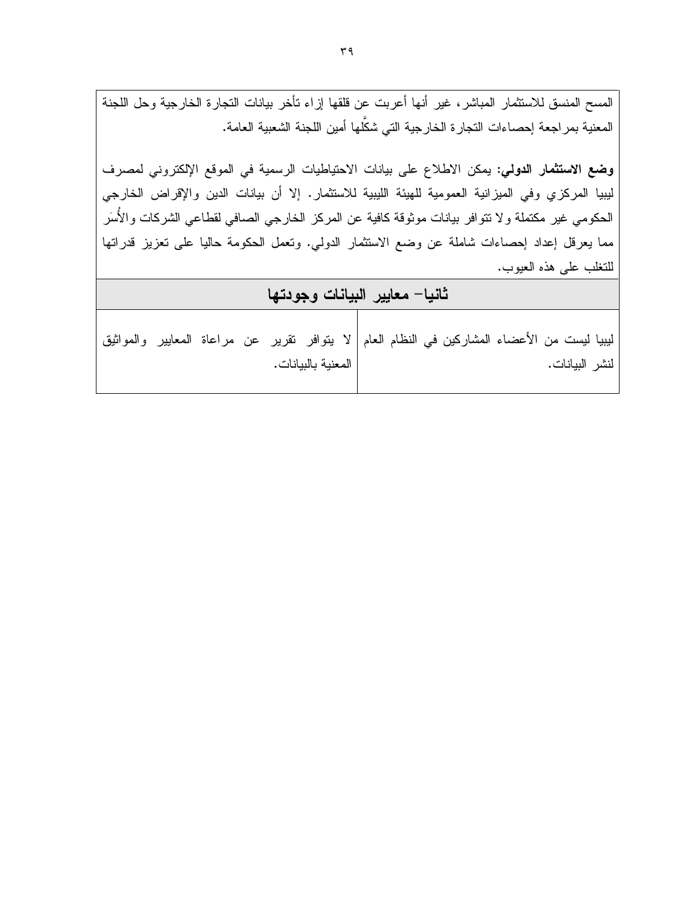المسح المنسق للاستثمار المباشر، غير أنها أعربت عن قلقها إزاء تأخر بيانات التجارة الخارجية وحل اللجنة المعنية بمراجعة إحصاءات التجارة الخارجية التي شكَّلها أمين اللجنة الشعبية العامة.

**وضع الاستثمار الدولي**: يمكن الاطلاع على بيانات الاحتياطيات الرسمية في الموقع الإلكتروني لمصرف ليبيا المركزي وفي الميزانية العمومية للهيئة الليبية للاستثمار. إلا أن بيانات الدين والإقراض الخارجي الحكومي غير مكتملة ولا تتوافر بيانات موثوقة كافية عن المركز الخارجي الصافي لقطاعي الشركات والأُسَر مما يعرقل إعداد إحصاءات شاملة عن وضع الاستثمار الدولي. وتعمل الحكومة حاليا على تعزيز قدراتها للتغلب على هذه العيوب.

## ثانيا– معايير البيانات وجودتها

| | |
|---|---|
| ليبيا ليست من الأعضاء المشاركين في النظام العام لنشر البيانات. | لا يتوافر تقرير عن مراعاة المعايير والمواثيق المعنية بالبيانات. |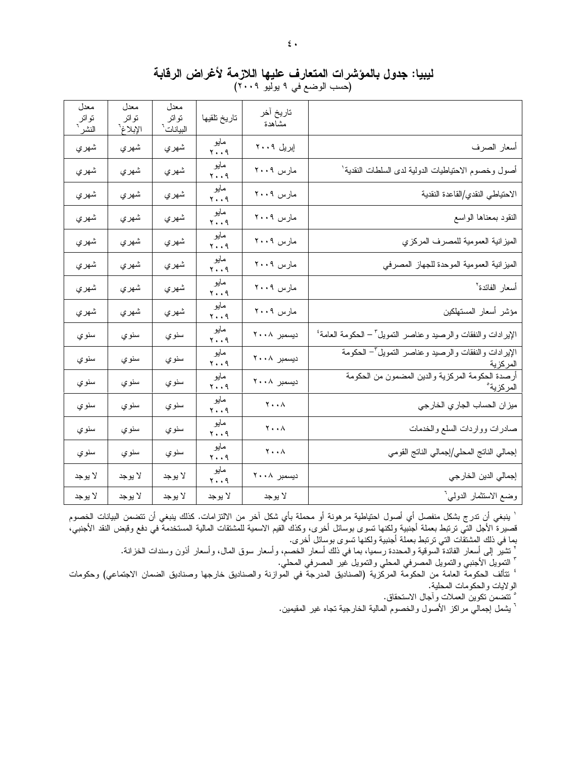# ليبيا: جدول بالمؤشرات المتعارف عليها اللازمة لأغراض الرقابة

(حسب الوضع في ٩ يوليو ٢٠٠٩)

| | تاريخ آخر مشاهدة | تاريخ تلقيها | معدل تواتر البيانات[٦] | معدل تواتر الإبلاغ[٦] | معدل تواتر النشر[٦] |
|---|---|---|---|---|---|
| أسعار الصرف | إبريل ٢٠٠٩ | مايو ٢٠٠٩ | شهري | شهري | شهري |
| أصول وخصوم الاحتياطيات الدولية لدى السلطات النقدية[١] | مارس ٢٠٠٩ | مايو ٢٠٠٩ | شهري | شهري | شهري |
| الاحتياطي النقدي/القاعدة النقدية | مارس ٢٠٠٩ | مايو ٢٠٠٩ | شهري | شهري | شهري |
| النقود بمعناها الواسع | مارس ٢٠٠٩ | مايو ٢٠٠٩ | شهري | شهري | شهري |
| الميزانية العمومية للمصرف المركزي | مارس ٢٠٠٩ | مايو ٢٠٠٩ | شهري | شهري | شهري |
| الميزانية العمومية الموحدة للجهاز المصرفي | مارس ٢٠٠٩ | مايو ٢٠٠٩ | شهري | شهري | شهري |
| أسعار الفائدة[٢] | مارس ٢٠٠٩ | مايو ٢٠٠٩ | شهري | شهري | شهري |
| مؤشر أسعار المستهلكين | مارس ٢٠٠٩ | مايو ٢٠٠٩ | شهري | شهري | شهري |
| الإيرادات والنفقات والرصيد وعناصر التمويل[٣] – الحكومة العامة[٤] | ديسمبر ٢٠٠٨ | مايو ٢٠٠٩ | سنوي | سنوي | سنوي |
| الإيرادات والنفقات والرصيد وعناصر التمويل[٣]– الحكومة المركزية | ديسمبر ٢٠٠٨ | مايو ٢٠٠٩ | سنوي | سنوي | سنوي |
| أرصدة الحكومة المركزية والدين المضمون من الحكومة المركزية[٥] | ديسمبر ٢٠٠٨ | مايو ٢٠٠٩ | سنوي | سنوي | سنوي |
| ميزان الحساب الجاري الخارجي | ٢٠٠٨ | مايو ٢٠٠٩ | سنوي | سنوي | سنوي |
| صادرات وواردات السلع والخدمات | ٢٠٠٨ | مايو ٢٠٠٩ | سنوي | سنوي | سنوي |
| إجمالي الناتج المحلي/إجمالي الناتج القومي | ٢٠٠٨ | مايو ٢٠٠٩ | سنوي | سنوي | سنوي |
| إجمالي الدين الخارجي | ديسمبر ٢٠٠٨ | مايو ٢٠٠٩ | لا يوجد | لا يوجد | لا يوجد |
| وضع الاستثمار الدولي[٦] | لا يوجد | لا يوجد | لا يوجد | لا يوجد | لا يوجد |

[١] ينبغي أن تدرج بشكل منفصل أي أصول احتياطية مرهونة أو محملة بأي شكل آخر من الالتزامات. كذلك ينبغي أن تتضمن البيانات الخصوم قصيرة الأجل التي ترتبط بعملة أجنبية ولكنها تسوى بوسائل أخرى، وكذك القيم الاسمية للمشتقات المالية المستخدمة في دفع وقبض النقد الأجنبي، بما في ذلك المشتقات التي ترتبط بعملة أجنبية ولكنها تسوى بوسائل أخرى.

[٢] تشير إلى أسعار الفائدة السوقية والمحددة رسميا، بما في ذلك أسعار الخصم، وأسعار سوق المال، وأسعار أذون وسندات الخزانة.

[٣] التمويل الأجنبي والتمويل المصرفي المحلي والتمويل غير المصرفي المحلي.

[٤] تتألف الحكومة العامة من الحكومة المركزية (الصناديق المدرجة في الموازنة والصناديق خارجها وصناديق الضمان الاجتماعي) وحكومات الولايات والحكومات المحلية.

[٥] تتضمن تكوين العملات وآجال الاستحقاق.

[٦] يشمل إجمالي مراكز الأصول والخصوم المالية الخارجية تجاه غير المقيمين.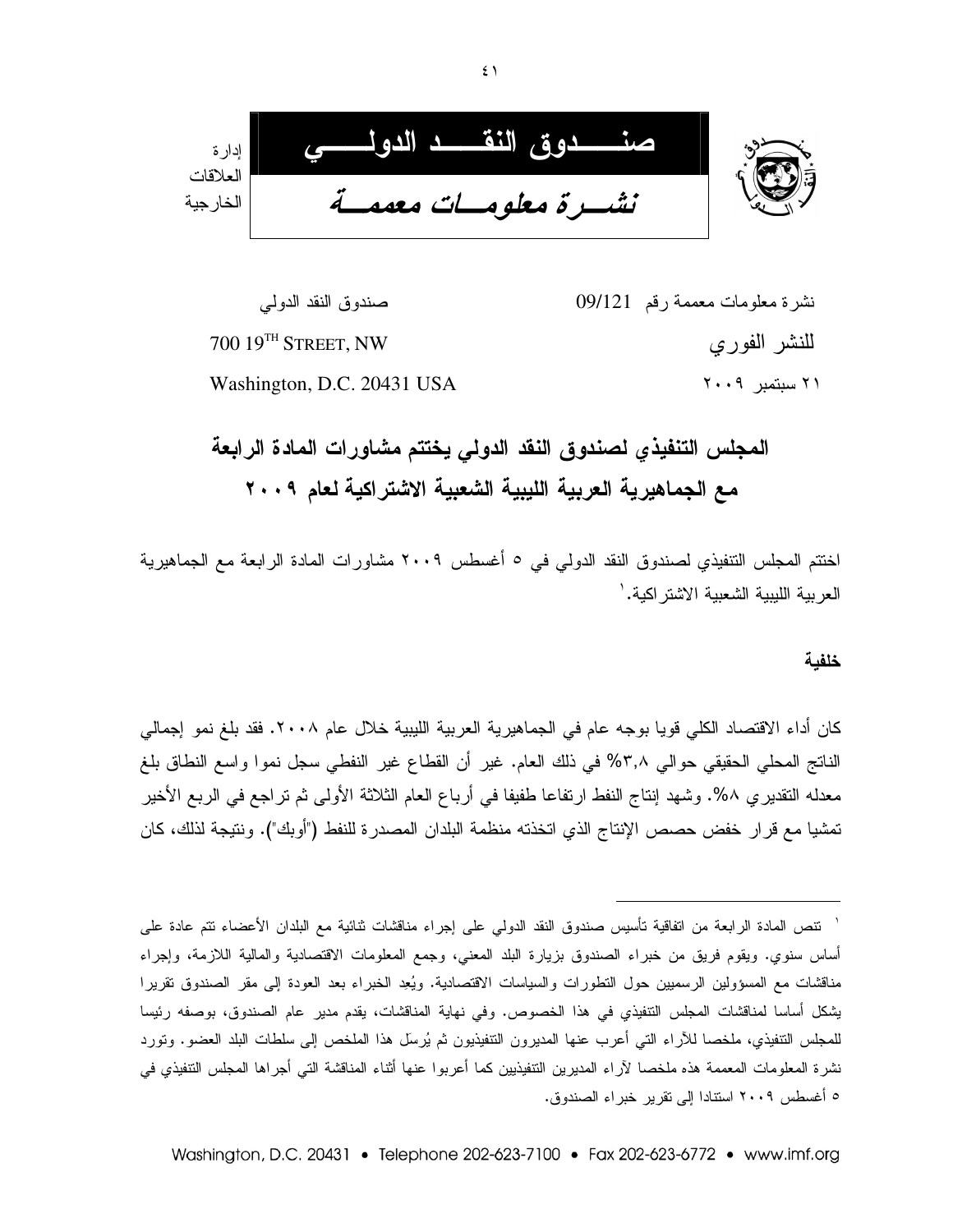إدارة العلاقات الخارجية

# صندوق النقد الدولي

*نشرة معلومات معممة*

نشرة معلومات معممة رقم 09/121

للنشر الفوري

٢١ سبتمبر ٢٠٠٩

صندوق النقد الدولي

700 19TH STREET, NW

Washington, D.C. 20431 USA

## المجلس التنفيذي لصندوق النقد الدولي يختتم مشاورات المادة الرابعة مع الجماهيرية العربية الليبية الشعبية الاشتراكية لعام ٢٠٠٩

اختتم المجلس التنفيذي لصندوق النقد الدولي في ٥ أغسطس ٢٠٠٩ مشاورات المادة الرابعة مع الجماهيرية العربية الليبية الشعبية الاشتراكية.[١]

### خلفية

كان أداء الاقتصاد الكلي قويا بوجه عام في الجماهيرية العربية الليبية خلال عام ٢٠٠٨. فقد بلغ نمو إجمالي الناتج المحلي الحقيقي حوالي ٣,٨% في ذلك العام. غير أن القطاع غير النفطي سجل نموا واسع النطاق بلغ معدله التقديري ٨%. وشهد إنتاج النفط ارتفاعا طفيفا في أرباع العام الثلاثة الأولى ثم تراجع في الربع الأخير تمشيا مع قرار خفض حصص الإنتاج الذي اتخذته منظمة البلدان المصدرة للنفط ("أوبك"). ونتيجة لذلك، كان

---

[١] تنص المادة الرابعة من اتفاقية تأسيس صندوق النقد الدولي على إجراء مناقشات ثنائية مع البلدان الأعضاء تتم عادة على أساس سنوي. ويقوم فريق من خبراء الصندوق بزيارة البلد المعني، وجمع المعلومات الاقتصادية والمالية اللازمة، وإجراء مناقشات مع المسؤولين الرسميين حول التطورات والسياسات الاقتصادية. ويُعد الخبراء بعد العودة إلى مقر الصندوق تقريرا يشكل أساسا لمناقشات المجلس التنفيذي في هذا الخصوص. وفي نهاية المناقشات، يقدم مدير عام الصندوق، بوصفه رئيسا للمجلس التنفيذي، ملخصا للآراء التي أعرب عنها المديرون التنفيذيون ثم يُرسَل هذا الملخص إلى سلطات البلد العضو. وتورد نشرة المعلومات المعممة هذه ملخصا لآراء المديرين التنفيذيين كما أعربوا عنها أثناء المناقشة التي أجراها المجلس التنفيذي في ٥ أغسطس ٢٠٠٩ استنادا إلى تقرير خبراء الصندوق.

Washington, D.C. 20431 • Telephone 202-623-7100 • Fax 202-623-6772 • www.imf.org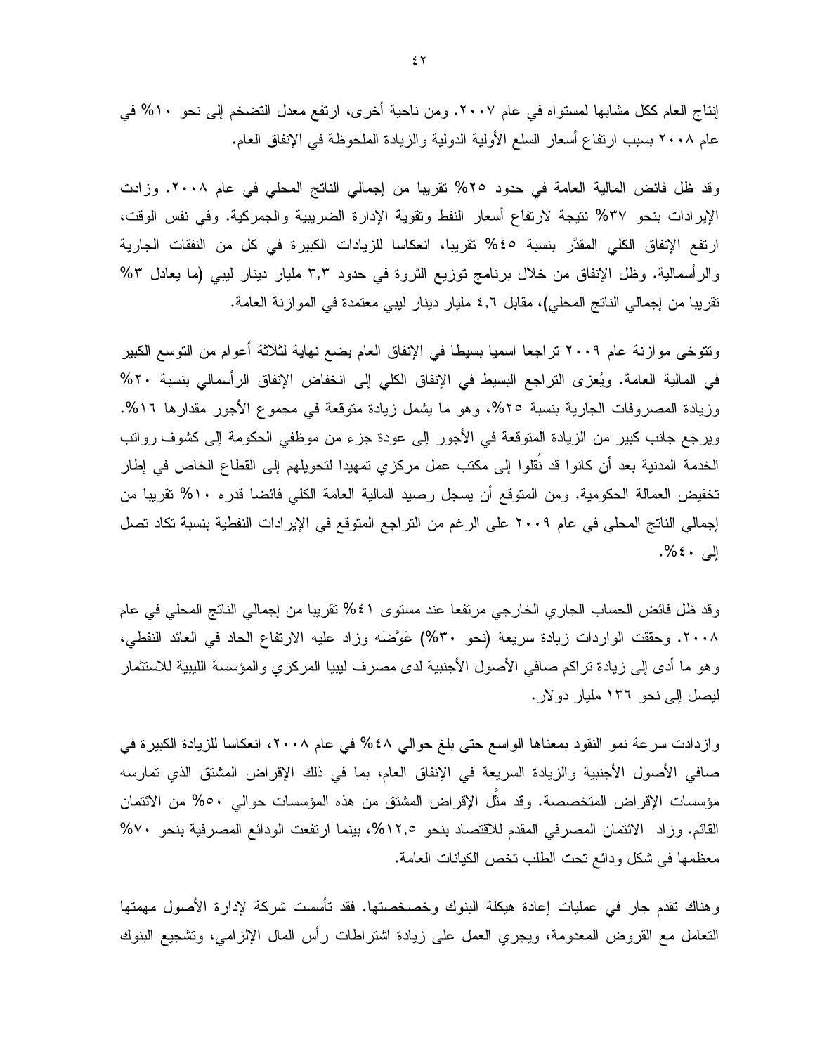إنتاج العام ككل مشابها لمستواه في عام ٢٠٠٧. ومن ناحية أخرى، ارتفع معدل التضخم إلى نحو ١٠% في عام ٢٠٠٨ بسبب ارتفاع أسعار السلع الأولية الدولية والزيادة الملحوظة في الإنفاق العام.

وقد ظل فائض المالية العامة في حدود ٢٥% تقريبا من إجمالي الناتج المحلي في عام ٢٠٠٨. وزادت الإيرادات بنحو ٣٧% نتيجة لارتفاع أسعار النفط وتقوية الإدارة الضريبية والجمركية. وفي نفس الوقت، ارتفع الإنفاق الكلي المقدَّر بنسبة ٤٥% تقريبا، انعكاسا للزيادات الكبيرة في كل من النفقات الجارية والرأسمالية. وظل الإنفاق من خلال برنامج توزيع الثروة في حدود ٣,٣ مليار دينار ليبي (ما يعادل ٣% تقريبا من إجمالي الناتج المحلي)، مقابل ٤,٦ مليار دينار ليبي معتمدة في الموازنة العامة.

وتتوخى موازنة عام ٢٠٠٩ تراجعا اسميا بسيطا في الإنفاق العام يضع نهاية لثلاثة أعوام من التوسع الكبير في المالية العامة. ويُعزى التراجع البسيط في الإنفاق الكلي إلى انخفاض الإنفاق الرأسمالي بنسبة ٢٠% وزيادة المصروفات الجارية بنسبة ٢٥%، وهو ما يشمل زيادة متوقعة في مجموع الأجور مقدارها ١٦%. ويرجع جانب كبير من الزيادة المتوقعة في الأجور إلى عودة جزء من موظفي الحكومة إلى كشوف رواتب الخدمة المدنية بعد أن كانوا قد نُقلوا إلى مكتب عمل مركزي تمهيدا لتحويلهم إلى القطاع الخاص في إطار تخفيض العمالة الحكومية. ومن المتوقع أن يسجل رصيد المالية العامة الكلي فائضا قدره ١٠% تقريبا من إجمالي الناتج المحلي في عام ٢٠٠٩ على الرغم من التراجع المتوقع في الإيرادات النفطية بنسبة تكاد تصل إلى ٤٠%.

وقد ظل فائض الحساب الجاري الخارجي مرتفعا عند مستوى ٤١% تقريبا من إجمالي الناتج المحلي في عام ٢٠٠٨. وحققت الواردات زيادة سريعة (نحو ٣٠%) عَوَّضَه وزاد عليه الارتفاع الحاد في العائد النفطي، وهو ما أدى إلى زيادة تراكم صافي الأصول الأجنبية لدى مصرف ليبيا المركزي والمؤسسة الليبية للاستثمار ليصل إلى نحو ١٣٦ مليار دولار.

وازدادت سرعة نمو النقود بمعناها الواسع حتى بلغ حوالي ٤٨% في عام ٢٠٠٨، انعكاسا للزيادة الكبيرة في صافي الأصول الأجنبية والزيادة السريعة في الإنفاق العام، بما في ذلك الإقراض المشتق الذي تمارسه مؤسسات الإقراض المتخصصة. وقد مثَّل الإقراض المشتق من هذه المؤسسات حوالي ٥٠% من الائتمان القائم. وزاد الائتمان المصرفي المقدم للاقتصاد بنحو ١٢,٥%، بينما ارتفعت الودائع المصرفية بنحو ٧٠% معظمها في شكل ودائع تحت الطلب تخص الكيانات العامة.

وهناك تقدم جار في عمليات إعادة هيكلة البنوك وخصخصتها. فقد تأسست شركة لإدارة الأصول مهمتها التعامل مع القروض المعدومة، ويجري العمل على زيادة اشتراطات رأس المال الإلزامي، وتشجيع البنوك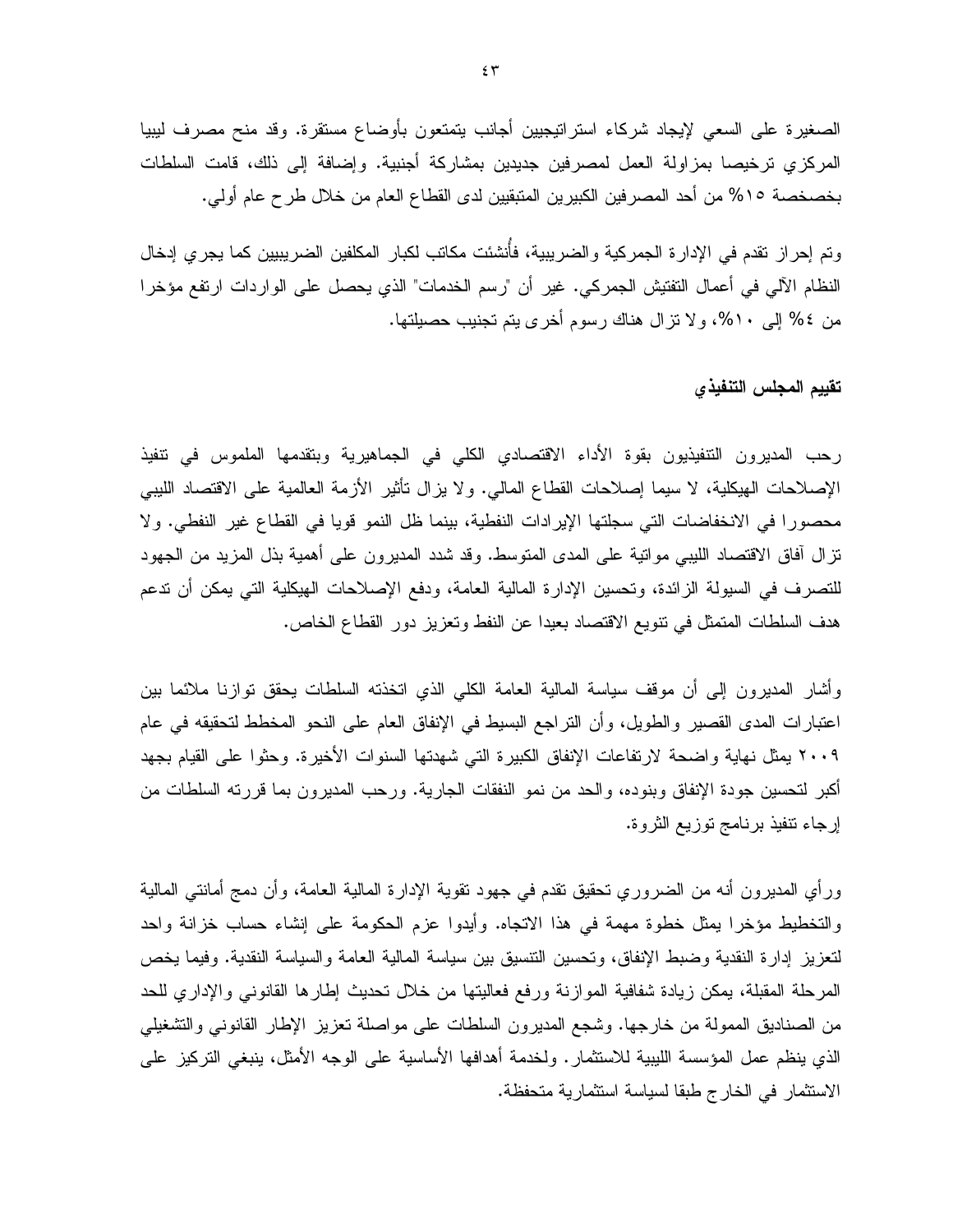الصغيرة على السعي لإيجاد شركاء استراتيجيين أجانب يتمتعون بأوضاع مستقرة. وقد منح مصرف ليبيا المركزي ترخيصا بمزاولة العمل لمصرفين جديدين بمشاركة أجنبية. وإضافة إلى ذلك، قامت السلطات بخصخصة ١٥% من أحد المصرفين الكبيرين المتبقيين لدى القطاع العام من خلال طرح عام أولي.

وتم إحراز تقدم في الإدارة الجمركية والضريبية، فأُنشئت مكاتب لكبار المكلفين الضريبيين كما يجري إدخال النظام الآلي في أعمال التفتيش الجمركي. غير أن "رسم الخدمات" الذي يحصل على الواردات ارتفع مؤخرا من ٤% إلى ١٠%، ولا تزال هناك رسوم أخرى يتم تجنيب حصيلتها.

## تقييم المجلس التنفيذي

رحب المديرون التنفيذيون بقوة الأداء الاقتصادي الكلي في الجماهيرية وبتقدمها الملموس في تنفيذ الإصلاحات الهيكلية، لا سيما إصلاحات القطاع المالي. ولا يزال تأثير الأزمة العالمية على الاقتصاد الليبي محصورا في الانخفاضات التي سجلتها الإيرادات النفطية، بينما ظل النمو قويا في القطاع غير النفطي. ولا تزال آفاق الاقتصاد الليبي مواتية على المدى المتوسط. وقد شدد المديرون على أهمية بذل المزيد من الجهود للتصرف في السيولة الزائدة، وتحسين الإدارة المالية العامة، ودفع الإصلاحات الهيكلية التي يمكن أن تدعم هدف السلطات المتمثل في تنويع الاقتصاد بعيدا عن النفط وتعزيز دور القطاع الخاص.

وأشار المديرون إلى أن موقف سياسة المالية العامة الكلي الذي اتخذته السلطات يحقق توازنا ملائما بين اعتبارات المدى القصير والطويل، وأن التراجع البسيط في الإنفاق العام على النحو المخطط لتحقيقه في عام ٢٠٠٩ يمثل نهاية واضحة لارتفاعات الإنفاق الكبيرة التي شهدتها السنوات الأخيرة. وحثوا على القيام بجهد أكبر لتحسين جودة الإنفاق وبنوده، والحد من نمو النفقات الجارية. ورحب المديرون بما قررته السلطات من إرجاء تنفيذ برنامج توزيع الثروة.

ورأي المديرون أنه من الضروري تحقيق تقدم في جهود تقوية الإدارة المالية العامة، وأن دمج أمانتي المالية والتخطيط مؤخرا يمثل خطوة مهمة في هذا الاتجاه. وأيدوا عزم الحكومة على إنشاء حساب خزانة واحد لتعزيز إدارة النقدية وضبط الإنفاق، وتحسين التنسيق بين سياسة المالية العامة والسياسة النقدية. وفيما يخص المرحلة المقبلة، يمكن زيادة شفافية الموازنة ورفع فعاليتها من خلال تحديث إطارها القانوني والإداري للحد من الصناديق الممولة من خارجها. وشجع المديرون السلطات على مواصلة تعزيز الإطار القانوني والتشغيلي الذي ينظم عمل المؤسسة الليبية للاستثمار. ولخدمة أهدافها الأساسية على الوجه الأمثل، ينبغي التركيز على الاستثمار في الخارج طبقا لسياسة استثمارية متحفظة.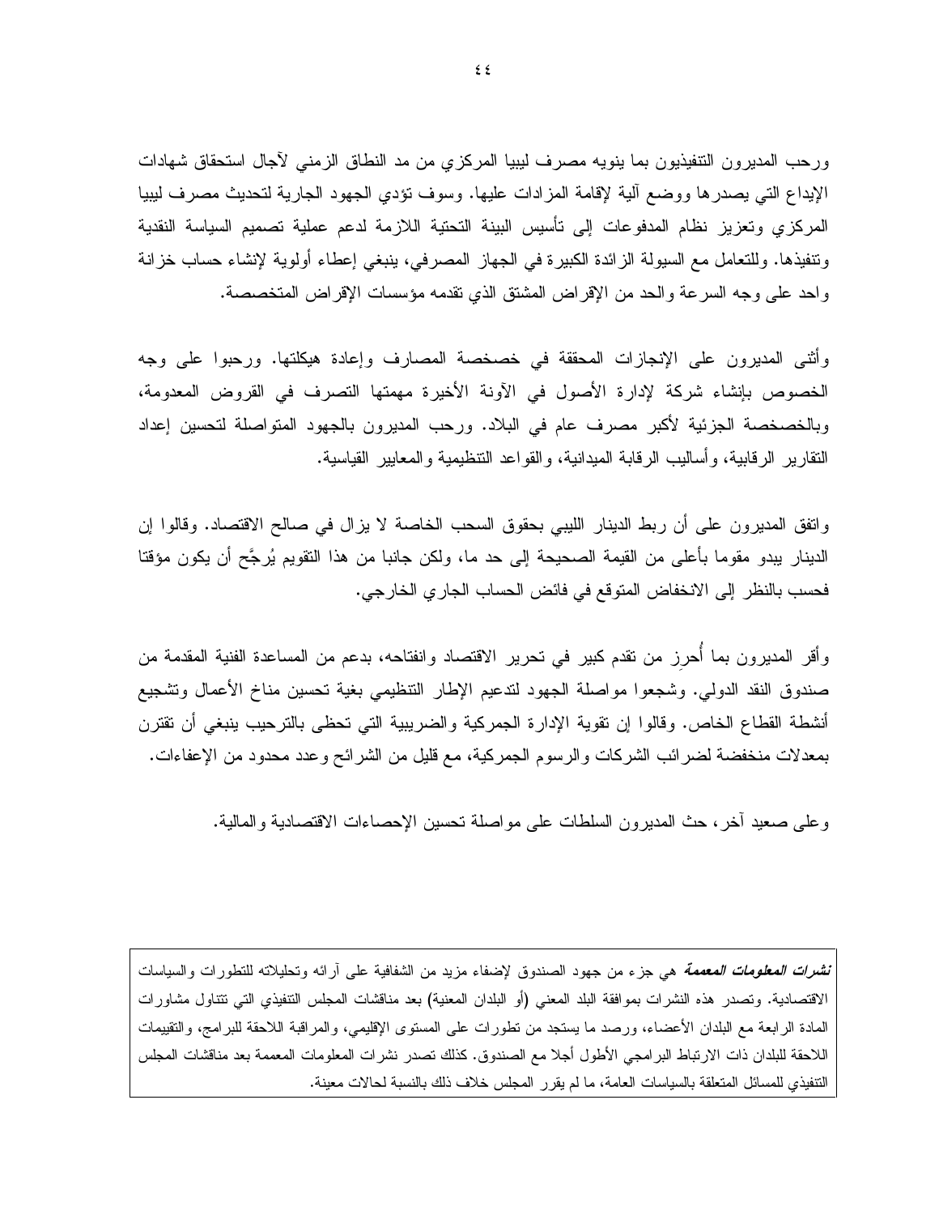ورحب المديرون التنفيذيون بما ينويه مصرف ليبيا المركزي من مد النطاق الزمني لآجال استحقاق شهادات الإيداع التي يصدرها ووضع آلية لإقامة المزادات عليها. وسوف تؤدي الجهود الجارية لتحديث مصرف ليبيا المركزي وتعزيز نظام المدفوعات إلى تأسيس البنية التحتية اللازمة لدعم عملية تصميم السياسة النقدية وتنفيذها. وللتعامل مع السيولة الزائدة الكبيرة في الجهاز المصرفي، ينبغي إعطاء أولوية لإنشاء حساب خزانة واحد على وجه السرعة والحد من الإقراض المشتق الذي تقدمه مؤسسات الإقراض المتخصصة.

وأثنى المديرون على الإنجازات المحققة في خصخصة المصارف وإعادة هيكلتها. ورحبوا على وجه الخصوص بإنشاء شركة لإدارة الأصول في الآونة الأخيرة مهمتها التصرف في القروض المعدومة، وبالخصخصة الجزئية لأكبر مصرف عام في البلاد. ورحب المديرون بالجهود المتواصلة لتحسين إعداد التقارير الرقابية، وأساليب الرقابة الميدانية، والقواعد التنظيمية والمعايير القياسية.

واتفق المديرون على أن ربط الدينار الليبي بحقوق السحب الخاصة لا يزال في صالح الاقتصاد. وقالوا إن الدينار يبدو مقوما بأعلى من القيمة الصحيحة إلى حد ما، ولكن جانبا من هذا التقويم يُرجَّح أن يكون مؤقتا فحسب بالنظر إلى الانخفاض المتوقع في فائض الحساب الجاري الخارجي.

وأقر المديرون بما أُحرِز من تقدم كبير في تحرير الاقتصاد وانفتاحه، بدعم من المساعدة الفنية المقدمة من صندوق النقد الدولي. وشجعوا مواصلة الجهود لتدعيم الإطار التنظيمي بغية تحسين مناخ الأعمال وتشجيع أنشطة القطاع الخاص. وقالوا إن تقوية الإدارة الجمركية والضريبية التي تحظى بالترحيب ينبغي أن تقترن بمعدلات منخفضة لضرائب الشركات والرسوم الجمركية، مع قليل من الشرائح وعدد محدود من الإعفاءات.

وعلى صعيد آخر، حث المديرون السلطات على مواصلة تحسين الإحصاءات الاقتصادية والمالية.

---

***نشرات المعلومات المعممة*** هي جزء من جهود الصندوق لإضفاء مزيد من الشفافية على آرائه وتحليلاته للتطورات والسياسات الاقتصادية. وتصدر هذه النشرات بموافقة البلد المعني (أو البلدان المعنية) بعد مناقشات المجلس التنفيذي التي تتناول مشاورات المادة الرابعة مع البلدان الأعضاء، ورصد ما يستجد من تطورات على المستوى الإقليمي، والمراقبة اللاحقة للبرامج، والتقييمات اللاحقة للبلدان ذات الارتباط البرامجي الأطول أجلا مع الصندوق. كذلك تصدر نشرات المعلومات المعممة بعد مناقشات المجلس التنفيذي للمسائل المتعلقة بالسياسات العامة، ما لم يقرر المجلس خلاف ذلك بالنسبة لحالات معينة.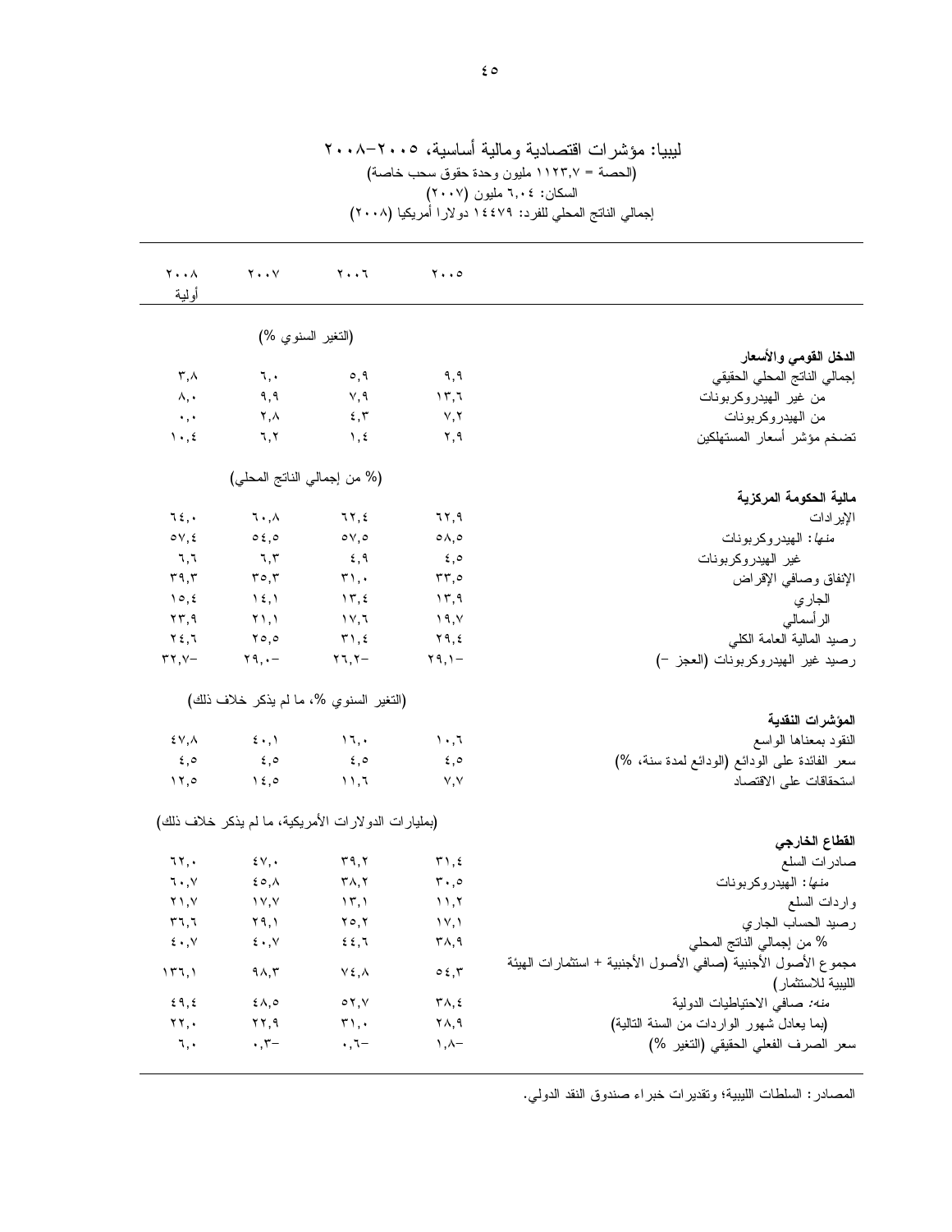# ليبيا: مؤشرات اقتصادية ومالية أساسية، ٢٠٠٥–٢٠٠٨

(الحصة = ١١٢٣,٧ مليون وحدة حقوق سحب خاصة)

السكان: ٦,٠٤ مليون (٢٠٠٧)

إجمالي الناتج المحلي للفرد: ١٤٤٧٩ دولارا أمريكيا (٢٠٠٨)

| | ٢٠٠٥ | ٢٠٠٦ | ٢٠٠٧ | ٢٠٠٨ أولية |
|---|---|---|---|---|
| | (التغير السنوي %) | | | |
| **الدخل القومي والأسعار** | | | | |
| إجمالي الناتج المحلي الحقيقي | ٩,٩ | ٥,٩ | ٦,٠ | ٣,٨ |
| من غير الهيدروكربونات | ١٣,٦ | ٧,٩ | ٩,٩ | ٨,٠ |
| من الهيدروكربونات | ٧,٢ | ٤,٣ | ٢,٨ | ٠,٠ |
| تضخم مؤشر أسعار المستهلكين | ٢,٩ | ١,٤ | ٦,٢ | ١٠,٤ |
| | (% من إجمالي الناتج المحلي) | | | |
| **مالية الحكومة المركزية** | | | | |
| الإيرادات | ٦٢,٩ | ٦٢,٤ | ٦٠,٨ | ٦٤,٠ |
| *منها*: الهيدروكربونات | ٥٨,٥ | ٥٧,٥ | ٥٤,٥ | ٥٧,٤ |
| غير الهيدروكربونات | ٤,٥ | ٤,٩ | ٦,٣ | ٦,٦ |
| الإنفاق وصافي الإقراض | ٣٣,٥ | ٣١,٠ | ٣٥,٣ | ٣٩,٣ |
| الجاري | ١٣,٩ | ١٣,٤ | ١٤,١ | ١٥,٤ |
| الرأسمالي | ١٩,٧ | ١٧,٦ | ٢١,١ | ٢٣,٩ |
| رصيد المالية العامة الكلي | ٢٩,٤ | ٣١,٤ | ٢٥,٥ | ٢٤,٦ |
| رصيد غير الهيدروكربونات (العجز –) | –٢٩,١ | –٢٦,٢ | –٢٩,٠ | –٣٢,٧ |
| | (التغير السنوي %، ما لم يذكر خلاف ذلك) | | | |
| **المؤشرات النقدية** | | | | |
| النقود بمعناها الواسع | ١٠,٦ | ١٦,٠ | ٤٠,١ | ٤٧,٨ |
| سعر الفائدة على الودائع (الودائع لمدة سنة، %) | ٤,٥ | ٤,٥ | ٤,٥ | ٤,٥ |
| استحقاقات على الاقتصاد | ٧,٧ | ١١,٦ | ١٤,٥ | ١٢,٥ |
| | (بمليارات الدولارات الأمريكية، ما لم يذكر خلاف ذلك) | | | |
| **القطاع الخارجي** | | | | |
| صادرات السلع | ٣١,٤ | ٣٩,٢ | ٤٧,٠ | ٦٢,٠ |
| *منها*: الهيدروكربونات | ٣٠,٥ | ٣٨,٢ | ٤٥,٨ | ٦٠,٧ |
| واردات السلع | ١١,٢ | ١٣,١ | ١٧,٧ | ٢١,٧ |
| رصيد الحساب الجاري | ١٧,١ | ٢٥,٢ | ٢٩,١ | ٣٦,٦ |
| % من إجمالي الناتج المحلي | ٣٨,٩ | ٤٤,٦ | ٤٠,٧ | ٤٠,٧ |
| مجموع الأصول الأجنبية (صافي الأصول الأجنبية + استثمارات الهيئة الليبية للاستثمار) | ٥٤,٣ | ٧٤,٨ | ٩٨,٣ | ١٣٦,١ |
| *منه:* صافي الاحتياطيات الدولية | ٣٨,٤ | ٥٢,٧ | ٤٨,٥ | ٤٩,٤ |
| (بما يعادل شهور الواردات من السنة التالية) | ٢٨,٩ | ٣١,٠ | ٢٢,٩ | ٢٢,٠ |
| سعر الصرف الفعلي الحقيقي (التغير %) | –١,٨ | –٠,٦ | –٠,٣ | ٦,٠ |

المصادر: السلطات الليبية؛ وتقديرات خبراء صندوق النقد الدولي.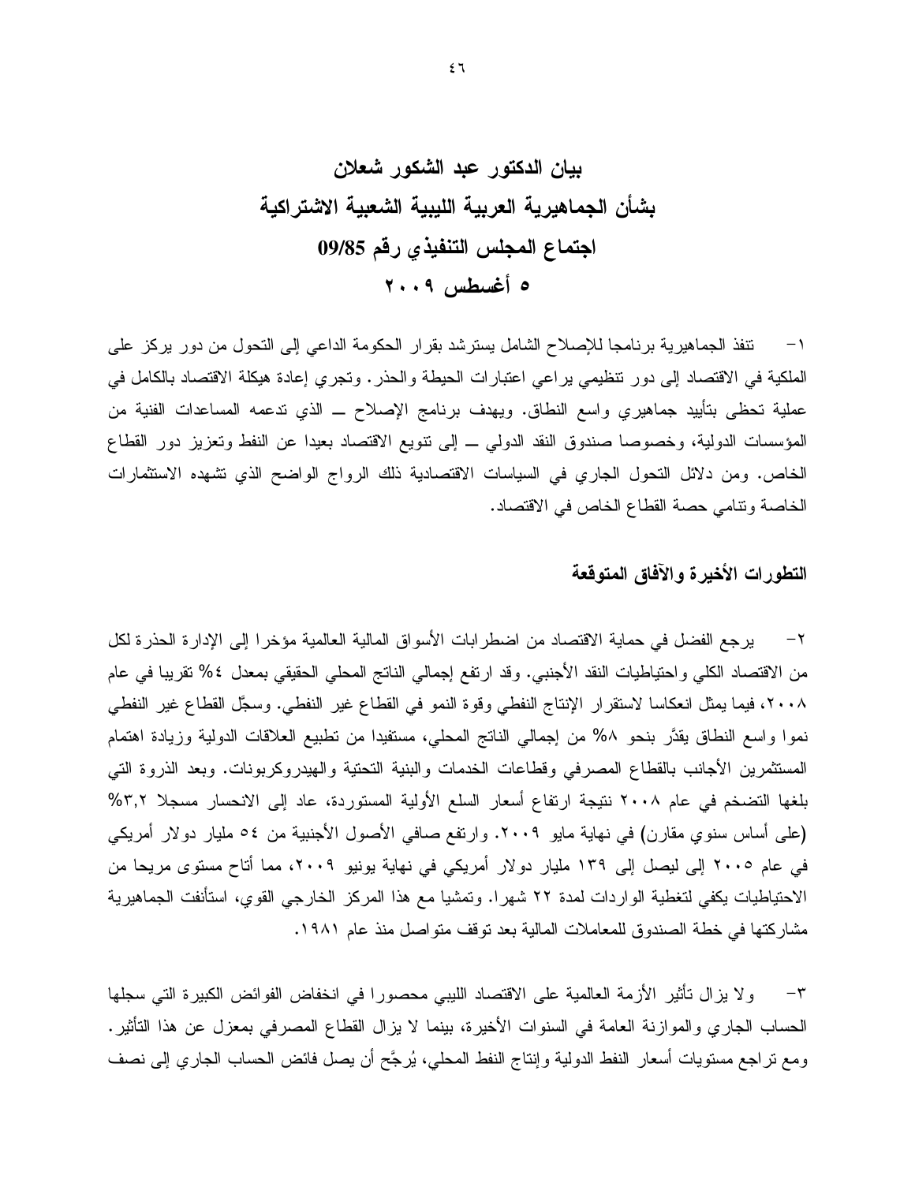# بيان الدكتور عبد الشكور شعلان
# بشأن الجماهيرية العربية الليبية الشعبية الاشتراكية
# اجتماع المجلس التنفيذي رقم 09/85
# ٥ أغسطس ٢٠٠٩

١- تنفذ الجماهيرية برنامجا للإصلاح الشامل يسترشد بقرار الحكومة الداعي إلى التحول من دور يركز على الملكية في الاقتصاد إلى دور تنظيمي يراعي اعتبارات الحيطة والحذر. وتجري إعادة هيكلة الاقتصاد بالكامل في عملية تحظى بتأييد جماهيري واسع النطاق. ويهدف برنامج الإصلاح ــ الذي تدعمه المساعدات الفنية من المؤسسات الدولية، وخصوصا صندوق النقد الدولي ــ إلى تنويع الاقتصاد بعيدا عن النفط وتعزيز دور القطاع الخاص. ومن دلائل التحول الجاري في السياسات الاقتصادية ذلك الرواج الواضح الذي تشهده الاستثمارات الخاصة وتنامي حصة القطاع الخاص في الاقتصاد.

## التطورات الأخيرة والآفاق المتوقعة

٢- يرجع الفضل في حماية الاقتصاد من اضطرابات الأسواق المالية العالمية مؤخرا إلى الإدارة الحذرة لكل من الاقتصاد الكلي واحتياطيات النقد الأجنبي. وقد ارتفع إجمالي الناتج المحلي الحقيقي بمعدل ٤% تقريبا في عام ٢٠٠٨، فيما يمثل انعكاسا لاستقرار الإنتاج النفطي وقوة النمو في القطاع غير النفطي. وسجّل القطاع غير النفطي نموا واسع النطاق يقدَّر بنحو ٨% من إجمالي الناتج المحلي، مستفيدا من تطبيع العلاقات الدولية وزيادة اهتمام المستثمرين الأجانب بالقطاع المصرفي وقطاعات الخدمات والبنية التحتية والهيدروكربونات. وبعد الذروة التي بلغها التضخم في عام ٢٠٠٨ نتيجة ارتفاع أسعار السلع الأولية المستوردة، عاد إلى الانحسار مسجلا ٣,٢% (على أساس سنوي مقارن) في نهاية مايو ٢٠٠٩. وارتفع صافي الأصول الأجنبية من ٥٤ مليار دولار أمريكي في عام ٢٠٠٥ إلى ليصل إلى ١٣٩ مليار دولار أمريكي في نهاية يونيو ٢٠٠٩، مما أتاح مستوى مريحا من الاحتياطيات يكفي لتغطية الواردات لمدة ٢٢ شهرا. وتمشيا مع هذا المركز الخارجي القوي، استأنفت الجماهيرية مشاركتها في خطة الصندوق للمعاملات المالية بعد توقف متواصل منذ عام ١٩٨١.

٣- ولا يزال تأثير الأزمة العالمية على الاقتصاد الليبي محصورا في انخفاض الفوائض الكبيرة التي سجلها الحساب الجاري والموازنة العامة في السنوات الأخيرة، بينما لا يزال القطاع المصرفي بمعزل عن هذا التأثير. ومع تراجع مستويات أسعار النفط الدولية وإنتاج النفط المحلي، يُرجَّح أن يصل فائض الحساب الجاري إلى نصف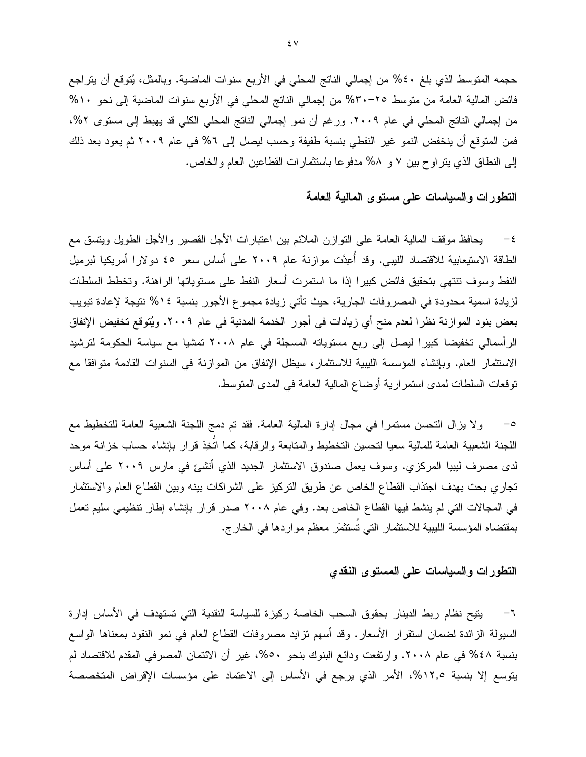حجمه المتوسط الذي بلغ ٤٠% من إجمالي الناتج المحلي في الأربع سنوات الماضية. وبالمثل، يُتوقع أن يتراجع فائض المالية العامة من متوسط ٢٥–٣٠% من إجمالي الناتج المحلي في الأربع سنوات الماضية إلى نحو ١٠% من إجمالي الناتج المحلي في عام ٢٠٠٩. ورغم أن نمو إجمالي الناتج المحلي الكلي قد يهبط إلى مستوى ٢%، فمن المتوقع أن ينخفض النمو غير النفطي بنسبة طفيفة وحسب ليصل إلى ٦% في عام ٢٠٠٩ ثم يعود بعد ذلك إلى النطاق الذي يتراوح بين ٧ و ٨% مدفوعا باستثمارات القطاعين العام والخاص.

## التطورات والسياسات على مستوى المالية العامة

٤– يحافظ موقف المالية العامة على التوازن الملائم بين اعتبارات الأجل القصير والأجل الطويل ويتسق مع الطاقة الاستيعابية للاقتصاد الليبي. وقد أُعِدَّت موازنة عام ٢٠٠٩ على أساس سعر ٤٥ دولارا أمريكيا لبرميل النفط وسوف تنتهي بتحقيق فائض كبيرا إذا ما استمرت أسعار النفط على مستوياتها الراهنة. وتخطط السلطات لزيادة اسمية محدودة في المصروفات الجارية، حيث تأتي زيادة مجموع الأجور بنسبة ١٤% نتيجة لإعادة تبويب بعض بنود الموازنة نظرا لعدم منح أي زيادات في أجور الخدمة المدنية في عام ٢٠٠٩. ويُتوقع تخفيض الإنفاق الرأسمالي تخفيضا كبيرا ليصل إلى ربع مستوياته المسجلة في عام ٢٠٠٨ تمشيا مع سياسة الحكومة لترشيد الاستثمار العام. وبإنشاء المؤسسة الليبية للاستثمار، سيظل الإنفاق من الموازنة في السنوات القادمة متوافقا مع توقعات السلطات لمدى استمرارية أوضاع المالية العامة في المدى المتوسط.

٥– ولا يزال التحسن مستمرا في مجال إدارة المالية العامة. فقد تم دمج اللجنة الشعبية العامة للتخطيط مع اللجنة الشعبية العامة للمالية سعيا لتحسين التخطيط والمتابعة والرقابة، كما اتُّخِذ قرار بإنشاء حساب خزانة موحد لدى مصرف ليبيا المركزي. وسوف يعمل صندوق الاستثمار الجديد الذي أنشئ في مارس ٢٠٠٩ على أساس تجاري بحت بهدف اجتذاب القطاع الخاص عن طريق التركيز على الشراكات بينه وبين القطاع العام والاستثمار في المجالات التي لم ينشط فيها القطاع الخاص بعد. وفي عام ٢٠٠٨ صدر قرار بإنشاء إطار تنظيمي سليم تعمل بمقتضاه المؤسسة الليبية للاستثمار التي تُستثمَر معظم مواردها في الخارج.

## التطورات والسياسات على المستوى النقدي

٦– يتيح نظام ربط الدينار بحقوق السحب الخاصة ركيزة للسياسة النقدية التي تستهدف في الأساس إدارة السيولة الزائدة لضمان استقرار الأسعار. وقد أسهم تزايد مصروفات القطاع العام في نمو النقود بمعناها الواسع بنسبة ٤٨% في عام ٢٠٠٨. وارتفعت ودائع البنوك بنحو ٥٠%، غير أن الائتمان المصرفي المقدم للاقتصاد لم يتوسع إلا بنسبة ١٢,٥%، الأمر الذي يرجع في الأساس إلى الاعتماد على مؤسسات الإقراض المتخصصة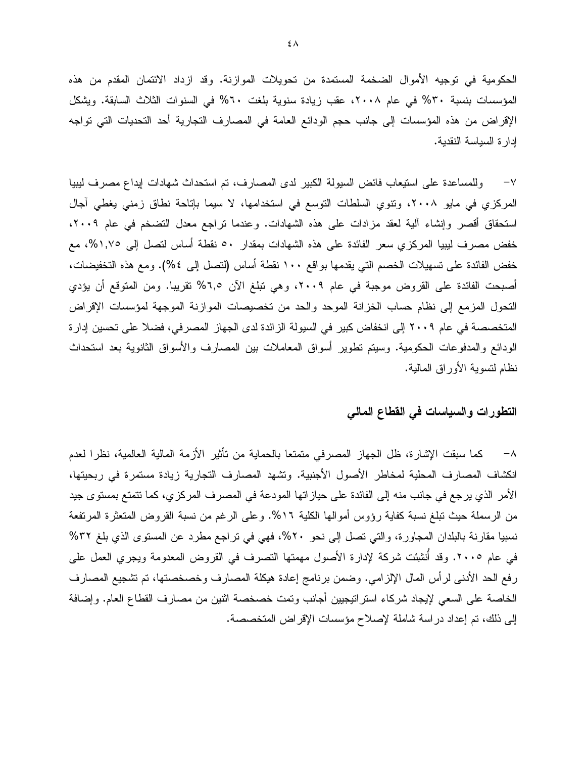الحكومية في توجيه الأموال الضخمة المستمدة من تحويلات الموازنة. وقد ازداد الائتمان المقدم من هذه المؤسسات بنسبة ٣٠% في عام ٢٠٠٨، عقب زيادة سنوية بلغت ٦٠% في السنوات الثلاث السابقة. ويشكل الإقراض من هذه المؤسسات إلى جانب حجم الودائع العامة في المصارف التجارية أحد التحديات التي تواجه إدارة السياسة النقدية.

٧- وللمساعدة على استيعاب فائض السيولة الكبير لدى المصارف، تم استحداث شهادات إيداع مصرف ليبيا المركزي في مايو ٢٠٠٨، وتنوي السلطات التوسع في استخدامها، لا سيما بإتاحة نطاق زمني يغطي آجال استحقاق أقصر وإنشاء آلية لعقد مزادات على هذه الشهادات. وعندما تراجع معدل التضخم في عام ٢٠٠٩، خفض مصرف ليبيا المركزي سعر الفائدة على هذه الشهادات بمقدار ٥٠ نقطة أساس لتصل إلى ١,٧٥%، مع خفض الفائدة على تسهيلات الخصم التي يقدمها بواقع ١٠٠ نقطة أساس (لتصل إلى ٤%). ومع هذه التخفيضات، أصبحت الفائدة على القروض موجبة في عام ٢٠٠٩، وهي تبلغ الآن ٦,٥% تقريبا. ومن المتوقع أن يؤدي التحول المزمع إلى نظام حساب الخزانة الموحد والحد من تخصيصات الموازنة الموجهة لمؤسسات الإقراض المتخصصة في عام ٢٠٠٩ إلى انخفاض كبير في السيولة الزائدة لدى الجهاز المصرفي، فضلا على تحسين إدارة الودائع والمدفوعات الحكومية. وسيتم تطوير أسواق المعاملات بين المصارف والأسواق الثانوية بعد استحداث نظام لتسوية الأوراق المالية.

## التطورات والسياسات في القطاع المالي

٨- كما سبقت الإشارة، ظل الجهاز المصرفي متمتعا بالحماية من تأثير الأزمة المالية العالمية، نظرا لعدم انكشاف المصارف المحلية لمخاطر الأصول الأجنبية. وتشهد المصارف التجارية زيادة مستمرة في ربحيتها، الأمر الذي يرجع في جانب منه إلى الفائدة على حيازاتها المودعة في المصرف المركزي، كما تتمتع بمستوى جيد من الرسملة حيث تبلغ نسبة كفاية رؤوس أموالها الكلية ١٦%. وعلى الرغم من نسبة القروض المتعثرة المرتفعة نسبيا مقارنة بالبلدان المجاورة، والتي تصل إلى نحو ٢٠%، فهي في تراجع مطرد عن المستوى الذي بلغ ٣٢% في عام ٢٠٠٥. وقد أُنشئت شركة لإدارة الأصول مهمتها التصرف في القروض المعدومة ويجري العمل على رفع الحد الأدنى لرأس المال الإلزامي. وضمن برنامج إعادة هيكلة المصارف وخصخصتها، تم تشجيع المصارف الخاصة على السعي لإيجاد شركاء استراتيجيين أجانب وتمت خصخصة اثنين من مصارف القطاع العام. وإضافة إلى ذلك، تم إعداد دراسة شاملة لإصلاح مؤسسات الإقراض المتخصصة.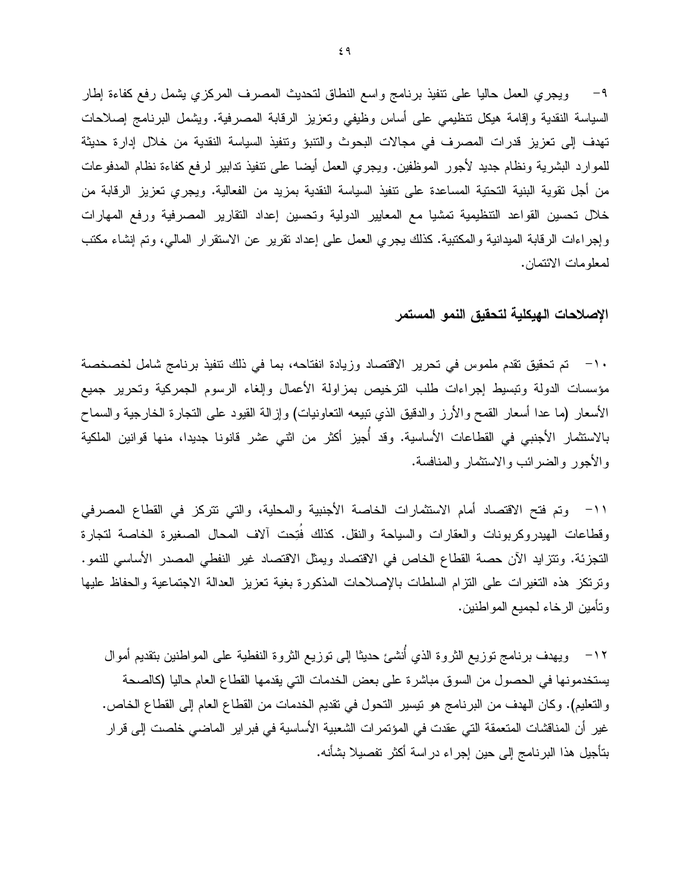٩- ويجري العمل حاليا على تنفيذ برنامج واسع النطاق لتحديث المصرف المركزي يشمل رفع كفاءة إطار السياسة النقدية وإقامة هيكل تنظيمي على أساس وظيفي وتعزيز الرقابة المصرفية. ويشمل البرنامج إصلاحات تهدف إلى تعزيز قدرات المصرف في مجالات البحوث والتنبؤ وتنفيذ السياسة النقدية من خلال إدارة حديثة للموارد البشرية ونظام جديد لأجور الموظفين. ويجري العمل أيضا على تنفيذ تدابير لرفع كفاءة نظام المدفوعات من أجل تقوية البنية التحتية المساعدة على تنفيذ السياسة النقدية بمزيد من الفعالية. ويجري تعزيز الرقابة من خلال تحسين القواعد التنظيمية تمشيا مع المعايير الدولية وتحسين إعداد التقارير المصرفية ورفع المهارات وإجراءات الرقابة الميدانية والمكتبية. كذلك يجري العمل على إعداد تقرير عن الاستقرار المالي، وتم إنشاء مكتب لمعلومات الائتمان.

## الإصلاحات الهيكلية لتحقيق النمو المستمر

١٠- تم تحقيق تقدم ملموس في تحرير الاقتصاد وزيادة انفتاحه، بما في ذلك تنفيذ برنامج شامل لخصخصة مؤسسات الدولة وتبسيط إجراءات طلب الترخيص بمزاولة الأعمال وإلغاء الرسوم الجمركية وتحرير جميع الأسعار (ما عدا أسعار القمح والأرز والدقيق الذي تبيعه التعاونيات) وإزالة القيود على التجارة الخارجية والسماح بالاستثمار الأجنبي في القطاعات الأساسية. وقد أُجيز أكثر من اثني عشر قانونا جديدا، منها قوانين الملكية والأجور والضرائب والاستثمار والمنافسة.

١١- وتم فتح الاقتصاد أمام الاستثمارات الخاصة الأجنبية والمحلية، والتي تتركز في القطاع المصرفي وقطاعات الهيدروكربونات والعقارات والسياحة والنقل. كذلك فُتِحت آلاف المحال الصغيرة الخاصة لتجارة التجزئة. وتتزايد الآن حصة القطاع الخاص في الاقتصاد ويمثل الاقتصاد غير النفطي المصدر الأساسي للنمو. وترتكز هذه التغيرات على التزام السلطات بالإصلاحات المذكورة بغية تعزيز العدالة الاجتماعية والحفاظ عليها وتأمين الرخاء لجميع المواطنين.

١٢- ويهدف برنامج توزيع الثروة الذي أُنشئ حديثا إلى توزيع الثروة النفطية على المواطنين بتقديم أموال يستخدمونها في الحصول من السوق مباشرة على بعض الخدمات التي يقدمها القطاع العام حاليا (كالصحة والتعليم). وكان الهدف من البرنامج هو تيسير التحول في تقديم الخدمات من القطاع العام إلى القطاع الخاص. غير أن المناقشات المتعمقة التي عقدت في المؤتمرات الشعبية الأساسية في فبراير الماضي خلصت إلى قرار بتأجيل هذا البرنامج إلى حين إجراء دراسة أكثر تفصيلا بشأنه.